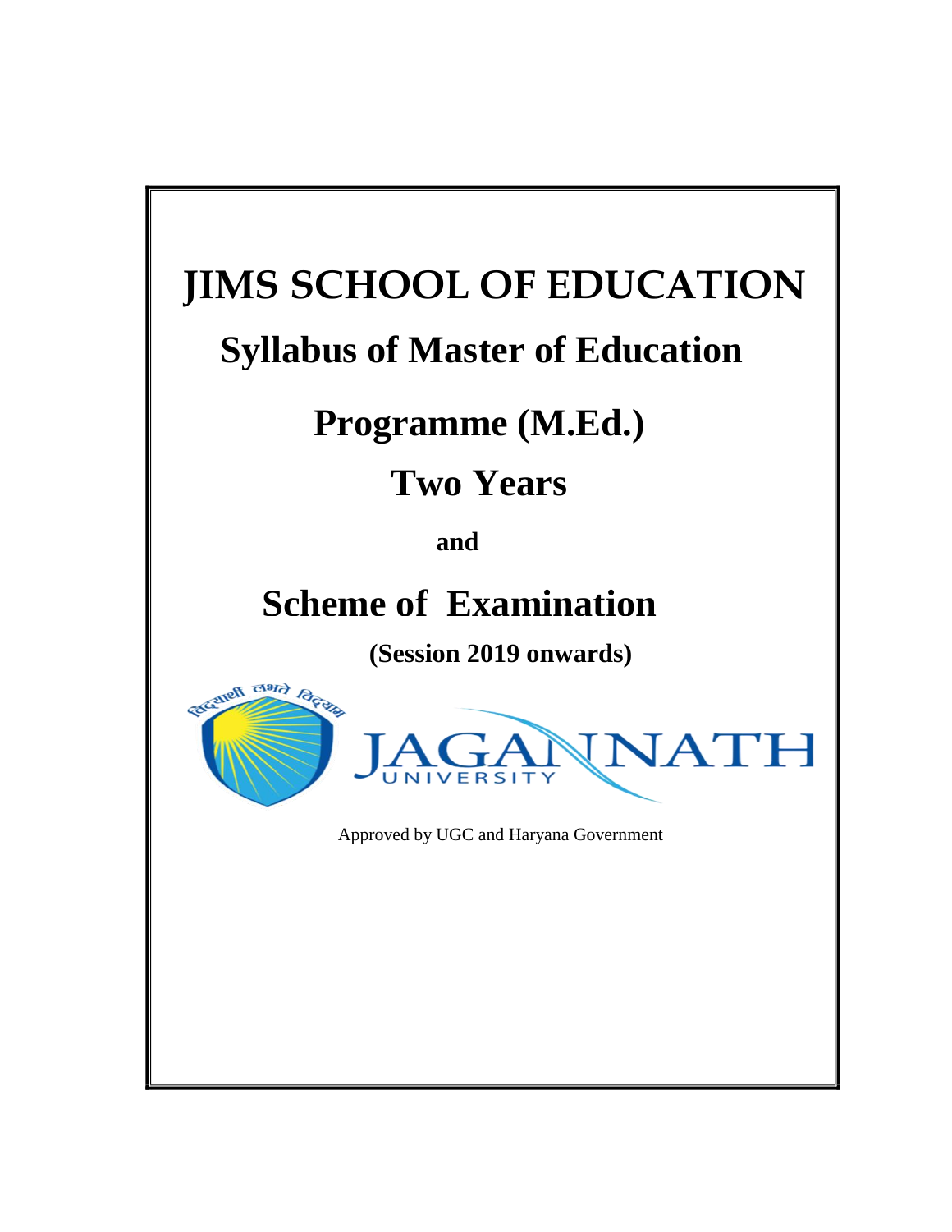# JIMS SCHOOL OF EDUCATION

## Syllabus of Master of Education

## Programme (M.Ed.)

## Two Years

**and**

## Scheme of Examination

**(Session 2019 onwards)**

विद्यार्थी लभते विद्याम्

JAGANNATH UNIVERSITY

Approved by UGC and Haryana Government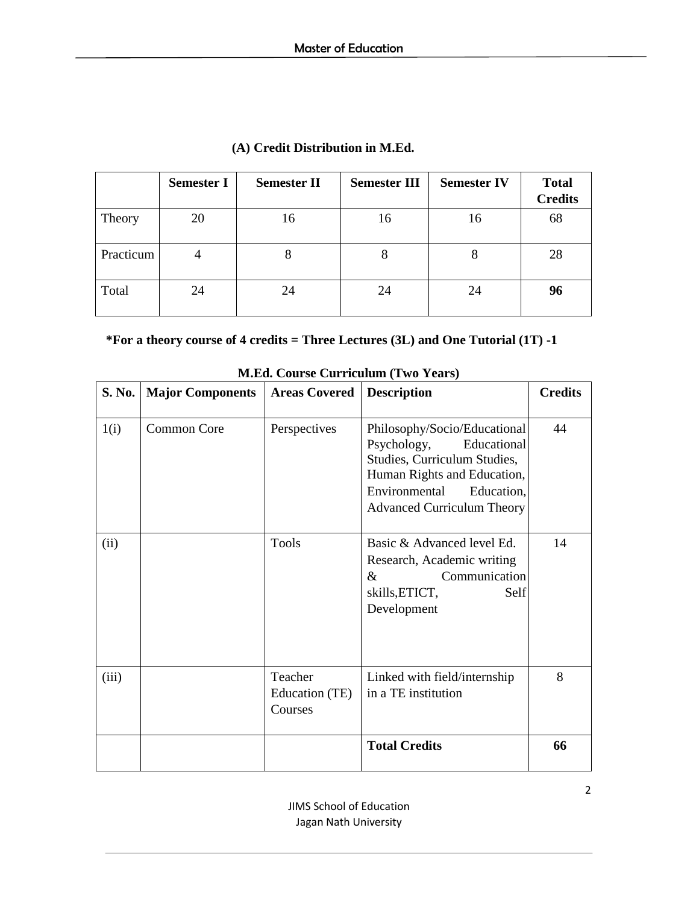### (A) Credit Distribution in M.Ed.

| | Semester I | Semester II | Semester III | Semester IV | Total Credits |
|---|---|---|---|---|---|
| Theory | 20 | 16 | 16 | 16 | 68 |
| Practicum | 4 | 8 | 8 | 8 | 28 |
| Total | 24 | 24 | 24 | 24 | **96** |

**\*For a theory course of 4 credits = Three Lectures (3L) and One Tutorial (1T) -1**

**M.Ed. Course Curriculum (Two Years)**

| S. No. | Major Components | Areas Covered | Description | Credits |
|---|---|---|---|---|
| 1(i) | Common Core | Perspectives | Philosophy/Socio/Educational Psychology, Educational Studies, Curriculum Studies, Human Rights and Education, Environmental Education, Advanced Curriculum Theory | 44 |
| (ii) | | Tools | Basic & Advanced level Ed. Research, Academic writing & Communication skills,ETICT, Self Development | 14 |
| (iii) | | Teacher Education (TE) Courses | Linked with field/internship in a TE institution | 8 |
| | | | **Total Credits** | **66** |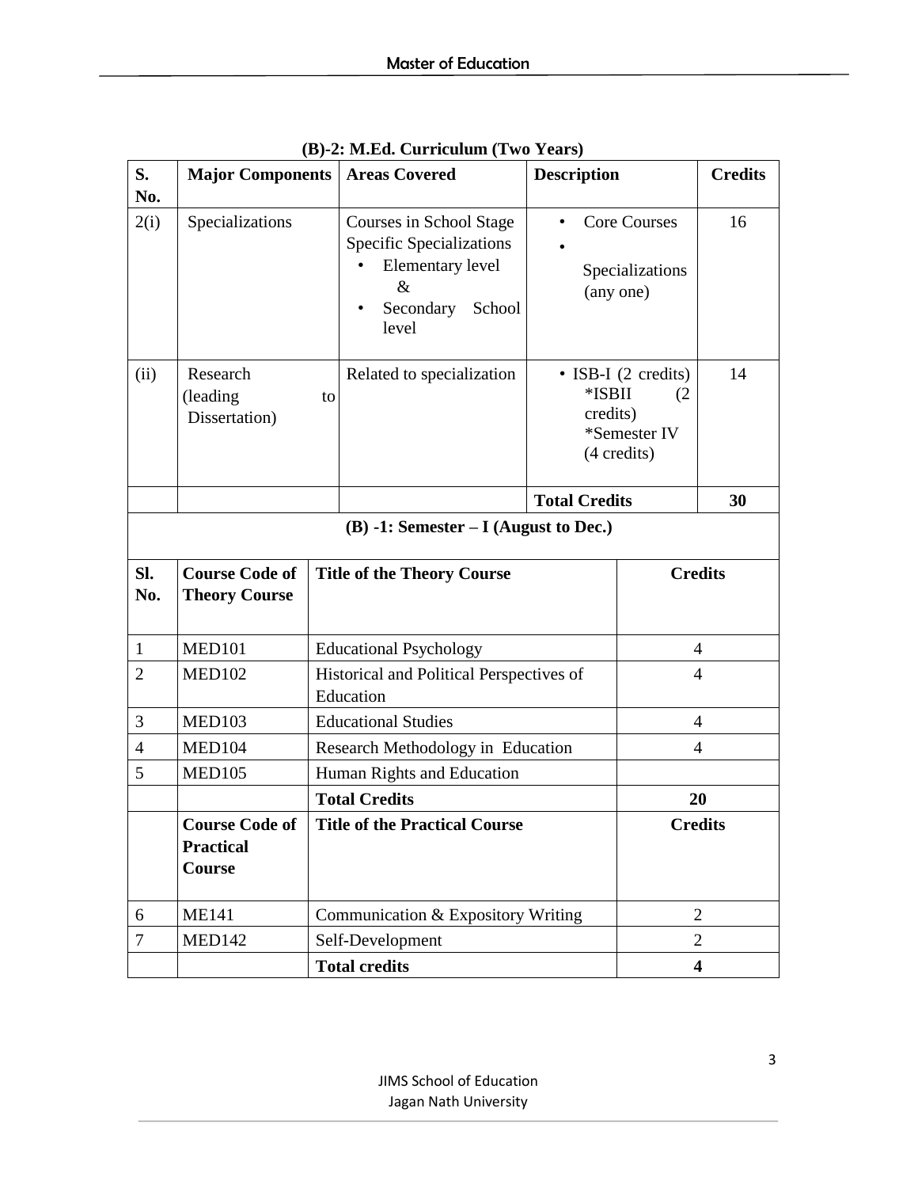**(B)-2: M.Ed. Curriculum (Two Years)**

| S. No. | Major Components | Areas Covered | Description | Credits |
|---|---|---|---|---|
| 2(i) | Specializations | Courses in School Stage Specific Specializations<br>• Elementary level &<br>• Secondary School level | • Core Courses<br>• Specializations (any one) | 16 |
| (ii) | Research (leading to Dissertation) | Related to specialization | • ISB-I (2 credits) *ISBII (2 credits) *Semester IV (4 credits) | 14 |
| | | | **Total Credits** | **30** |

**(B) -1: Semester – I (August to Dec.)**

| Sl. No. | Course Code of Theory Course | Title of the Theory Course | Credits |
|---|---|---|---|
| 1 | MED101 | Educational Psychology | 4 |
| 2 | MED102 | Historical and Political Perspectives of Education | 4 |
| 3 | MED103 | Educational Studies | 4 |
| 4 | MED104 | Research Methodology in Education | 4 |
| 5 | MED105 | Human Rights and Education | |
| | | **Total Credits** | **20** |
| | **Course Code of Practical Course** | **Title of the Practical Course** | **Credits** |
| 6 | ME141 | Communication & Expository Writing | 2 |
| 7 | MED142 | Self-Development | 2 |
| | | **Total credits** | **4** |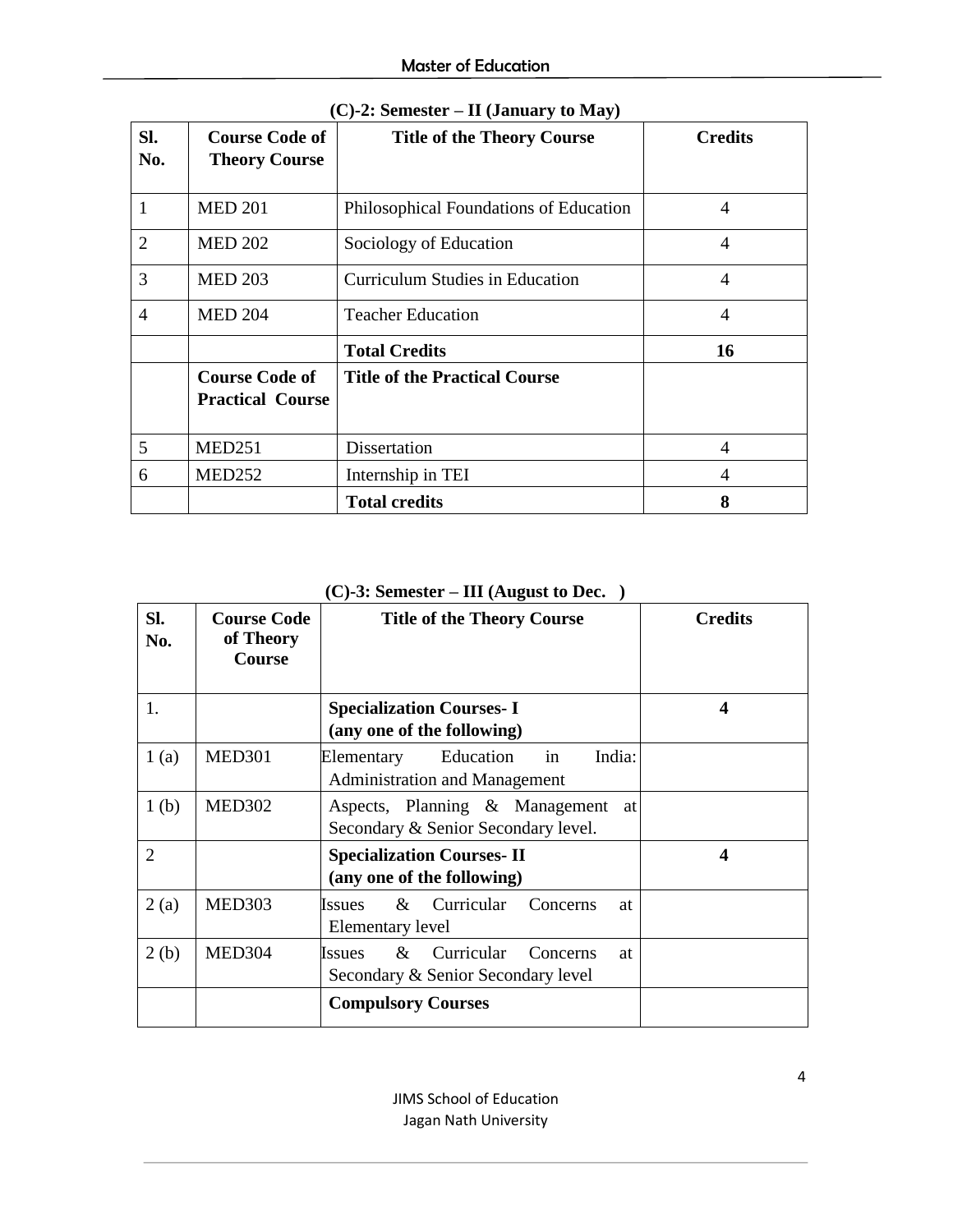**(C)-2: Semester – II (January to May)**

| Sl. No. | Course Code of Theory Course | Title of the Theory Course | Credits |
|---|---|---|---|
| 1 | MED 201 | Philosophical Foundations of Education | 4 |
| 2 | MED 202 | Sociology of Education | 4 |
| 3 | MED 203 | Curriculum Studies in Education | 4 |
| 4 | MED 204 | Teacher Education | 4 |
| | | **Total Credits** | **16** |
| | **Course Code of Practical Course** | **Title of the Practical Course** | |
| 5 | MED251 | Dissertation | 4 |
| 6 | MED252 | Internship in TEI | 4 |
| | | **Total credits** | **8** |

**(C)-3: Semester – III (August to Dec. )**

| Sl. No. | Course Code of Theory Course | Title of the Theory Course | Credits |
|---|---|---|---|
| 1. | | **Specialization Courses- I (any one of the following)** | **4** |
| 1 (a) | MED301 | Elementary Education in India: Administration and Management | |
| 1 (b) | MED302 | Aspects, Planning & Management at Secondary & Senior Secondary level. | |
| 2 | | **Specialization Courses- II (any one of the following)** | **4** |
| 2 (a) | MED303 | Issues & Curricular Concerns at Elementary level | |
| 2 (b) | MED304 | Issues & Curricular Concerns at Secondary & Senior Secondary level | |
| | | **Compulsory Courses** | |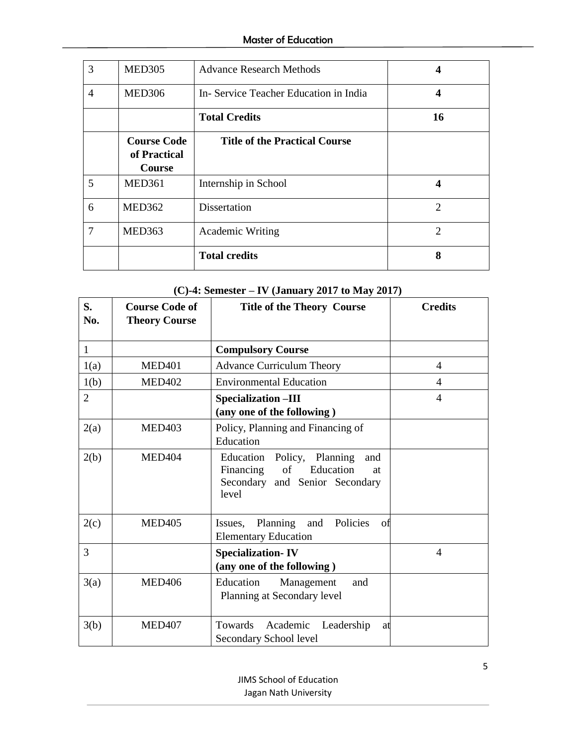| 3 | MED305 | Advance Research Methods | **4** |
|---|---|---|---|
| 4 | MED306 | In- Service Teacher Education in India | **4** |
| | | **Total Credits** | **16** |
| | **Course Code of Practical Course** | **Title of the Practical Course** | |
| 5 | MED361 | Internship in School | **4** |
| 6 | MED362 | Dissertation | 2 |
| 7 | MED363 | Academic Writing | 2 |
| | | **Total credits** | **8** |

**(C)-4: Semester – IV (January 2017 to May 2017)**

| **S. No.** | **Course Code of Theory Course** | **Title of the Theory Course** | **Credits** |
|---|---|---|---|
| 1 | | **Compulsory Course** | |
| 1(a) | MED401 | Advance Curriculum Theory | 4 |
| 1(b) | MED402 | Environmental Education | 4 |
| 2 | | **Specialization –III (any one of the following )** | 4 |
| 2(a) | MED403 | Policy, Planning and Financing of Education | |
| 2(b) | MED404 | Education Policy, Planning and Financing of Education at Secondary and Senior Secondary level | |
| 2(c) | MED405 | Issues, Planning and Policies of Elementary Education | |
| 3 | | **Specialization- IV (any one of the following )** | 4 |
| 3(a) | MED406 | Education Management and Planning at Secondary level | |
| 3(b) | MED407 | Towards Academic Leadership at Secondary School level | |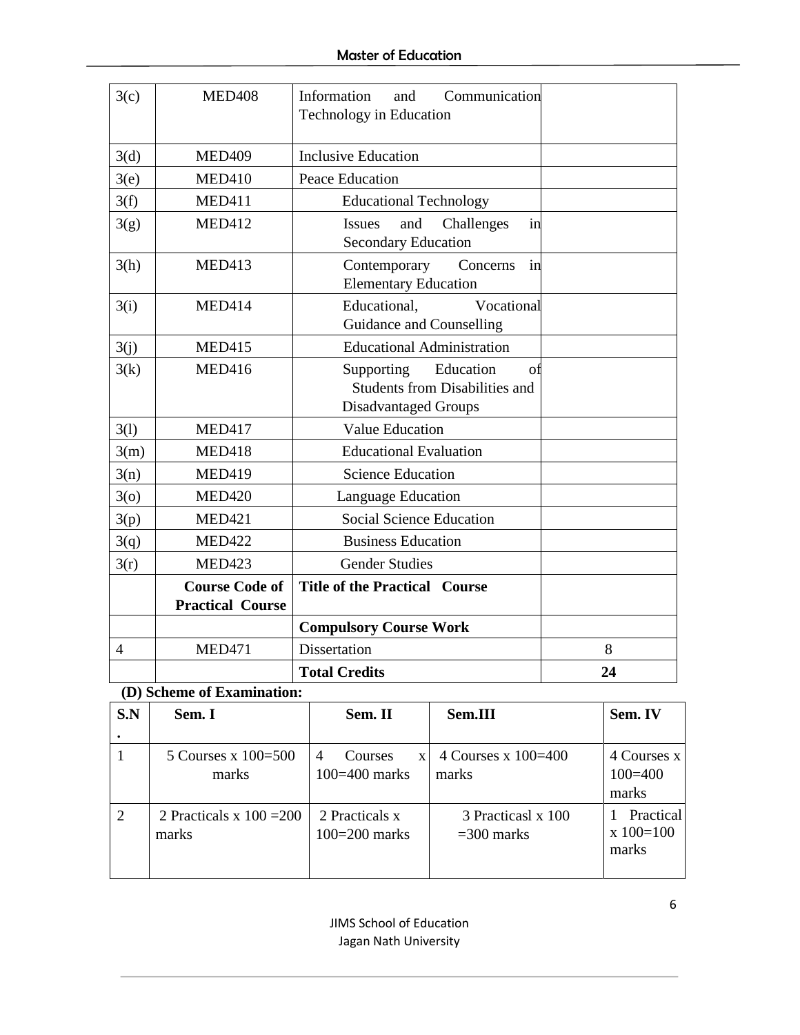| | | | |
|---|---|---|---|
| 3(c) | MED408 | Information and Communication Technology in Education | |
| 3(d) | MED409 | Inclusive Education | |
| 3(e) | MED410 | Peace Education | |
| 3(f) | MED411 | Educational Technology | |
| 3(g) | MED412 | Issues and Challenges in Secondary Education | |
| 3(h) | MED413 | Contemporary Concerns in Elementary Education | |
| 3(i) | MED414 | Educational, Vocational Guidance and Counselling | |
| 3(j) | MED415 | Educational Administration | |
| 3(k) | MED416 | Supporting Education of Students from Disabilities and Disadvantaged Groups | |
| 3(l) | MED417 | Value Education | |
| 3(m) | MED418 | Educational Evaluation | |
| 3(n) | MED419 | Science Education | |
| 3(o) | MED420 | Language Education | |
| 3(p) | MED421 | Social Science Education | |
| 3(q) | MED422 | Business Education | |
| 3(r) | MED423 | Gender Studies | |
| | **Course Code of Practical Course** | **Title of the Practical Course** | |
| | | **Compulsory Course Work** | |
| 4 | MED471 | Dissertation | 8 |
| | | **Total Credits** | **24** |

**(D) Scheme of Examination:**

| S.N. | Sem. I | Sem. II | Sem.III | Sem. IV |
|---|---|---|---|---|
| 1 | 5 Courses x 100=500 marks | 4 Courses x 100=400 marks | 4 Courses x 100=400 marks | 4 Courses x 100=400 marks |
| 2 | 2 Practicals x 100 =200 marks | 2 Practicals x 100=200 marks | 3 Practicasl x 100 =300 marks | 1 Practical x 100=100 marks |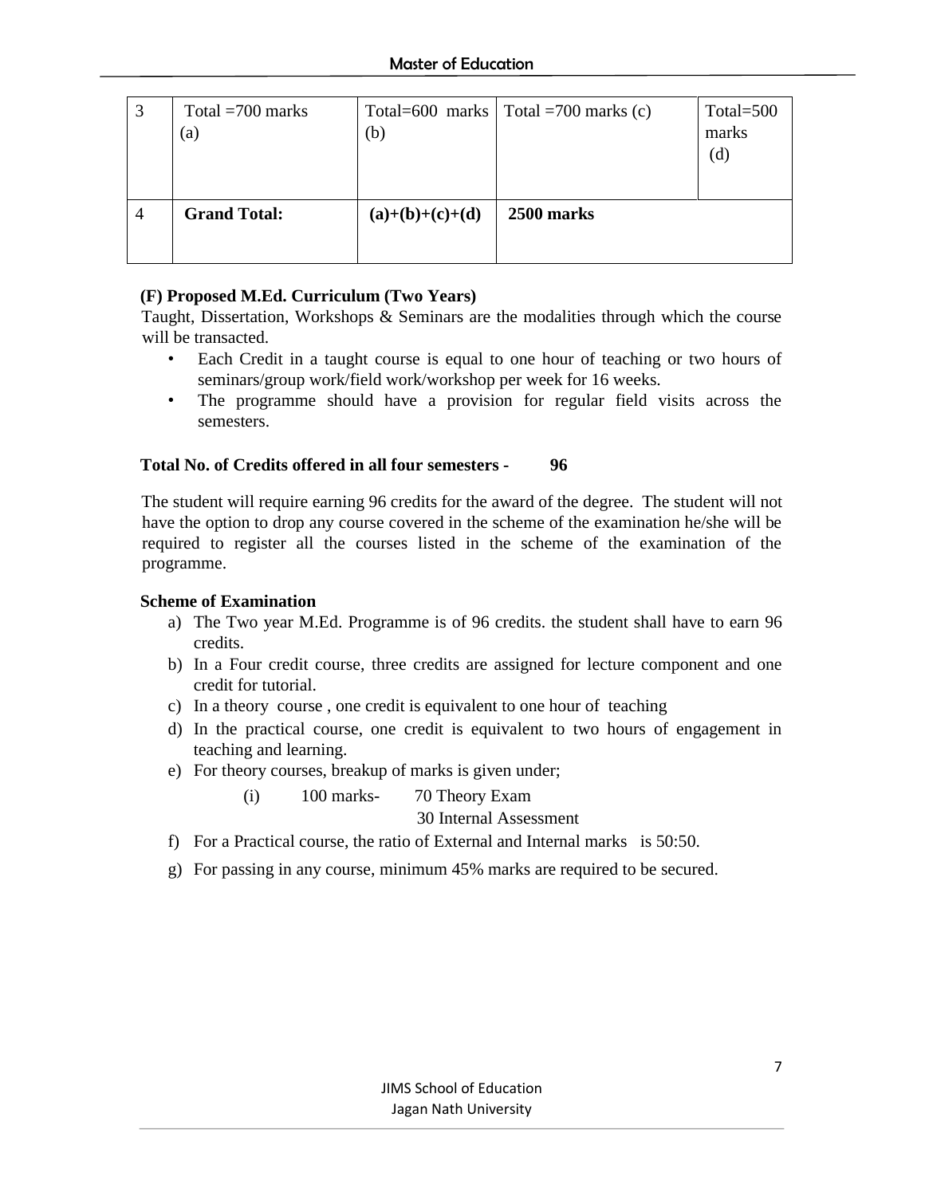| 3 | Total =700 marks (a) | Total=600 marks (b) | Total =700 marks (c) | Total=500 marks (d) |
|---|---|---|---|---|
| 4 | **Grand Total:** | **(a)+(b)+(c)+(d)** | **2500 marks** | |

**(F) Proposed M.Ed. Curriculum (Two Years)**

Taught, Dissertation, Workshops & Seminars are the modalities through which the course will be transacted.

- Each Credit in a taught course is equal to one hour of teaching or two hours of seminars/group work/field work/workshop per week for 16 weeks.
- The programme should have a provision for regular field visits across the semesters.

**Total No. of Credits offered in all four semesters - 96**

The student will require earning 96 credits for the award of the degree. The student will not have the option to drop any course covered in the scheme of the examination he/she will be required to register all the courses listed in the scheme of the examination of the programme.

**Scheme of Examination**

a) The Two year M.Ed. Programme is of 96 credits. the student shall have to earn 96 credits.
b) In a Four credit course, three credits are assigned for lecture component and one credit for tutorial.
c) In a theory course , one credit is equivalent to one hour of teaching
d) In the practical course, one credit is equivalent to two hours of engagement in teaching and learning.
e) For theory courses, breakup of marks is given under;

   (i) 100 marks- 70 Theory Exam
   30 Internal Assessment

f) For a Practical course, the ratio of External and Internal marks is 50:50.
g) For passing in any course, minimum 45% marks are required to be secured.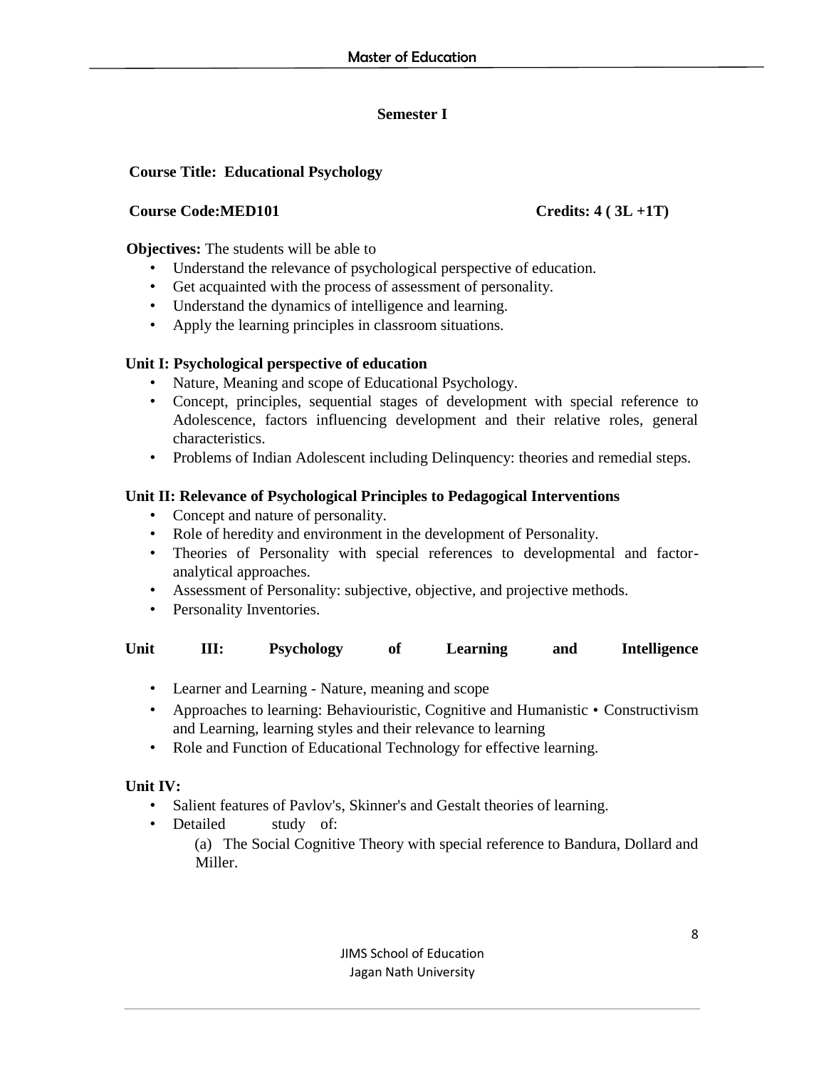**Semester I**

**Course Title: Educational Psychology**

**Course Code:MED101** **Credits: 4 ( 3L +1T)**

**Objectives:** The students will be able to

- Understand the relevance of psychological perspective of education.
- Get acquainted with the process of assessment of personality.
- Understand the dynamics of intelligence and learning.
- Apply the learning principles in classroom situations.

**Unit I: Psychological perspective of education**

- Nature, Meaning and scope of Educational Psychology.
- Concept, principles, sequential stages of development with special reference to Adolescence, factors influencing development and their relative roles, general characteristics.
- Problems of Indian Adolescent including Delinquency: theories and remedial steps.

**Unit II: Relevance of Psychological Principles to Pedagogical Interventions**

- Concept and nature of personality.
- Role of heredity and environment in the development of Personality.
- Theories of Personality with special references to developmental and factor-analytical approaches.
- Assessment of Personality: subjective, objective, and projective methods.
- Personality Inventories.

**Unit III: Psychology of Learning and Intelligence**

- Learner and Learning - Nature, meaning and scope
- Approaches to learning: Behaviouristic, Cognitive and Humanistic • Constructivism and Learning, learning styles and their relevance to learning
- Role and Function of Educational Technology for effective learning.

**Unit IV:**

- Salient features of Pavlov's, Skinner's and Gestalt theories of learning.
- Detailed study of:

  (a) The Social Cognitive Theory with special reference to Bandura, Dollard and Miller.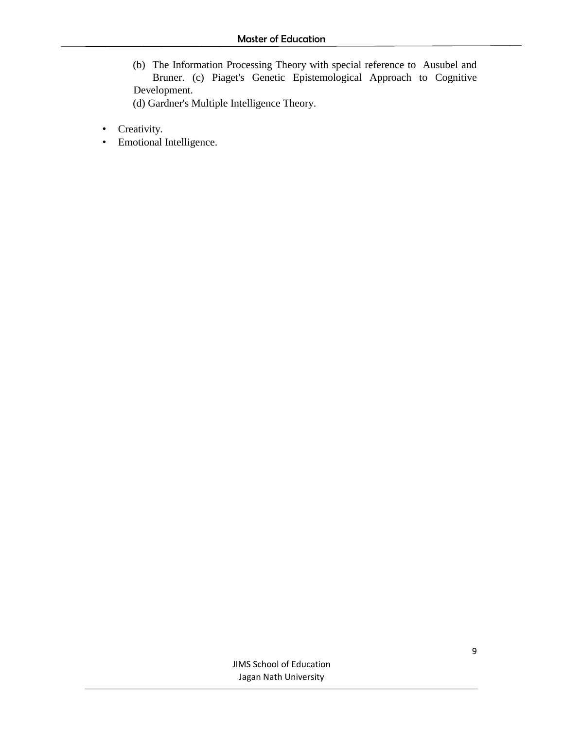(b) The Information Processing Theory with special reference to Ausubel and Bruner. (c) Piaget's Genetic Epistemological Approach to Cognitive Development.

(d) Gardner's Multiple Intelligence Theory.

- Creativity.
- Emotional Intelligence.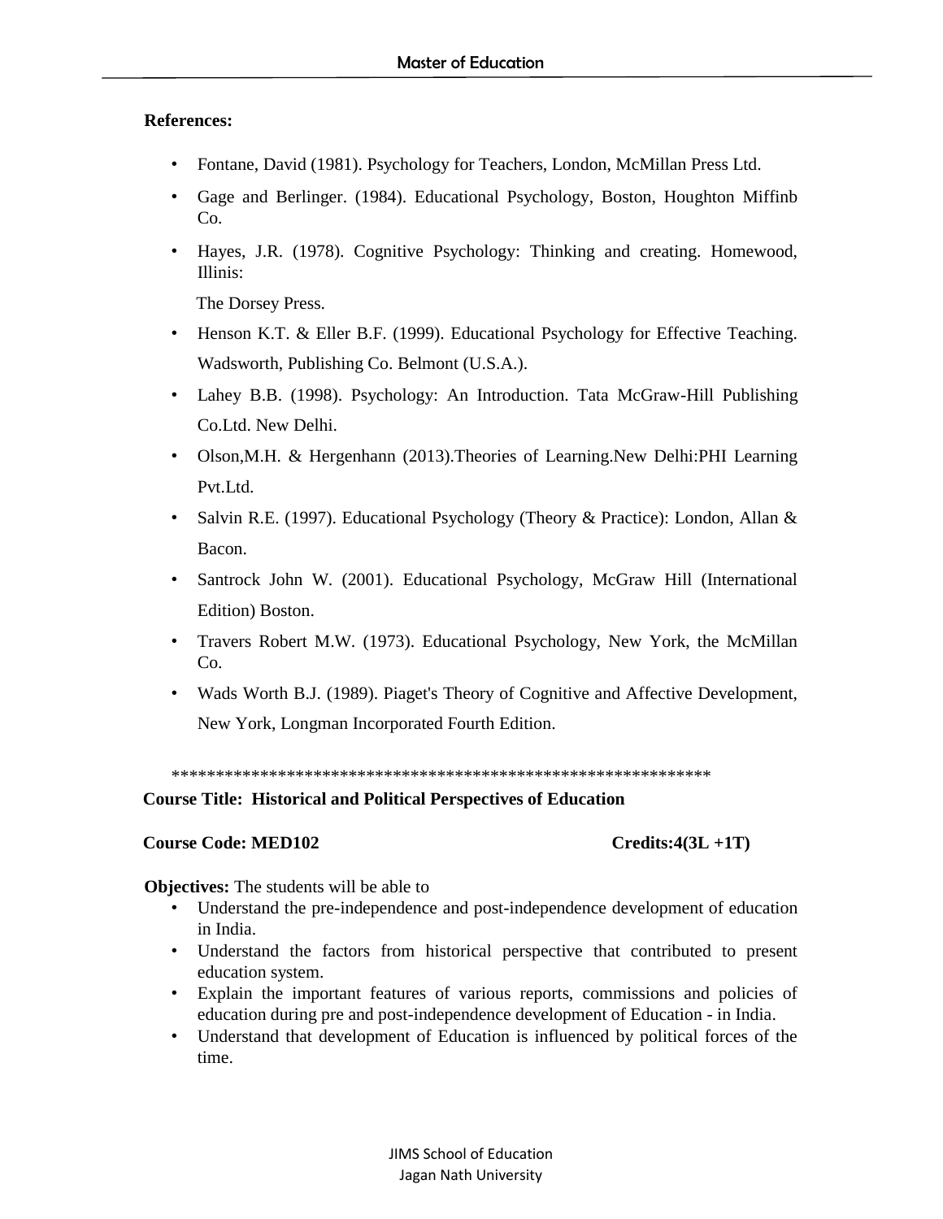**References:**

- Fontane, David (1981). Psychology for Teachers, London, McMillan Press Ltd.
- Gage and Berlinger. (1984). Educational Psychology, Boston, Houghton Miffinb Co.
- Hayes, J.R. (1978). Cognitive Psychology: Thinking and creating. Homewood, Illinis:

  The Dorsey Press.
- Henson K.T. & Eller B.F. (1999). Educational Psychology for Effective Teaching. Wadsworth, Publishing Co. Belmont (U.S.A.).
- Lahey B.B. (1998). Psychology: An Introduction. Tata McGraw-Hill Publishing Co.Ltd. New Delhi.
- Olson,M.H. & Hergenhann (2013).Theories of Learning.New Delhi:PHI Learning Pvt.Ltd.
- Salvin R.E. (1997). Educational Psychology (Theory & Practice): London, Allan & Bacon.
- Santrock John W. (2001). Educational Psychology, McGraw Hill (International Edition) Boston.
- Travers Robert M.W. (1973). Educational Psychology, New York, the McMillan Co.
- Wads Worth B.J. (1989). Piaget's Theory of Cognitive and Affective Development, New York, Longman Incorporated Fourth Edition.

*************************************************************

**Course Title: Historical and Political Perspectives of Education**

**Course Code: MED102** **Credits:4(3L +1T)**

**Objectives:** The students will be able to

- Understand the pre-independence and post-independence development of education in India.
- Understand the factors from historical perspective that contributed to present education system.
- Explain the important features of various reports, commissions and policies of education during pre and post-independence development of Education - in India.
- Understand that development of Education is influenced by political forces of the time.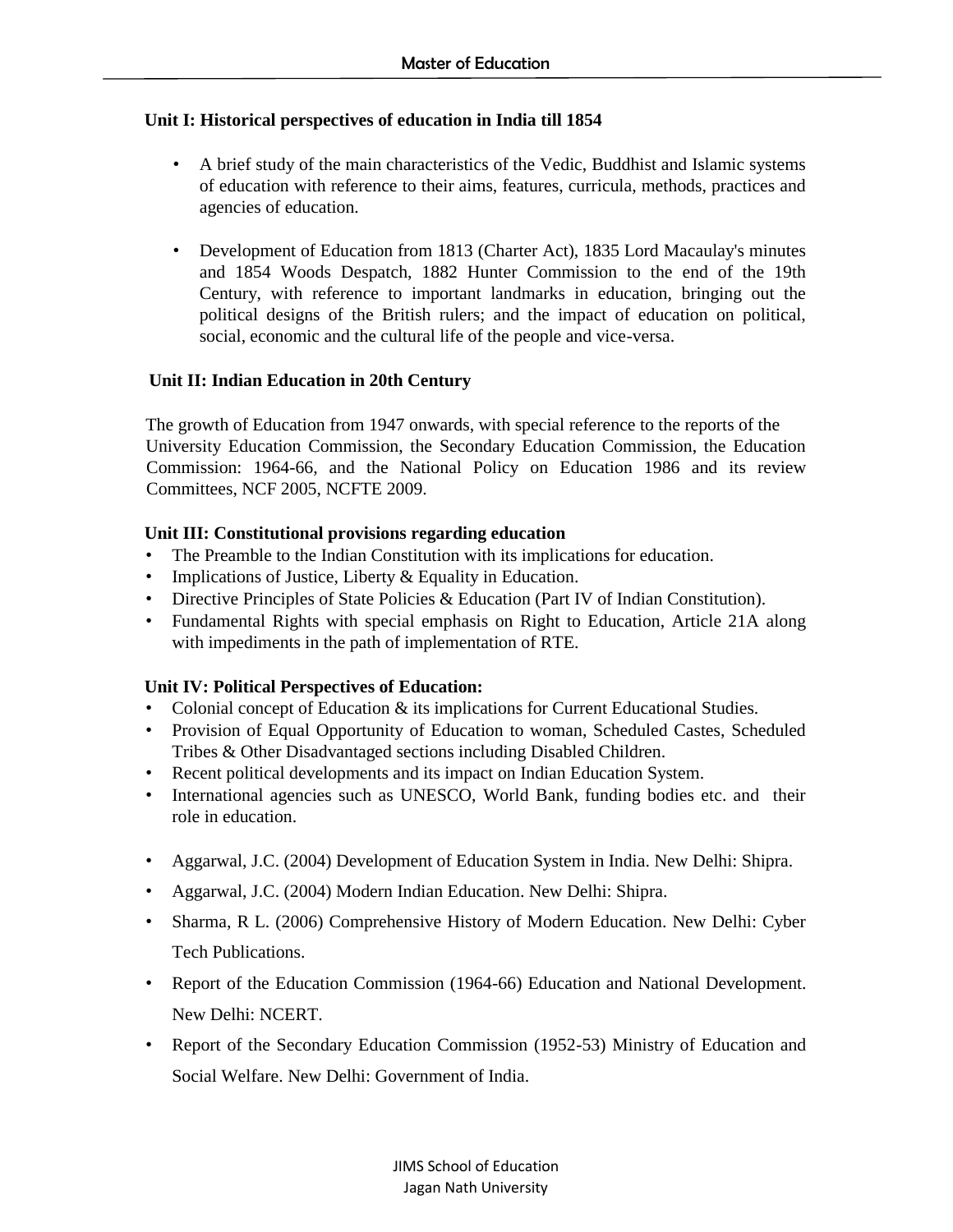**Unit I: Historical perspectives of education in India till 1854**

- A brief study of the main characteristics of the Vedic, Buddhist and Islamic systems of education with reference to their aims, features, curricula, methods, practices and agencies of education.
- Development of Education from 1813 (Charter Act), 1835 Lord Macaulay's minutes and 1854 Woods Despatch, 1882 Hunter Commission to the end of the 19th Century, with reference to important landmarks in education, bringing out the political designs of the British rulers; and the impact of education on political, social, economic and the cultural life of the people and vice-versa.

**Unit II: Indian Education in 20th Century**

The growth of Education from 1947 onwards, with special reference to the reports of the University Education Commission, the Secondary Education Commission, the Education Commission: 1964-66, and the National Policy on Education 1986 and its review Committees, NCF 2005, NCFTE 2009.

**Unit III: Constitutional provisions regarding education**

- The Preamble to the Indian Constitution with its implications for education.
- Implications of Justice, Liberty & Equality in Education.
- Directive Principles of State Policies & Education (Part IV of Indian Constitution).
- Fundamental Rights with special emphasis on Right to Education, Article 21A along with impediments in the path of implementation of RTE.

**Unit IV: Political Perspectives of Education:**

- Colonial concept of Education & its implications for Current Educational Studies.
- Provision of Equal Opportunity of Education to woman, Scheduled Castes, Scheduled Tribes & Other Disadvantaged sections including Disabled Children.
- Recent political developments and its impact on Indian Education System.
- International agencies such as UNESCO, World Bank, funding bodies etc. and their role in education.

- Aggarwal, J.C. (2004) Development of Education System in India. New Delhi: Shipra.
- Aggarwal, J.C. (2004) Modern Indian Education. New Delhi: Shipra.
- Sharma, R L. (2006) Comprehensive History of Modern Education. New Delhi: Cyber Tech Publications.
- Report of the Education Commission (1964-66) Education and National Development. New Delhi: NCERT.
- Report of the Secondary Education Commission (1952-53) Ministry of Education and Social Welfare. New Delhi: Government of India.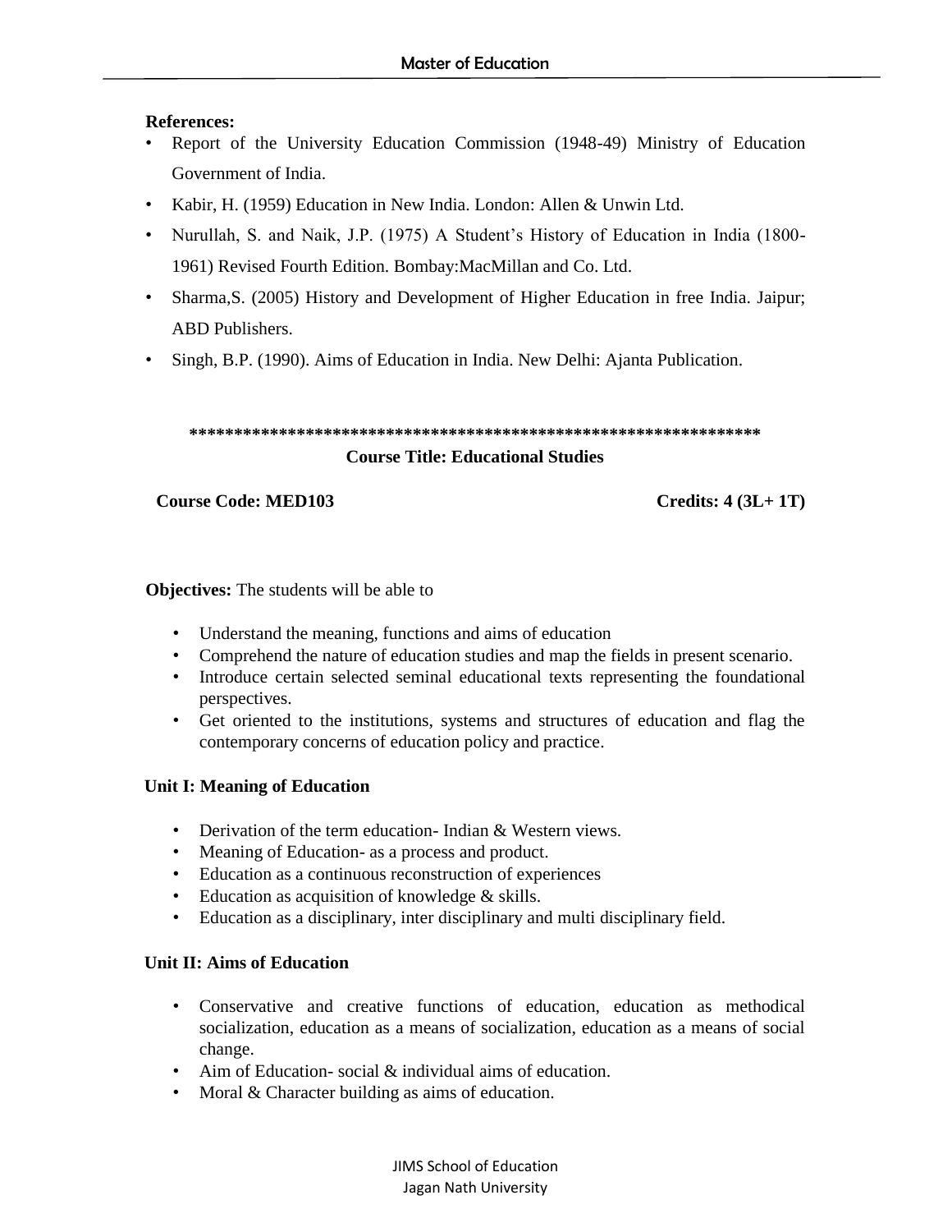**References:**

- Report of the University Education Commission (1948-49) Ministry of Education Government of India.
- Kabir, H. (1959) Education in New India. London: Allen & Unwin Ltd.
- Nurullah, S. and Naik, J.P. (1975) A Student's History of Education in India (1800-1961) Revised Fourth Edition. Bombay:MacMillan and Co. Ltd.
- Sharma,S. (2005) History and Development of Higher Education in free India. Jaipur; ABD Publishers.
- Singh, B.P. (1990). Aims of Education in India. New Delhi: Ajanta Publication.

**************************************************************

**Course Title: Educational Studies**

**Course Code: MED103** **Credits: 4 (3L+ 1T)**

**Objectives:** The students will be able to

- Understand the meaning, functions and aims of education
- Comprehend the nature of education studies and map the fields in present scenario.
- Introduce certain selected seminal educational texts representing the foundational perspectives.
- Get oriented to the institutions, systems and structures of education and flag the contemporary concerns of education policy and practice.

**Unit I: Meaning of Education**

- Derivation of the term education- Indian & Western views.
- Meaning of Education- as a process and product.
- Education as a continuous reconstruction of experiences
- Education as acquisition of knowledge & skills.
- Education as a disciplinary, inter disciplinary and multi disciplinary field.

**Unit II: Aims of Education**

- Conservative and creative functions of education, education as methodical socialization, education as a means of socialization, education as a means of social change.
- Aim of Education- social & individual aims of education.
- Moral & Character building as aims of education.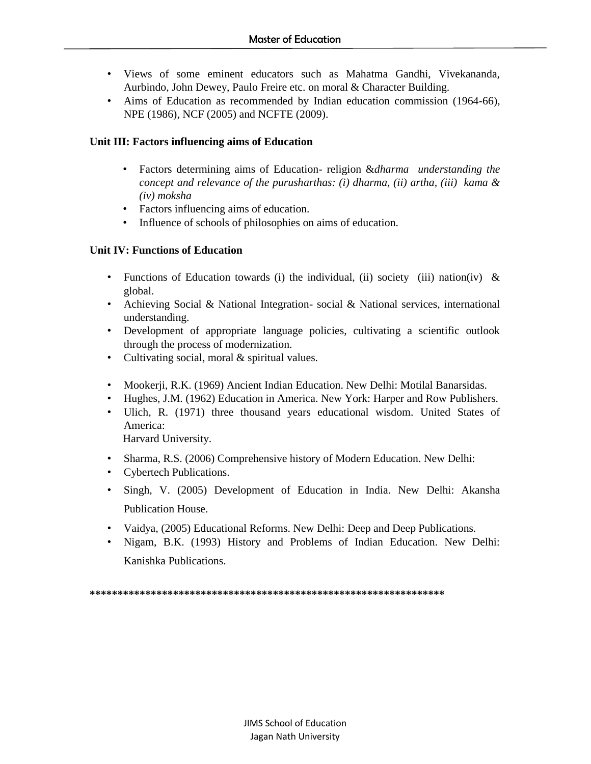- Views of some eminent educators such as Mahatma Gandhi, Vivekananda, Aurbindo, John Dewey, Paulo Freire etc. on moral & Character Building.
- Aims of Education as recommended by Indian education commission (1964-66), NPE (1986), NCF (2005) and NCFTE (2009).

**Unit III: Factors influencing aims of Education**

- Factors determining aims of Education- religion &*dharma understanding the concept and relevance of the purusharthas: (i) dharma, (ii) artha, (iii) kama & (iv) moksha*
- Factors influencing aims of education.
- Influence of schools of philosophies on aims of education.

**Unit IV: Functions of Education**

- Functions of Education towards (i) the individual, (ii) society (iii) nation(iv) & global.
- Achieving Social & National Integration- social & National services, international understanding.
- Development of appropriate language policies, cultivating a scientific outlook through the process of modernization.
- Cultivating social, moral & spiritual values.

- Mookerji, R.K. (1969) Ancient Indian Education. New Delhi: Motilal Banarsidas.
- Hughes, J.M. (1962) Education in America. New York: Harper and Row Publishers.
- Ulich, R. (1971) three thousand years educational wisdom. United States of America:
  Harvard University.
- Sharma, R.S. (2006) Comprehensive history of Modern Education. New Delhi:
- Cybertech Publications.
- Singh, V. (2005) Development of Education in India. New Delhi: Akansha Publication House.
- Vaidya, (2005) Educational Reforms. New Delhi: Deep and Deep Publications.
- Nigam, B.K. (1993) History and Problems of Indian Education. New Delhi: Kanishka Publications.

**************************************************************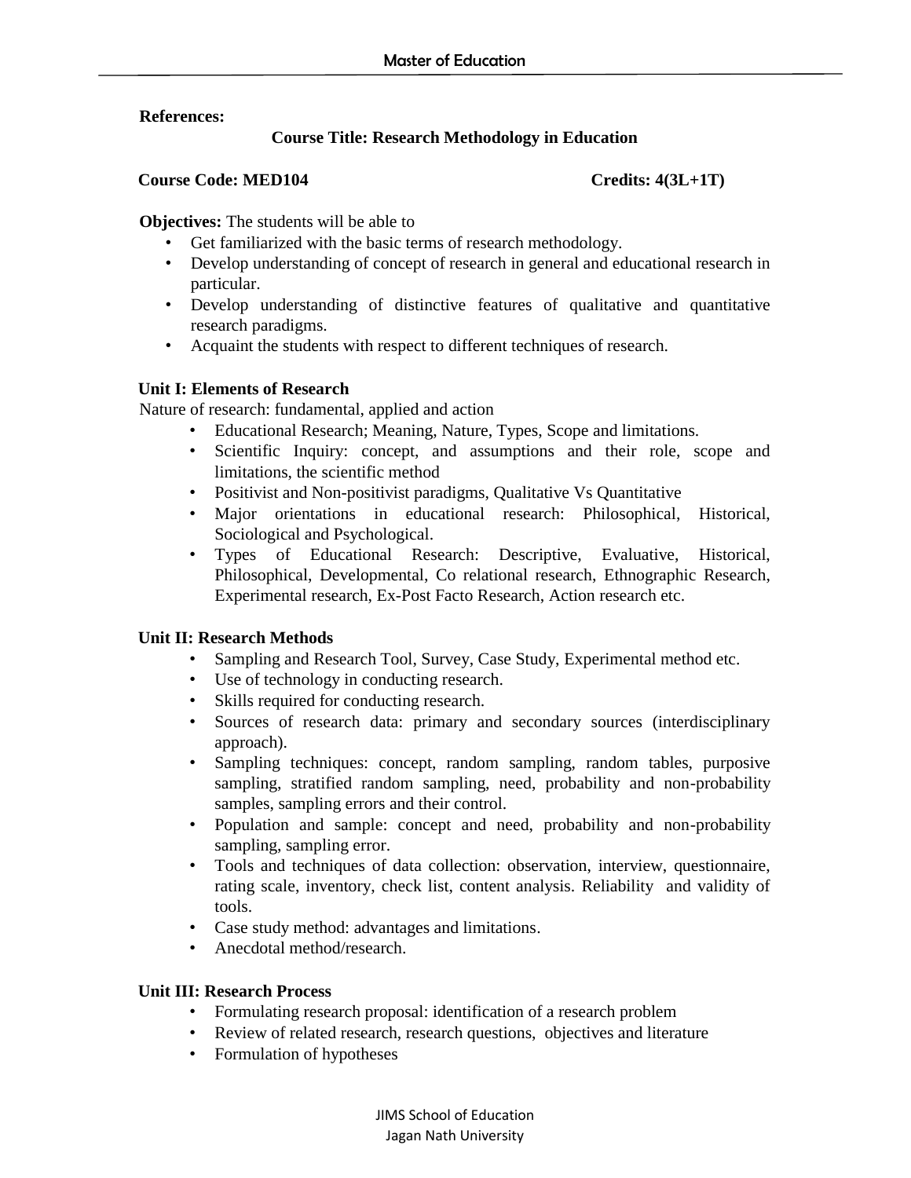**References:**

## Course Title: Research Methodology in Education

**Course Code: MED104** **Credits: 4(3L+1T)**

**Objectives:** The students will be able to

- Get familiarized with the basic terms of research methodology.
- Develop understanding of concept of research in general and educational research in particular.
- Develop understanding of distinctive features of qualitative and quantitative research paradigms.
- Acquaint the students with respect to different techniques of research.

### Unit I: Elements of Research

Nature of research: fundamental, applied and action

- Educational Research; Meaning, Nature, Types, Scope and limitations.
- Scientific Inquiry: concept, and assumptions and their role, scope and limitations, the scientific method
- Positivist and Non-positivist paradigms, Qualitative Vs Quantitative
- Major orientations in educational research: Philosophical, Historical, Sociological and Psychological.
- Types of Educational Research: Descriptive, Evaluative, Historical, Philosophical, Developmental, Co relational research, Ethnographic Research, Experimental research, Ex-Post Facto Research, Action research etc.

### Unit II: Research Methods

- Sampling and Research Tool, Survey, Case Study, Experimental method etc.
- Use of technology in conducting research.
- Skills required for conducting research.
- Sources of research data: primary and secondary sources (interdisciplinary approach).
- Sampling techniques: concept, random sampling, random tables, purposive sampling, stratified random sampling, need, probability and non-probability samples, sampling errors and their control.
- Population and sample: concept and need, probability and non-probability sampling, sampling error.
- Tools and techniques of data collection: observation, interview, questionnaire, rating scale, inventory, check list, content analysis. Reliability and validity of tools.
- Case study method: advantages and limitations.
- Anecdotal method/research.

### Unit III: Research Process

- Formulating research proposal: identification of a research problem
- Review of related research, research questions, objectives and literature
- Formulation of hypotheses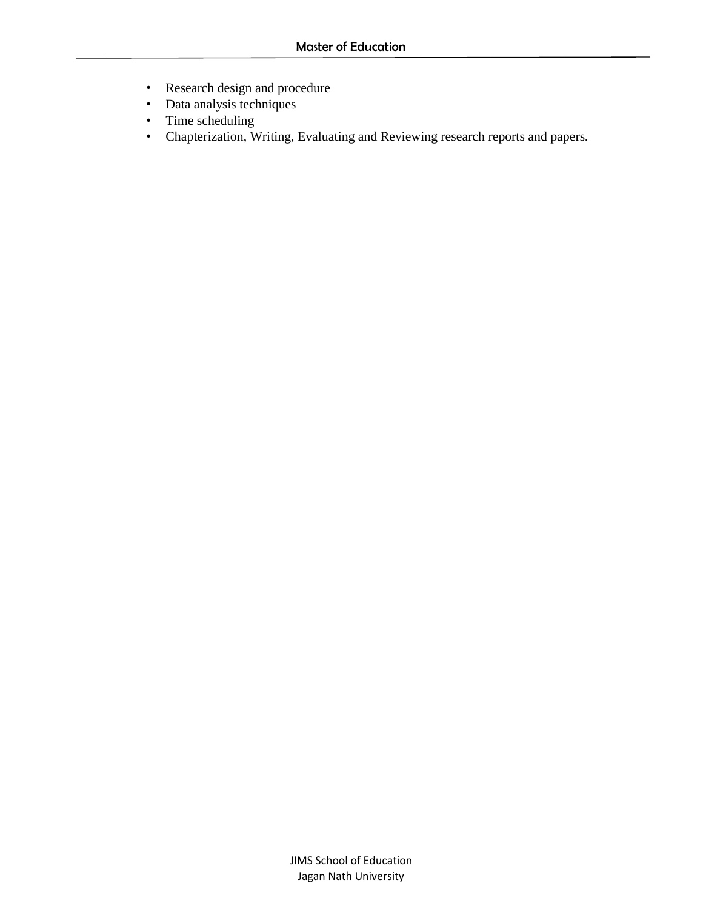- Research design and procedure
- Data analysis techniques
- Time scheduling
- Chapterization, Writing, Evaluating and Reviewing research reports and papers.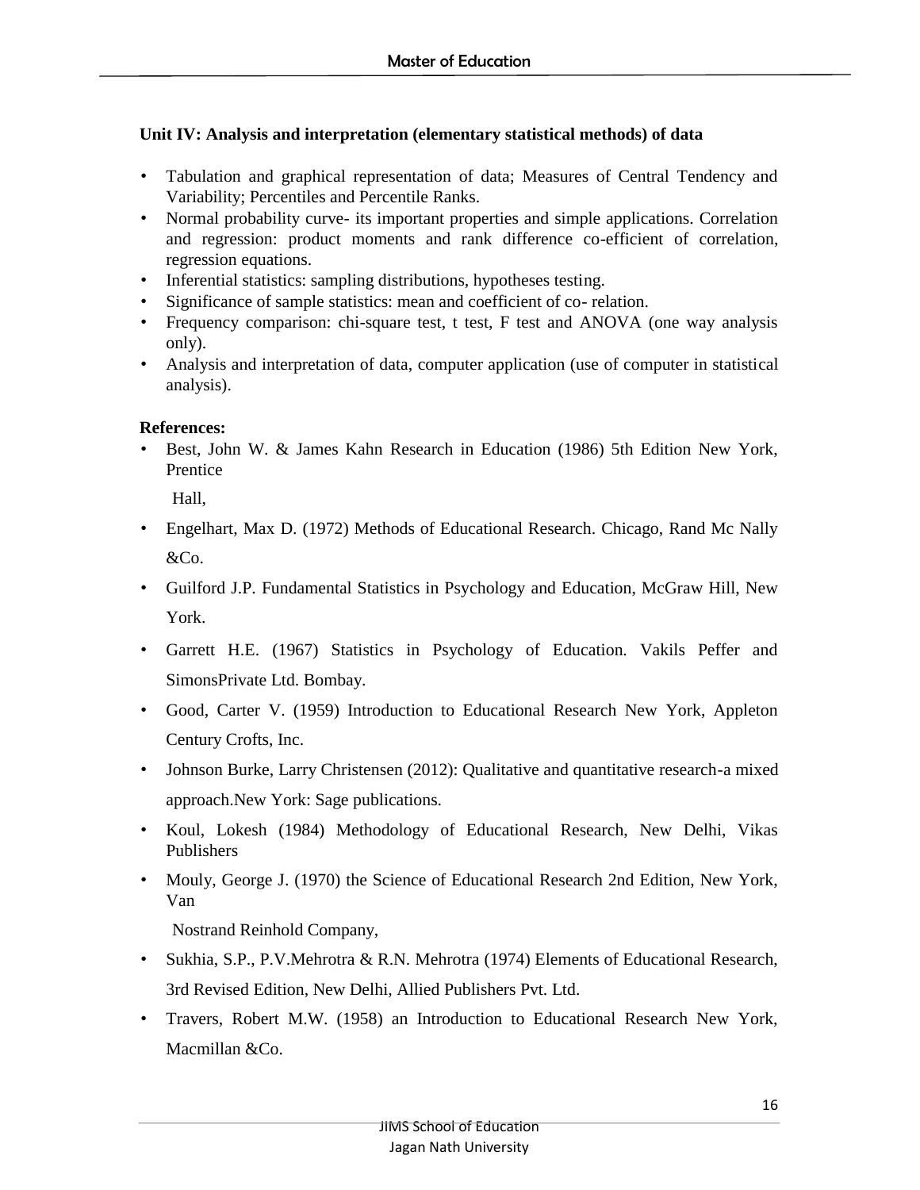**Unit IV: Analysis and interpretation (elementary statistical methods) of data**

- Tabulation and graphical representation of data; Measures of Central Tendency and Variability; Percentiles and Percentile Ranks.
- Normal probability curve- its important properties and simple applications. Correlation and regression: product moments and rank difference co-efficient of correlation, regression equations.
- Inferential statistics: sampling distributions, hypotheses testing.
- Significance of sample statistics: mean and coefficient of co- relation.
- Frequency comparison: chi-square test, t test, F test and ANOVA (one way analysis only).
- Analysis and interpretation of data, computer application (use of computer in statistical analysis).

**References:**

- Best, John W. & James Kahn Research in Education (1986) 5th Edition New York, Prentice

  Hall,
- Engelhart, Max D. (1972) Methods of Educational Research. Chicago, Rand Mc Nally &Co.
- Guilford J.P. Fundamental Statistics in Psychology and Education, McGraw Hill, New York.
- Garrett H.E. (1967) Statistics in Psychology of Education. Vakils Peffer and SimonsPrivate Ltd. Bombay.
- Good, Carter V. (1959) Introduction to Educational Research New York, Appleton Century Crofts, Inc.
- Johnson Burke, Larry Christensen (2012): Qualitative and quantitative research-a mixed approach.New York: Sage publications.
- Koul, Lokesh (1984) Methodology of Educational Research, New Delhi, Vikas Publishers
- Mouly, George J. (1970) the Science of Educational Research 2nd Edition, New York, Van

  Nostrand Reinhold Company,
- Sukhia, S.P., P.V.Mehrotra & R.N. Mehrotra (1974) Elements of Educational Research, 3rd Revised Edition, New Delhi, Allied Publishers Pvt. Ltd.
- Travers, Robert M.W. (1958) an Introduction to Educational Research New York, Macmillan &Co.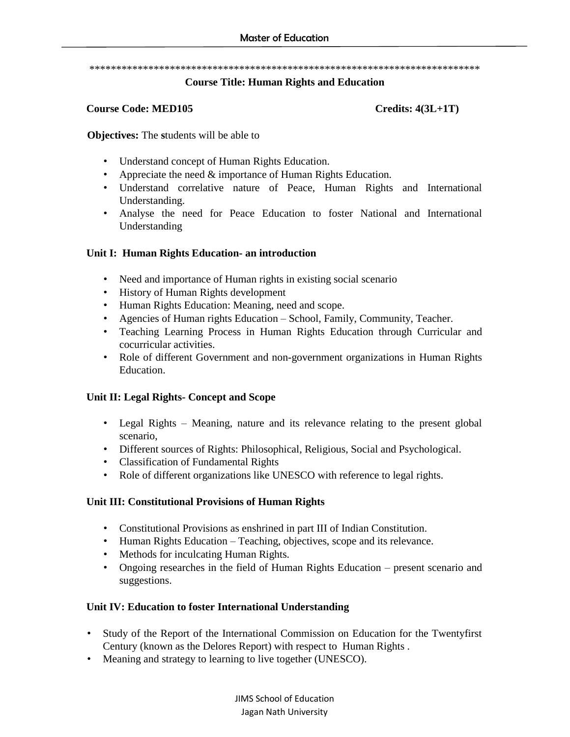****************************************************************************

## Course Title: Human Rights and Education

**Course Code: MED105** **Credits: 4(3L+1T)**

**Objectives:** The **s**tudents will be able to

- Understand concept of Human Rights Education.
- Appreciate the need & importance of Human Rights Education.
- Understand correlative nature of Peace, Human Rights and International Understanding.
- Analyse the need for Peace Education to foster National and International Understanding

### Unit I: Human Rights Education- an introduction

- Need and importance of Human rights in existing social scenario
- History of Human Rights development
- Human Rights Education: Meaning, need and scope.
- Agencies of Human rights Education – School, Family, Community, Teacher.
- Teaching Learning Process in Human Rights Education through Curricular and cocurricular activities.
- Role of different Government and non-government organizations in Human Rights Education.

### Unit II: Legal Rights- Concept and Scope

- Legal Rights – Meaning, nature and its relevance relating to the present global scenario,
- Different sources of Rights: Philosophical, Religious, Social and Psychological.
- Classification of Fundamental Rights
- Role of different organizations like UNESCO with reference to legal rights.

### Unit III: Constitutional Provisions of Human Rights

- Constitutional Provisions as enshrined in part III of Indian Constitution.
- Human Rights Education – Teaching, objectives, scope and its relevance.
- Methods for inculcating Human Rights.
- Ongoing researches in the field of Human Rights Education – present scenario and suggestions.

### Unit IV: Education to foster International Understanding

- Study of the Report of the International Commission on Education for the Twentyfirst Century (known as the Delores Report) with respect to Human Rights .
- Meaning and strategy to learning to live together (UNESCO).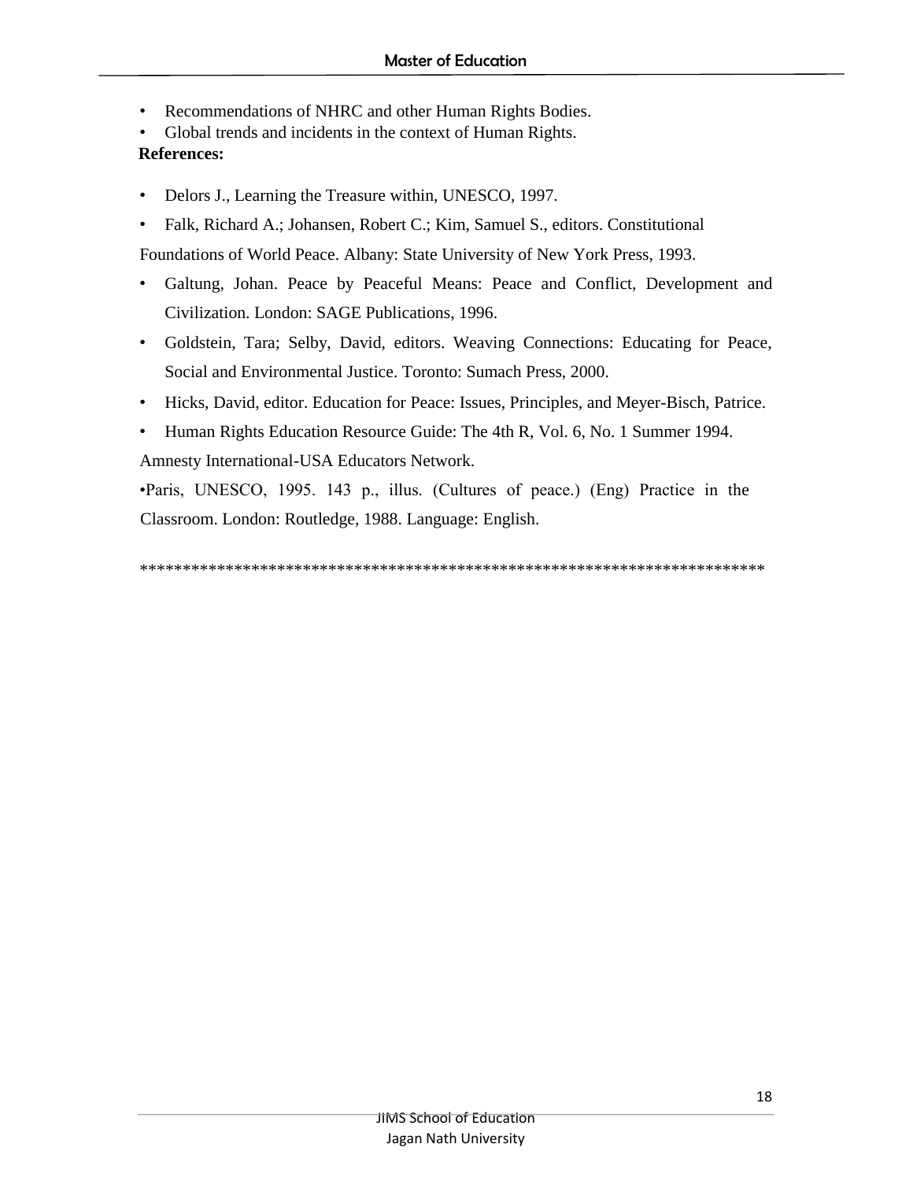- Recommendations of NHRC and other Human Rights Bodies.
- Global trends and incidents in the context of Human Rights.

**References:**

- Delors J., Learning the Treasure within, UNESCO, 1997.
- Falk, Richard A.; Johansen, Robert C.; Kim, Samuel S., editors. Constitutional

Foundations of World Peace. Albany: State University of New York Press, 1993.

- Galtung, Johan. Peace by Peaceful Means: Peace and Conflict, Development and Civilization. London: SAGE Publications, 1996.
- Goldstein, Tara; Selby, David, editors. Weaving Connections: Educating for Peace, Social and Environmental Justice. Toronto: Sumach Press, 2000.
- Hicks, David, editor. Education for Peace: Issues, Principles, and Meyer-Bisch, Patrice.
- Human Rights Education Resource Guide: The 4th R, Vol. 6, No. 1 Summer 1994.

Amnesty International-USA Educators Network.

•Paris, UNESCO, 1995. 143 p., illus. (Cultures of peace.) (Eng) Practice in the Classroom. London: Routledge, 1988. Language: English.

**************************************************************************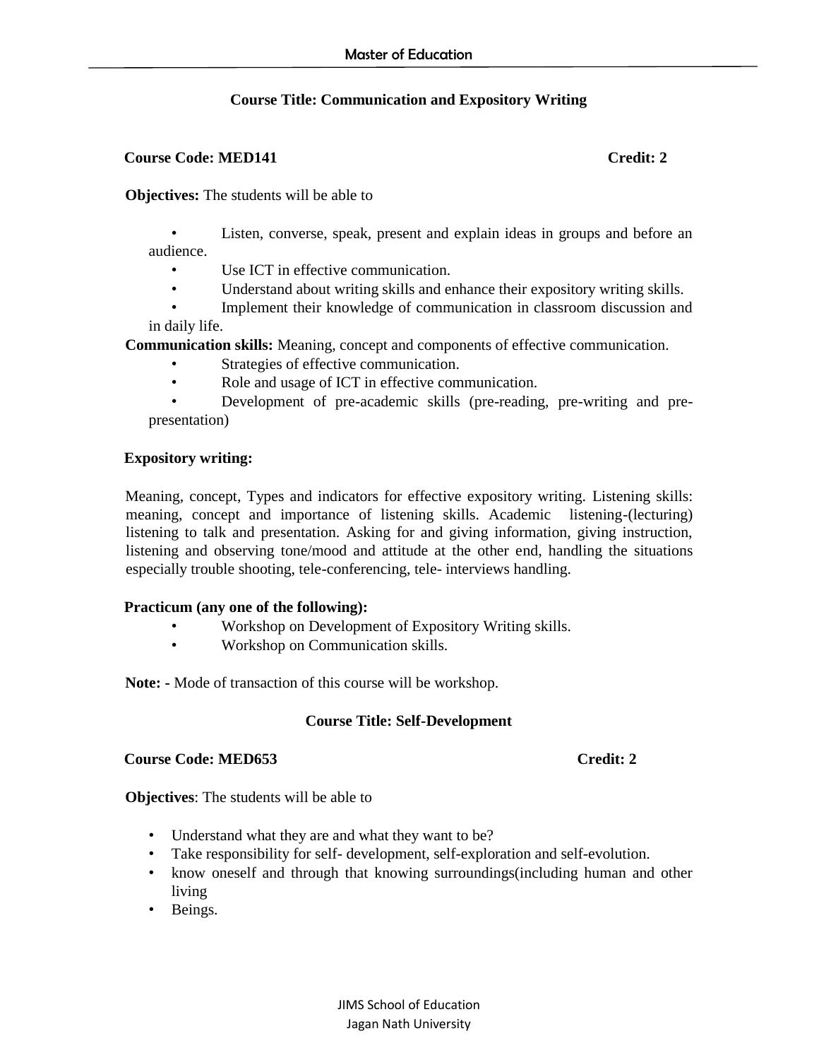### Course Title: Communication and Expository Writing

**Course Code: MED141** **Credit: 2**

**Objectives:** The students will be able to

- Listen, converse, speak, present and explain ideas in groups and before an audience.
- Use ICT in effective communication.
- Understand about writing skills and enhance their expository writing skills.
- Implement their knowledge of communication in classroom discussion and in daily life.

**Communication skills:** Meaning, concept and components of effective communication.

- Strategies of effective communication.
- Role and usage of ICT in effective communication.
- Development of pre-academic skills (pre-reading, pre-writing and pre-presentation)

**Expository writing:**

Meaning, concept, Types and indicators for effective expository writing. Listening skills: meaning, concept and importance of listening skills. Academic listening-(lecturing) listening to talk and presentation. Asking for and giving information, giving instruction, listening and observing tone/mood and attitude at the other end, handling the situations especially trouble shooting, tele-conferencing, tele- interviews handling.

**Practicum (any one of the following):**

- Workshop on Development of Expository Writing skills.
- Workshop on Communication skills.

**Note: -** Mode of transaction of this course will be workshop.

### Course Title: Self-Development

**Course Code: MED653** **Credit: 2**

**Objectives**: The students will be able to

- Understand what they are and what they want to be?
- Take responsibility for self- development, self-exploration and self-evolution.
- know oneself and through that knowing surroundings(including human and other living
- Beings.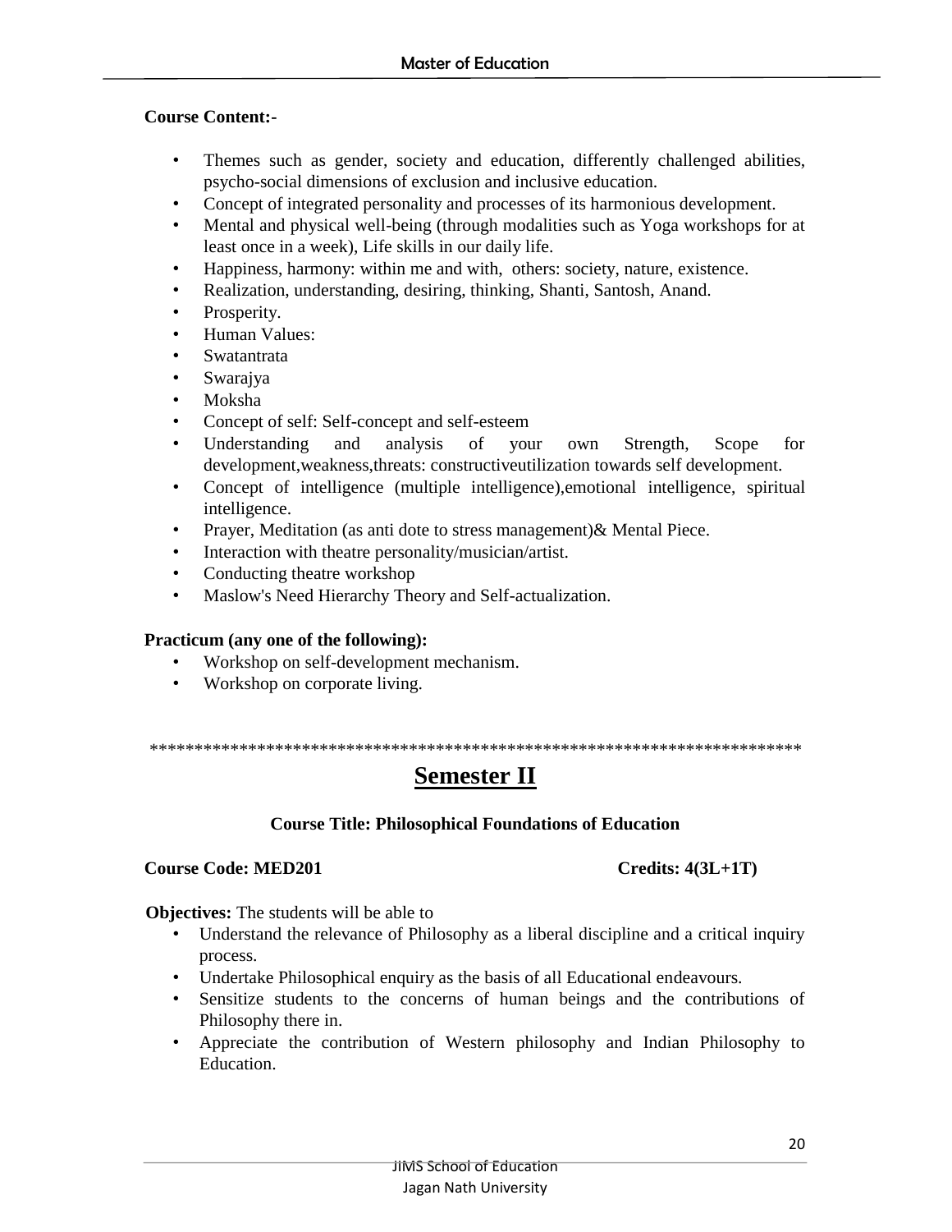**Course Content:-**

- Themes such as gender, society and education, differently challenged abilities, psycho-social dimensions of exclusion and inclusive education.
- Concept of integrated personality and processes of its harmonious development.
- Mental and physical well-being (through modalities such as Yoga workshops for at least once in a week), Life skills in our daily life.
- Happiness, harmony: within me and with, others: society, nature, existence.
- Realization, understanding, desiring, thinking, Shanti, Santosh, Anand.
- Prosperity.
- Human Values:
- Swatantrata
- Swarajya
- Moksha
- Concept of self: Self-concept and self-esteem
- Understanding and analysis of your own Strength, Scope for development,weakness,threats: constructiveutilization towards self development.
- Concept of intelligence (multiple intelligence),emotional intelligence, spiritual intelligence.
- Prayer, Meditation (as anti dote to stress management)& Mental Piece.
- Interaction with theatre personality/musician/artist.
- Conducting theatre workshop
- Maslow's Need Hierarchy Theory and Self-actualization.

**Practicum (any one of the following):**

- Workshop on self-development mechanism.
- Workshop on corporate living.

*************************************************************************

# Semester II

**Course Title: Philosophical Foundations of Education**

**Course Code: MED201** **Credits: 4(3L+1T)**

**Objectives:** The students will be able to

- Understand the relevance of Philosophy as a liberal discipline and a critical inquiry process.
- Undertake Philosophical enquiry as the basis of all Educational endeavours.
- Sensitize students to the concerns of human beings and the contributions of Philosophy there in.
- Appreciate the contribution of Western philosophy and Indian Philosophy to Education.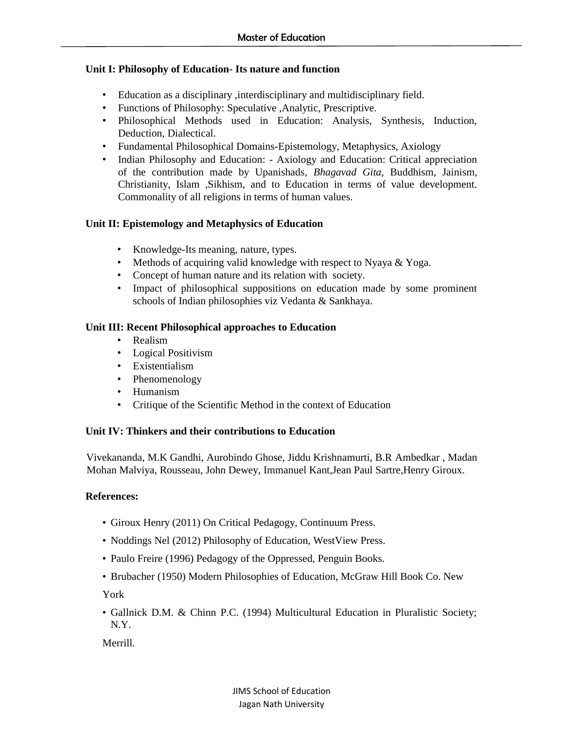**Unit I: Philosophy of Education- Its nature and function**

- Education as a disciplinary ,interdisciplinary and multidisciplinary field.
- Functions of Philosophy: Speculative ,Analytic, Prescriptive.
- Philosophical Methods used in Education: Analysis, Synthesis, Induction, Deduction, Dialectical.
- Fundamental Philosophical Domains-Epistemology, Metaphysics, Axiology
- Indian Philosophy and Education: - Axiology and Education: Critical appreciation of the contribution made by Upanishads, *Bhagavad Gita*, Buddhism, Jainism, Christianity, Islam ,Sikhism, and to Education in terms of value development. Commonality of all religions in terms of human values.

**Unit II: Epistemology and Metaphysics of Education**

- Knowledge-Its meaning, nature, types.
- Methods of acquiring valid knowledge with respect to Nyaya & Yoga.
- Concept of human nature and its relation with society.
- Impact of philosophical suppositions on education made by some prominent schools of Indian philosophies viz Vedanta & Sankhaya.

**Unit III: Recent Philosophical approaches to Education**

- Realism
- Logical Positivism
- Existentialism
- Phenomenology
- Humanism
- Critique of the Scientific Method in the context of Education

**Unit IV: Thinkers and their contributions to Education**

Vivekananda, M.K Gandhi, Aurobindo Ghose, Jiddu Krishnamurti, B.R Ambedkar , Madan Mohan Malviya, Rousseau, John Dewey, Immanuel Kant,Jean Paul Sartre,Henry Giroux.

**References:**

- Giroux Henry (2011) On Critical Pedagogy, Continuum Press.
- Noddings Nel (2012) Philosophy of Education, WestView Press.
- Paulo Freire (1996) Pedagogy of the Oppressed, Penguin Books.
- Brubacher (1950) Modern Philosophies of Education, McGraw Hill Book Co. New York
- Gallnick D.M. & Chinn P.C. (1994) Multicultural Education in Pluralistic Society; N.Y. Merrill.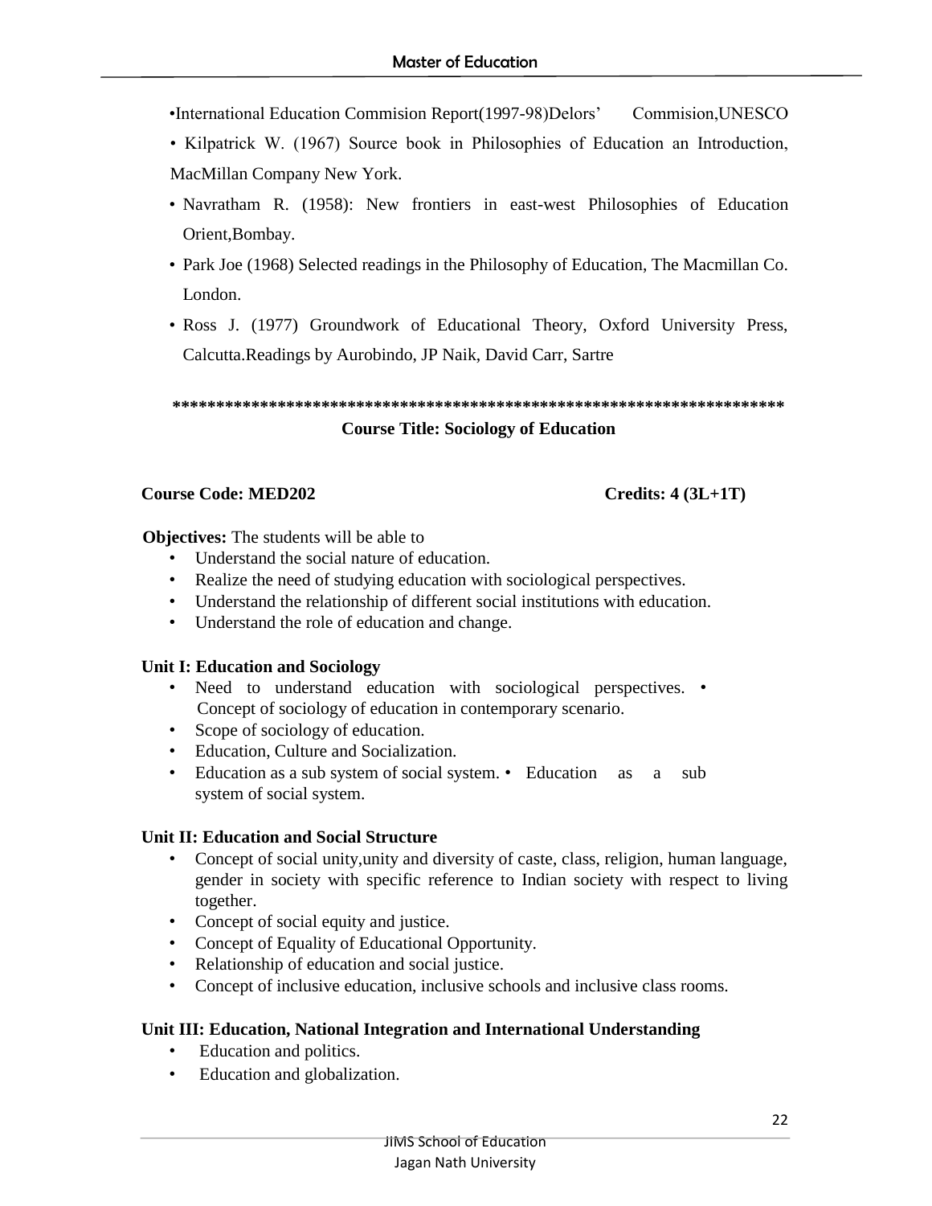- International Education Commision Report(1997-98)Delors' Commision,UNESCO
- Kilpatrick W. (1967) Source book in Philosophies of Education an Introduction, MacMillan Company New York.
- Navratham R. (1958): New frontiers in east-west Philosophies of Education Orient,Bombay.
- Park Joe (1968) Selected readings in the Philosophy of Education, The Macmillan Co. London.
- Ross J. (1977) Groundwork of Educational Theory, Oxford University Press, Calcutta.Readings by Aurobindo, JP Naik, David Carr, Sartre

**************************************************************************

## Course Title: Sociology of Education

**Course Code: MED202** **Credits: 4 (3L+1T)**

**Objectives:** The students will be able to

- Understand the social nature of education.
- Realize the need of studying education with sociological perspectives.
- Understand the relationship of different social institutions with education.
- Understand the role of education and change.

### Unit I: Education and Sociology

- Need to understand education with sociological perspectives. • Concept of sociology of education in contemporary scenario.
- Scope of sociology of education.
- Education, Culture and Socialization.
- Education as a sub system of social system. • Education as a sub system of social system.

### Unit II: Education and Social Structure

- Concept of social unity,unity and diversity of caste, class, religion, human language, gender in society with specific reference to Indian society with respect to living together.
- Concept of social equity and justice.
- Concept of Equality of Educational Opportunity.
- Relationship of education and social justice.
- Concept of inclusive education, inclusive schools and inclusive class rooms.

### Unit III: Education, National Integration and International Understanding

- Education and politics.
- Education and globalization.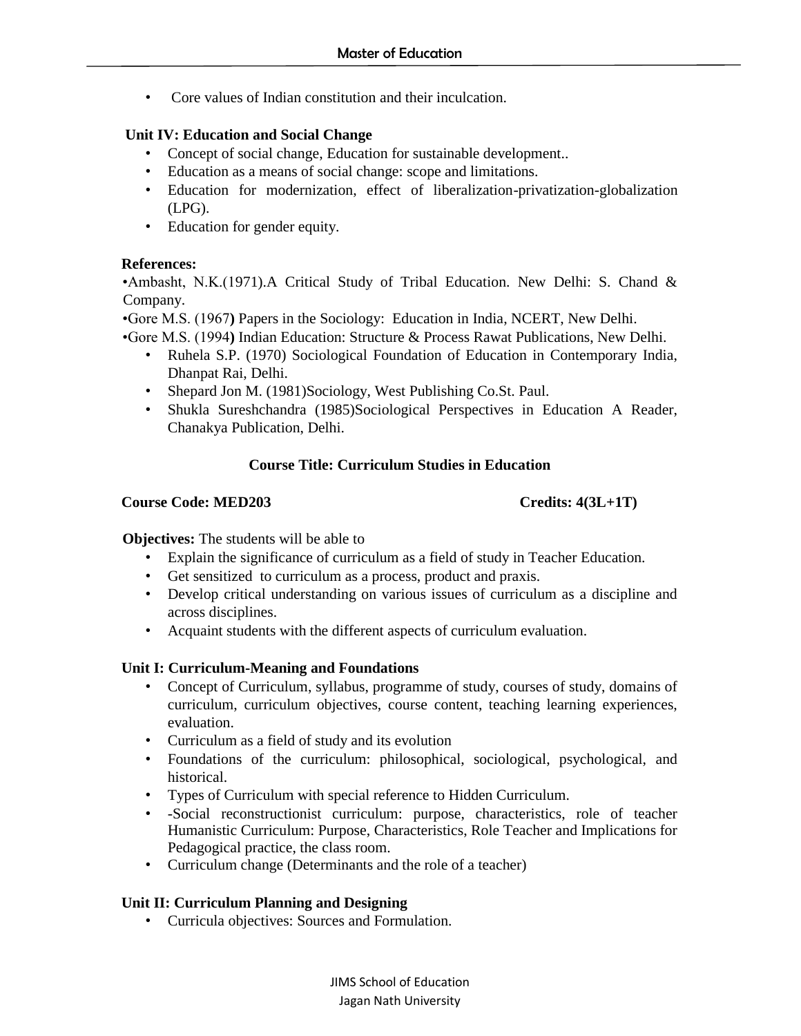- Core values of Indian constitution and their inculcation.

**Unit IV: Education and Social Change**

- Concept of social change, Education for sustainable development..
- Education as a means of social change: scope and limitations.
- Education for modernization, effect of liberalization-privatization-globalization (LPG).
- Education for gender equity.

**References:**

- Ambasht, N.K.(1971).A Critical Study of Tribal Education. New Delhi: S. Chand & Company.
- Gore M.S. (1967**)** Papers in the Sociology: Education in India, NCERT, New Delhi.
- Gore M.S. (1994**)** Indian Education: Structure & Process Rawat Publications, New Delhi.
- Ruhela S.P. (1970) Sociological Foundation of Education in Contemporary India, Dhanpat Rai, Delhi.
- Shepard Jon M. (1981)Sociology, West Publishing Co.St. Paul.
- Shukla Sureshchandra (1985)Sociological Perspectives in Education A Reader, Chanakya Publication, Delhi.

## Course Title: Curriculum Studies in Education

**Course Code: MED203** **Credits: 4(3L+1T)**

**Objectives:** The students will be able to

- Explain the significance of curriculum as a field of study in Teacher Education.
- Get sensitized to curriculum as a process, product and praxis.
- Develop critical understanding on various issues of curriculum as a discipline and across disciplines.
- Acquaint students with the different aspects of curriculum evaluation.

**Unit I: Curriculum-Meaning and Foundations**

- Concept of Curriculum, syllabus, programme of study, courses of study, domains of curriculum, curriculum objectives, course content, teaching learning experiences, evaluation.
- Curriculum as a field of study and its evolution
- Foundations of the curriculum: philosophical, sociological, psychological, and historical.
- Types of Curriculum with special reference to Hidden Curriculum.
- -Social reconstructionist curriculum: purpose, characteristics, role of teacher Humanistic Curriculum: Purpose, Characteristics, Role Teacher and Implications for Pedagogical practice, the class room.
- Curriculum change (Determinants and the role of a teacher)

**Unit II: Curriculum Planning and Designing**

- Curricula objectives: Sources and Formulation.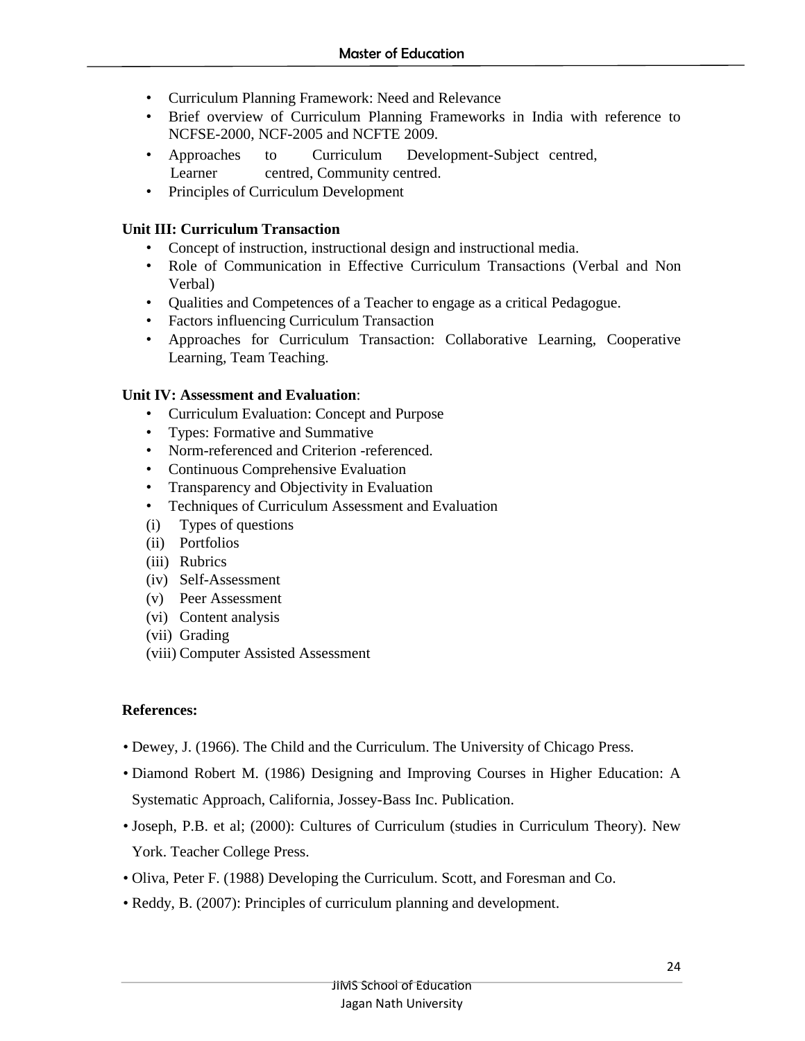- Curriculum Planning Framework: Need and Relevance
- Brief overview of Curriculum Planning Frameworks in India with reference to NCFSE-2000, NCF-2005 and NCFTE 2009.
- Approaches to Curriculum Development-Subject centred, Learner centred, Community centred.
- Principles of Curriculum Development

**Unit III: Curriculum Transaction**

- Concept of instruction, instructional design and instructional media.
- Role of Communication in Effective Curriculum Transactions (Verbal and Non Verbal)
- Qualities and Competences of a Teacher to engage as a critical Pedagogue.
- Factors influencing Curriculum Transaction
- Approaches for Curriculum Transaction: Collaborative Learning, Cooperative Learning, Team Teaching.

**Unit IV: Assessment and Evaluation**:

- Curriculum Evaluation: Concept and Purpose
- Types: Formative and Summative
- Norm-referenced and Criterion -referenced.
- Continuous Comprehensive Evaluation
- Transparency and Objectivity in Evaluation
- Techniques of Curriculum Assessment and Evaluation

(i) Types of questions
(ii) Portfolios
(iii) Rubrics
(iv) Self-Assessment
(v) Peer Assessment
(vi) Content analysis
(vii) Grading
(viii) Computer Assisted Assessment

**References:**

- Dewey, J. (1966). The Child and the Curriculum. The University of Chicago Press.
- Diamond Robert M. (1986) Designing and Improving Courses in Higher Education: A Systematic Approach, California, Jossey-Bass Inc. Publication.
- Joseph, P.B. et al; (2000): Cultures of Curriculum (studies in Curriculum Theory). New York. Teacher College Press.
- Oliva, Peter F. (1988) Developing the Curriculum. Scott, and Foresman and Co.
- Reddy, B. (2007): Principles of curriculum planning and development.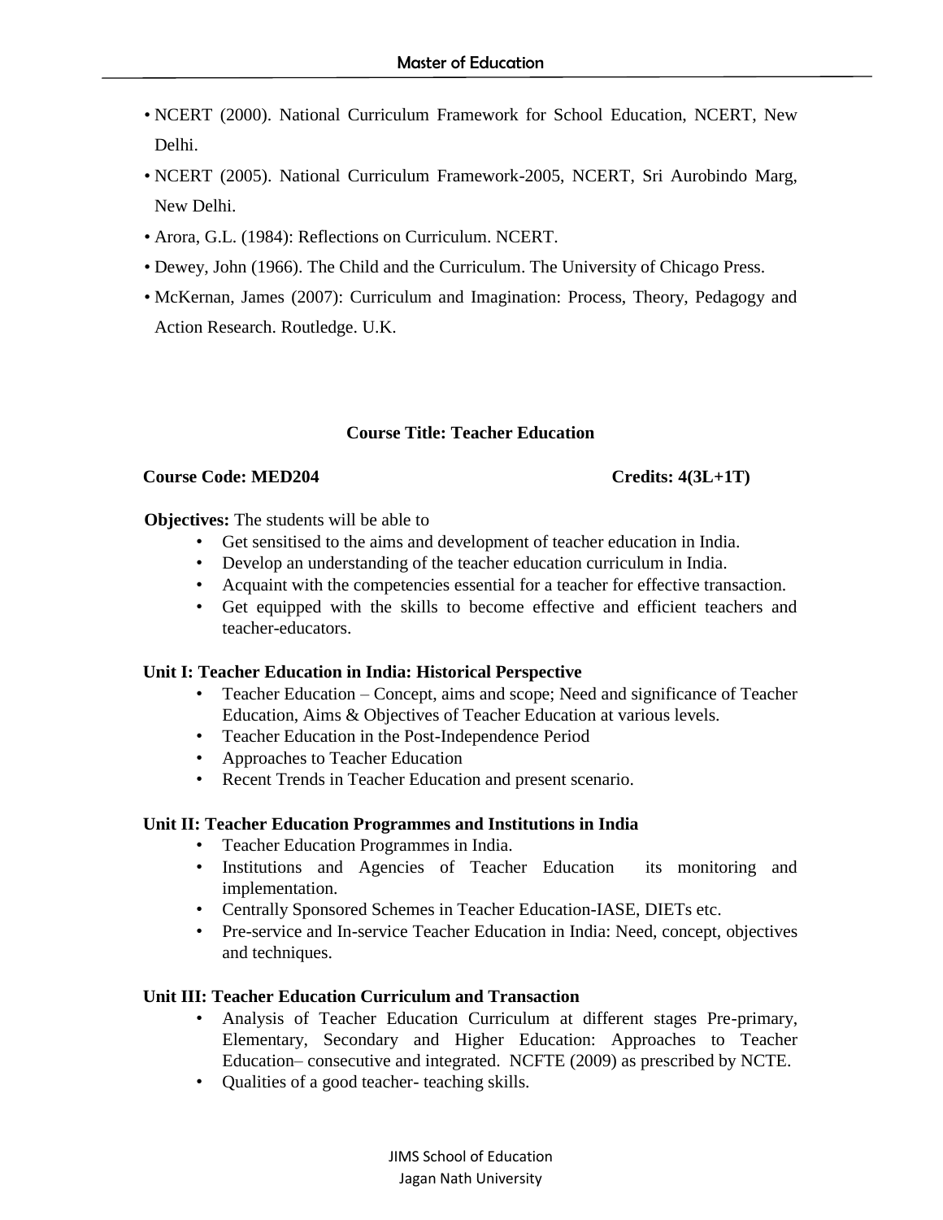- NCERT (2000). National Curriculum Framework for School Education, NCERT, New Delhi.
- NCERT (2005). National Curriculum Framework-2005, NCERT, Sri Aurobindo Marg, New Delhi.
- Arora, G.L. (1984): Reflections on Curriculum. NCERT.
- Dewey, John (1966). The Child and the Curriculum. The University of Chicago Press.
- McKernan, James (2007): Curriculum and Imagination: Process, Theory, Pedagogy and Action Research. Routledge. U.K.

## Course Title: Teacher Education

**Course Code: MED204** **Credits: 4(3L+1T)**

**Objectives:** The students will be able to

- Get sensitised to the aims and development of teacher education in India.
- Develop an understanding of the teacher education curriculum in India.
- Acquaint with the competencies essential for a teacher for effective transaction.
- Get equipped with the skills to become effective and efficient teachers and teacher-educators.

**Unit I: Teacher Education in India: Historical Perspective**

- Teacher Education – Concept, aims and scope; Need and significance of Teacher Education, Aims & Objectives of Teacher Education at various levels.
- Teacher Education in the Post-Independence Period
- Approaches to Teacher Education
- Recent Trends in Teacher Education and present scenario.

**Unit II: Teacher Education Programmes and Institutions in India**

- Teacher Education Programmes in India.
- Institutions and Agencies of Teacher Education its monitoring and implementation.
- Centrally Sponsored Schemes in Teacher Education-IASE, DIETs etc.
- Pre-service and In-service Teacher Education in India: Need, concept, objectives and techniques.

**Unit III: Teacher Education Curriculum and Transaction**

- Analysis of Teacher Education Curriculum at different stages Pre-primary, Elementary, Secondary and Higher Education: Approaches to Teacher Education– consecutive and integrated. NCFTE (2009) as prescribed by NCTE.
- Qualities of a good teacher- teaching skills.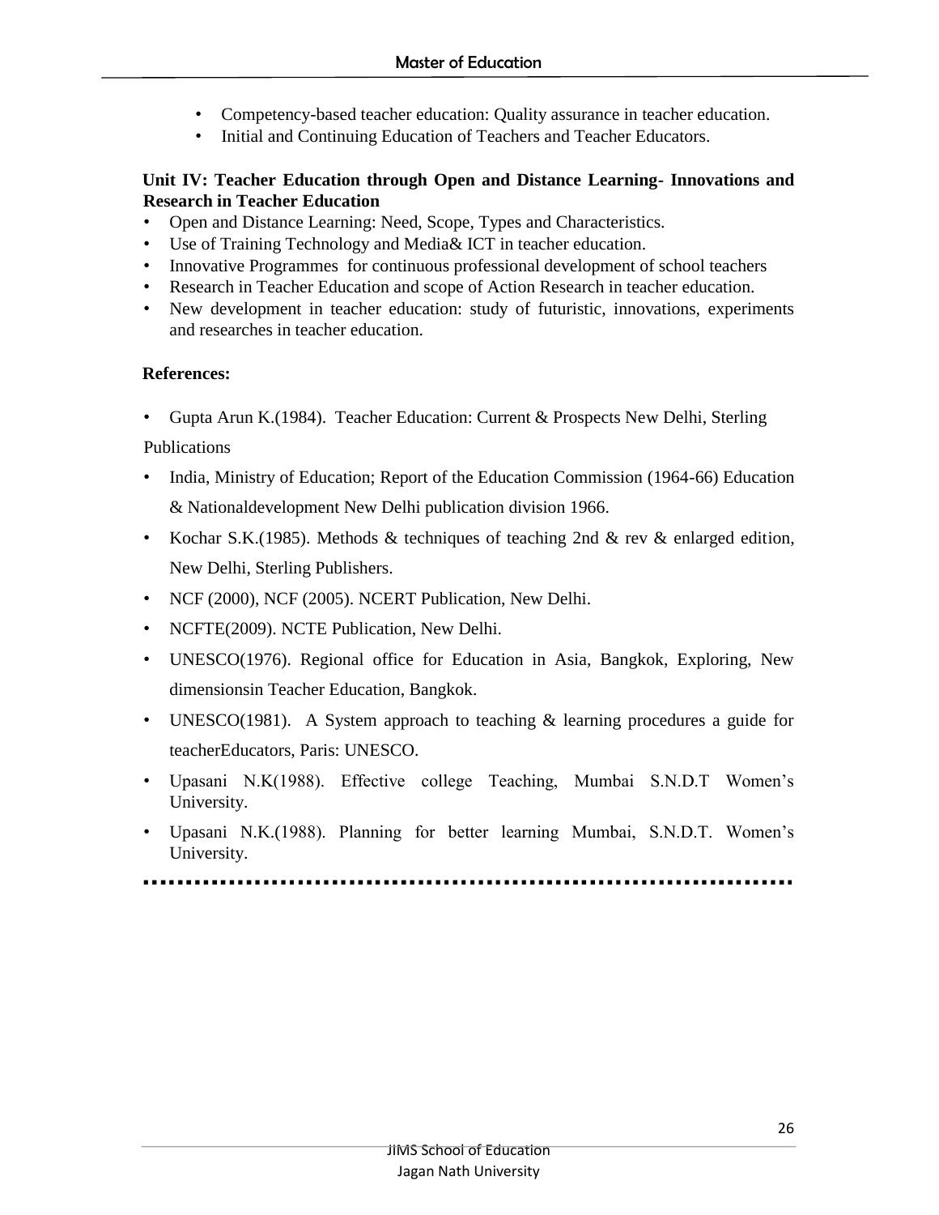- Competency-based teacher education: Quality assurance in teacher education.
- Initial and Continuing Education of Teachers and Teacher Educators.

**Unit IV: Teacher Education through Open and Distance Learning- Innovations and Research in Teacher Education**

- Open and Distance Learning: Need, Scope, Types and Characteristics.
- Use of Training Technology and Media& ICT in teacher education.
- Innovative Programmes for continuous professional development of school teachers
- Research in Teacher Education and scope of Action Research in teacher education.
- New development in teacher education: study of futuristic, innovations, experiments and researches in teacher education.

**References:**

- Gupta Arun K.(1984). Teacher Education: Current & Prospects New Delhi, Sterling Publications
- India, Ministry of Education; Report of the Education Commission (1964-66) Education & Nationaldevelopment New Delhi publication division 1966.
- Kochar S.K.(1985). Methods & techniques of teaching 2nd & rev & enlarged edition, New Delhi, Sterling Publishers.
- NCF (2000), NCF (2005). NCERT Publication, New Delhi.
- NCFTE(2009). NCTE Publication, New Delhi.
- UNESCO(1976). Regional office for Education in Asia, Bangkok, Exploring, New dimensionsin Teacher Education, Bangkok.
- UNESCO(1981). A System approach to teaching & learning procedures a guide for teacherEducators, Paris: UNESCO.
- Upasani N.K(1988). Effective college Teaching, Mumbai S.N.D.T Women's University.
- Upasani N.K.(1988). Planning for better learning Mumbai, S.N.D.T. Women's University.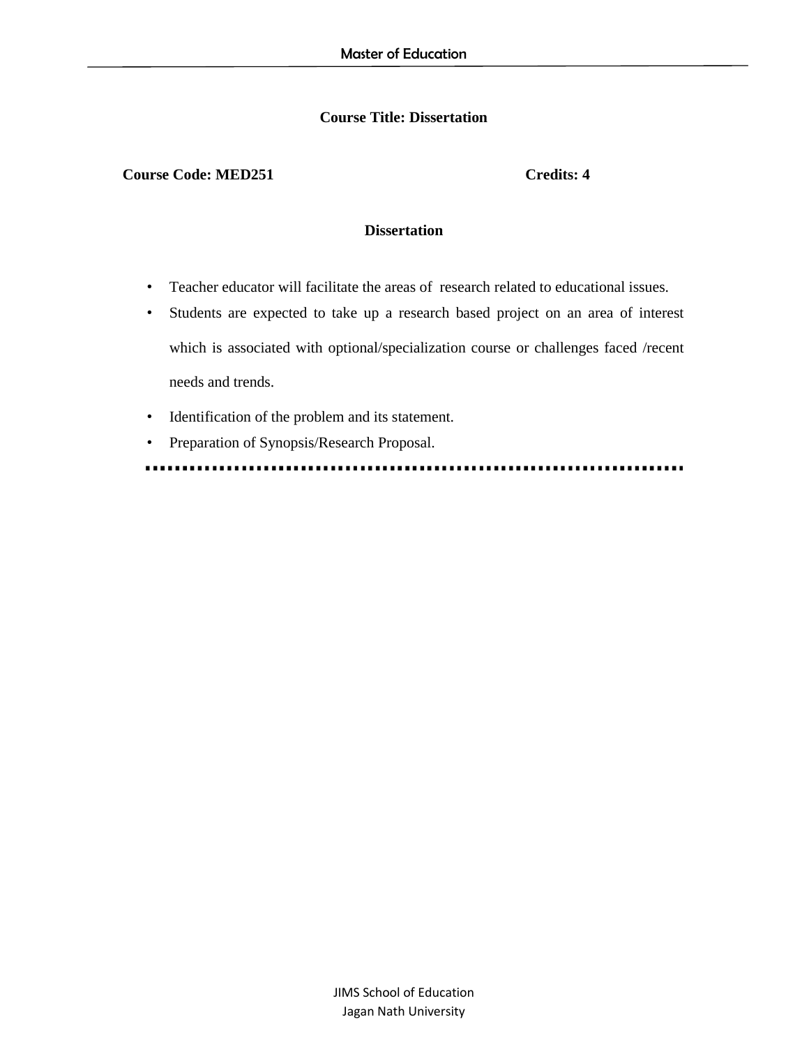## Course Title: Dissertation

**Course Code: MED251** **Credits: 4**

### Dissertation

- Teacher educator will facilitate the areas of research related to educational issues.
- Students are expected to take up a research based project on an area of interest which is associated with optional/specialization course or challenges faced /recent needs and trends.
- Identification of the problem and its statement.
- Preparation of Synopsis/Research Proposal.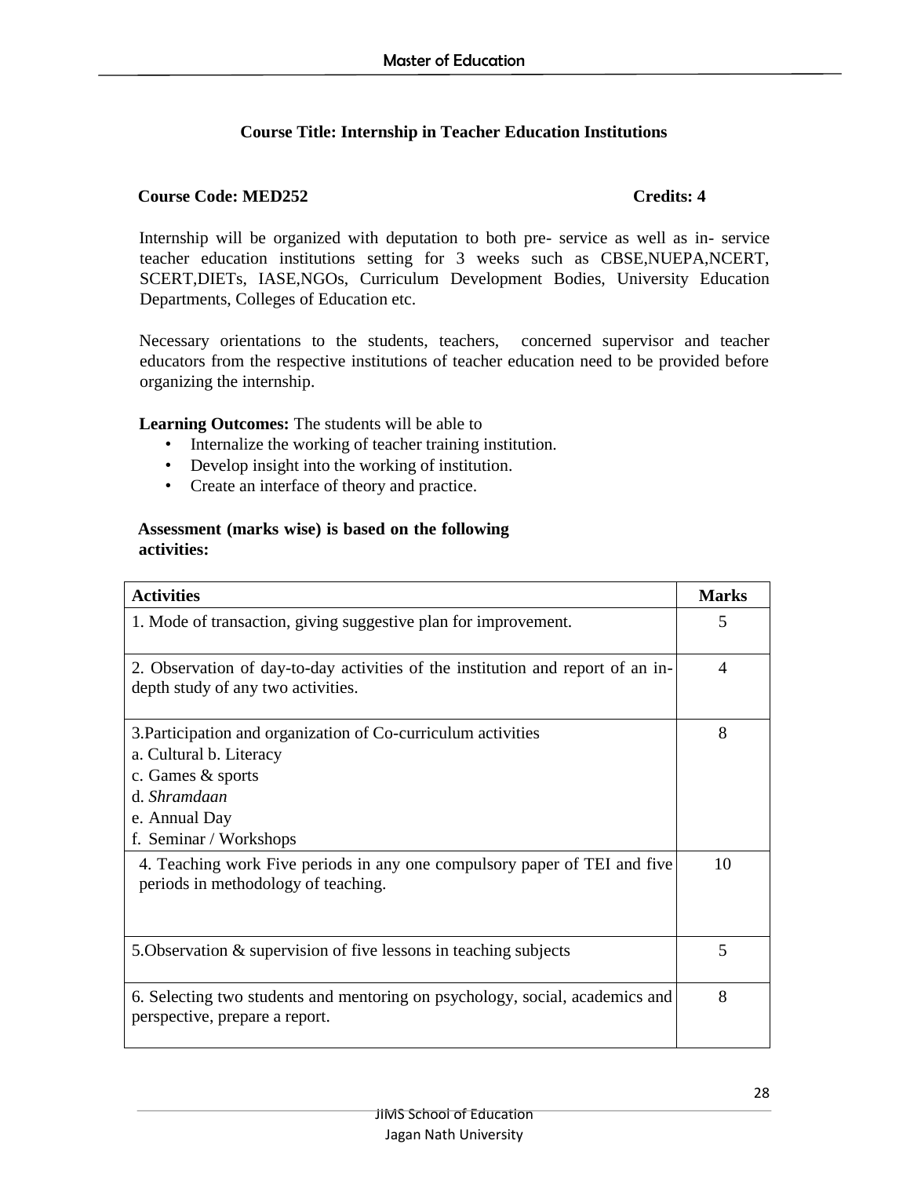### Course Title: Internship in Teacher Education Institutions

**Course Code: MED252** **Credits: 4**

Internship will be organized with deputation to both pre- service as well as in- service teacher education institutions setting for 3 weeks such as CBSE,NUEPA,NCERT, SCERT,DIETs, IASE,NGOs, Curriculum Development Bodies, University Education Departments, Colleges of Education etc.

Necessary orientations to the students, teachers, concerned supervisor and teacher educators from the respective institutions of teacher education need to be provided before organizing the internship.

**Learning Outcomes:** The students will be able to

- Internalize the working of teacher training institution.
- Develop insight into the working of institution.
- Create an interface of theory and practice.

**Assessment (marks wise) is based on the following activities:**

| Activities | Marks |
|---|---|
| 1. Mode of transaction, giving suggestive plan for improvement. | 5 |
| 2. Observation of day-to-day activities of the institution and report of an in-depth study of any two activities. | 4 |
| 3.Participation and organization of Co-curriculum activities<br>a. Cultural b. Literacy<br>c. Games & sports<br>d. *Shramdaan*<br>e. Annual Day<br>f. Seminar / Workshops | 8 |
| 4. Teaching work Five periods in any one compulsory paper of TEI and five periods in methodology of teaching. | 10 |
| 5.Observation & supervision of five lessons in teaching subjects | 5 |
| 6. Selecting two students and mentoring on psychology, social, academics and perspective, prepare a report. | 8 |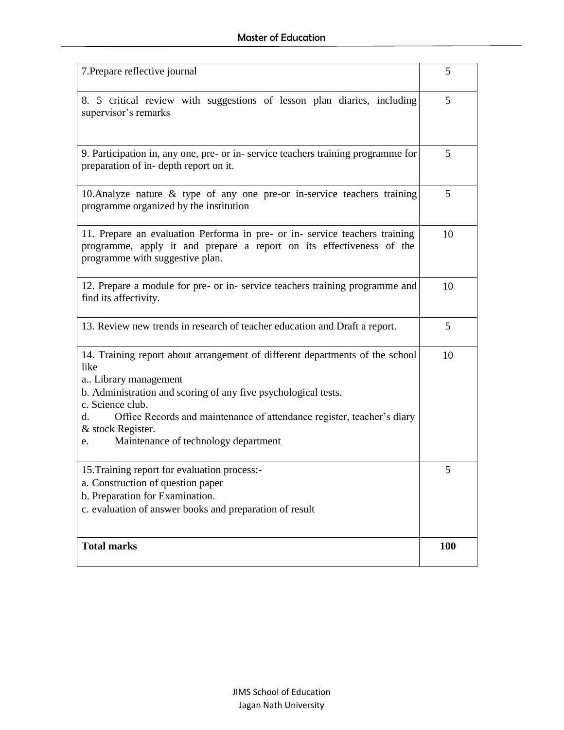| | |
|---|---|
| 7.Prepare reflective journal | 5 |
| 8. 5 critical review with suggestions of lesson plan diaries, including supervisor's remarks | 5 |
| 9. Participation in, any one, pre- or in- service teachers training programme for preparation of in- depth report on it. | 5 |
| 10.Analyze nature & type of any one pre-or in-service teachers training programme organized by the institution | 5 |
| 11. Prepare an evaluation Performa in pre- or in- service teachers training programme, apply it and prepare a report on its effectiveness of the programme with suggestive plan. | 10 |
| 12. Prepare a module for pre- or in- service teachers training programme and find its affectivity. | 10 |
| 13. Review new trends in research of teacher education and Draft a report. | 5 |
| 14. Training report about arrangement of different departments of the school like<br>a.. Library management<br>b. Administration and scoring of any five psychological tests.<br>c. Science club.<br>d. Office Records and maintenance of attendance register, teacher's diary & stock Register.<br>e. Maintenance of technology department | 10 |
| 15.Training report for evaluation process:-<br>a. Construction of question paper<br>b. Preparation for Examination.<br>c. evaluation of answer books and preparation of result | 5 |
| **Total marks** | **100** |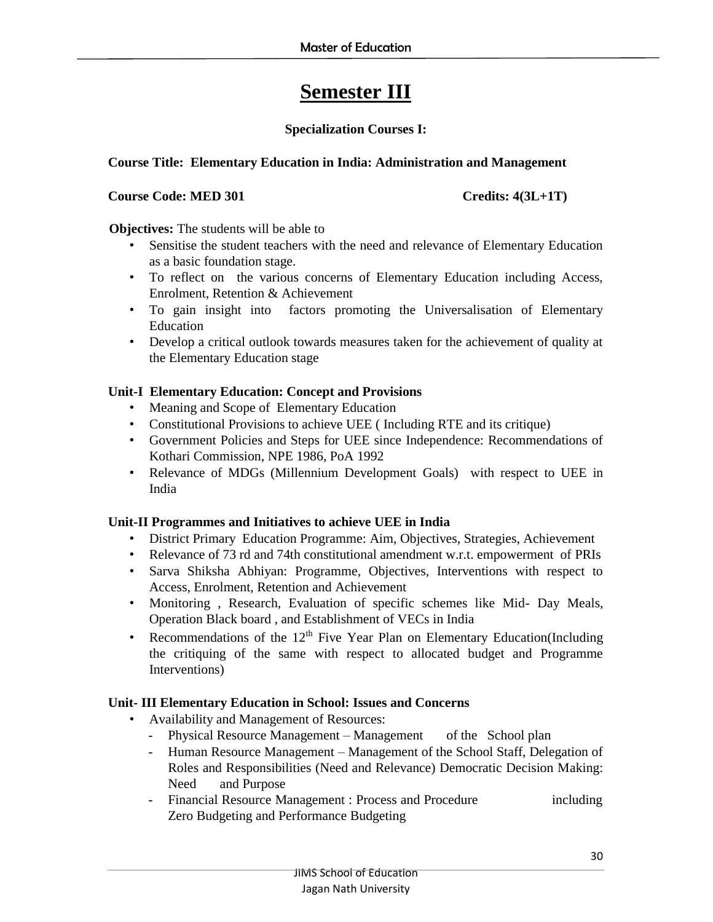# Semester III

**Specialization Courses I:**

**Course Title: Elementary Education in India: Administration and Management**

**Course Code: MED 301** **Credits: 4(3L+1T)**

**Objectives:** The students will be able to

- Sensitise the student teachers with the need and relevance of Elementary Education as a basic foundation stage.
- To reflect on the various concerns of Elementary Education including Access, Enrolment, Retention & Achievement
- To gain insight into factors promoting the Universalisation of Elementary Education
- Develop a critical outlook towards measures taken for the achievement of quality at the Elementary Education stage

**Unit-I Elementary Education: Concept and Provisions**

- Meaning and Scope of Elementary Education
- Constitutional Provisions to achieve UEE ( Including RTE and its critique)
- Government Policies and Steps for UEE since Independence: Recommendations of Kothari Commission, NPE 1986, PoA 1992
- Relevance of MDGs (Millennium Development Goals) with respect to UEE in India

**Unit-II Programmes and Initiatives to achieve UEE in India**

- District Primary Education Programme: Aim, Objectives, Strategies, Achievement
- Relevance of 73 rd and 74th constitutional amendment w.r.t. empowerment of PRIs
- Sarva Shiksha Abhiyan: Programme, Objectives, Interventions with respect to Access, Enrolment, Retention and Achievement
- Monitoring , Research, Evaluation of specific schemes like Mid- Day Meals, Operation Black board , and Establishment of VECs in India
- Recommendations of the 12th Five Year Plan on Elementary Education(Including the critiquing of the same with respect to allocated budget and Programme Interventions)

**Unit- III Elementary Education in School: Issues and Concerns**

- Availability and Management of Resources:
  - Physical Resource Management – Management of the School plan
  - Human Resource Management – Management of the School Staff, Delegation of Roles and Responsibilities (Need and Relevance) Democratic Decision Making: Need and Purpose
  - Financial Resource Management : Process and Procedure including Zero Budgeting and Performance Budgeting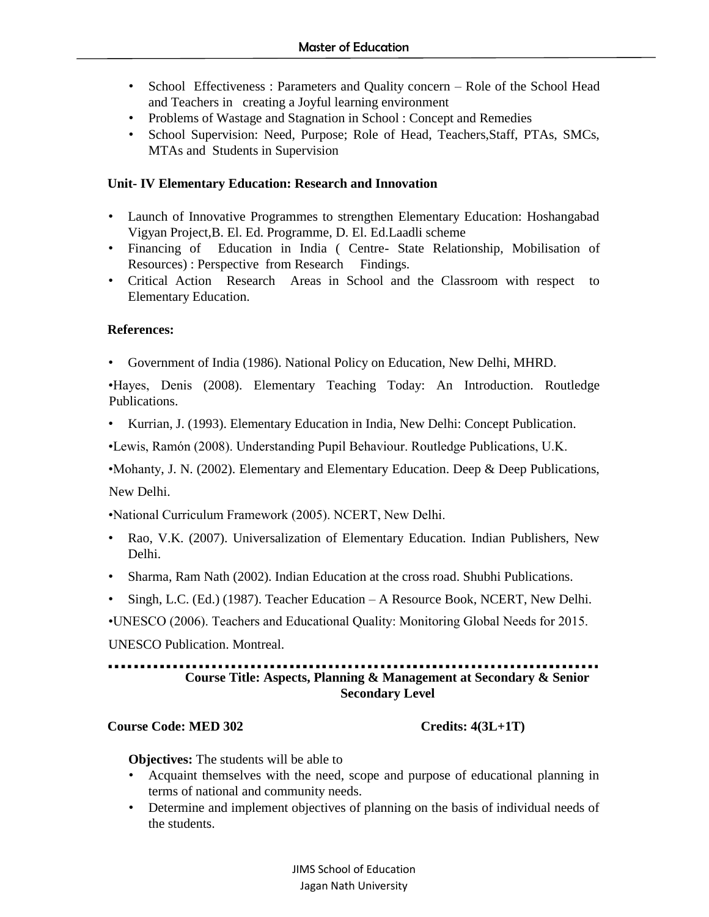- School Effectiveness : Parameters and Quality concern – Role of the School Head and Teachers in creating a Joyful learning environment
- Problems of Wastage and Stagnation in School : Concept and Remedies
- School Supervision: Need, Purpose; Role of Head, Teachers,Staff, PTAs, SMCs, MTAs and Students in Supervision

**Unit- IV Elementary Education: Research and Innovation**

- Launch of Innovative Programmes to strengthen Elementary Education: Hoshangabad Vigyan Project,B. El. Ed. Programme, D. El. Ed.Laadli scheme
- Financing of Education in India ( Centre- State Relationship, Mobilisation of Resources) : Perspective from Research Findings.
- Critical Action Research Areas in School and the Classroom with respect to Elementary Education.

**References:**

- Government of India (1986). National Policy on Education, New Delhi, MHRD.
- Hayes, Denis (2008). Elementary Teaching Today: An Introduction. Routledge Publications.
- Kurrian, J. (1993). Elementary Education in India, New Delhi: Concept Publication.
- Lewis, Ramón (2008). Understanding Pupil Behaviour. Routledge Publications, U.K.
- Mohanty, J. N. (2002). Elementary and Elementary Education. Deep & Deep Publications, New Delhi.
- National Curriculum Framework (2005). NCERT, New Delhi.
- Rao, V.K. (2007). Universalization of Elementary Education. Indian Publishers, New Delhi.
- Sharma, Ram Nath (2002). Indian Education at the cross road. Shubhi Publications.
- Singh, L.C. (Ed.) (1987). Teacher Education – A Resource Book, NCERT, New Delhi.
- UNESCO (2006). Teachers and Educational Quality: Monitoring Global Needs for 2015. UNESCO Publication. Montreal.

---

**Course Title: Aspects, Planning & Management at Secondary & Senior Secondary Level**

**Course Code: MED 302** **Credits: 4(3L+1T)**

**Objectives:** The students will be able to

- Acquaint themselves with the need, scope and purpose of educational planning in terms of national and community needs.
- Determine and implement objectives of planning on the basis of individual needs of the students.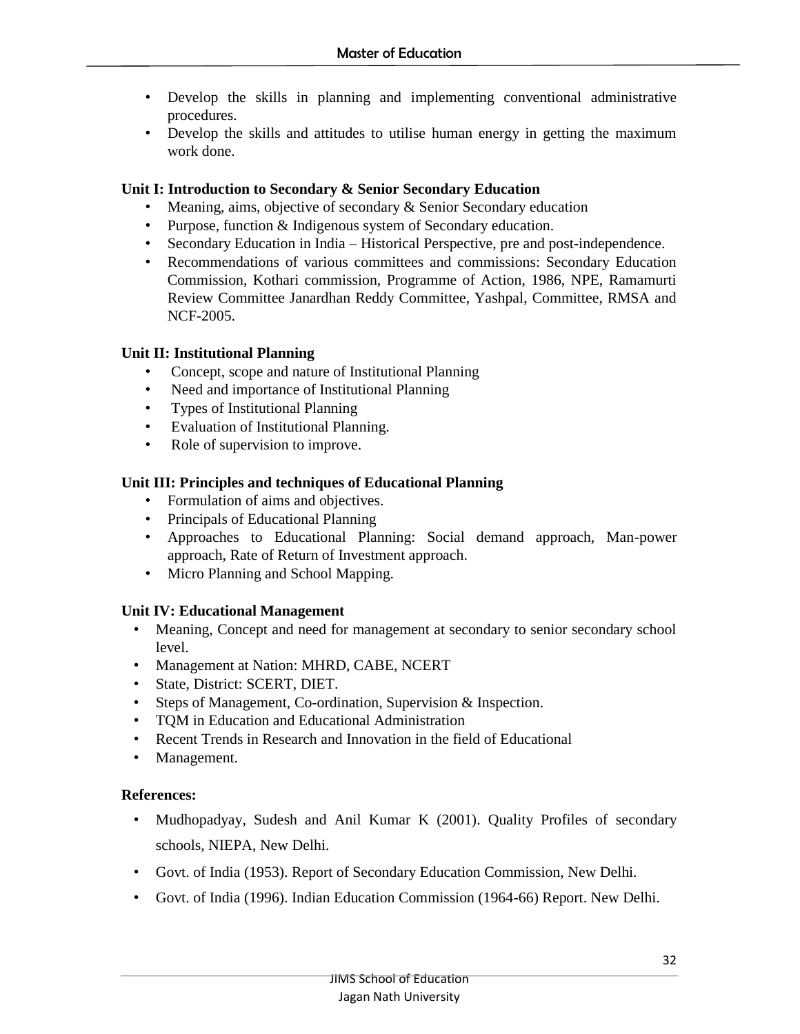- Develop the skills in planning and implementing conventional administrative procedures.
- Develop the skills and attitudes to utilise human energy in getting the maximum work done.

**Unit I: Introduction to Secondary & Senior Secondary Education**

- Meaning, aims, objective of secondary & Senior Secondary education
- Purpose, function & Indigenous system of Secondary education.
- Secondary Education in India – Historical Perspective, pre and post-independence.
- Recommendations of various committees and commissions: Secondary Education Commission, Kothari commission, Programme of Action, 1986, NPE, Ramamurti Review Committee Janardhan Reddy Committee, Yashpal, Committee, RMSA and NCF-2005.

**Unit II: Institutional Planning**

- Concept, scope and nature of Institutional Planning
- Need and importance of Institutional Planning
- Types of Institutional Planning
- Evaluation of Institutional Planning.
- Role of supervision to improve.

**Unit III: Principles and techniques of Educational Planning**

- Formulation of aims and objectives.
- Principals of Educational Planning
- Approaches to Educational Planning: Social demand approach, Man-power approach, Rate of Return of Investment approach.
- Micro Planning and School Mapping.

**Unit IV: Educational Management**

- Meaning, Concept and need for management at secondary to senior secondary school level.
- Management at Nation: MHRD, CABE, NCERT
- State, District: SCERT, DIET.
- Steps of Management, Co-ordination, Supervision & Inspection.
- TQM in Education and Educational Administration
- Recent Trends in Research and Innovation in the field of Educational
- Management.

**References:**

- Mudhopadyay, Sudesh and Anil Kumar K (2001). Quality Profiles of secondary schools, NIEPA, New Delhi.
- Govt. of India (1953). Report of Secondary Education Commission, New Delhi.
- Govt. of India (1996). Indian Education Commission (1964-66) Report. New Delhi.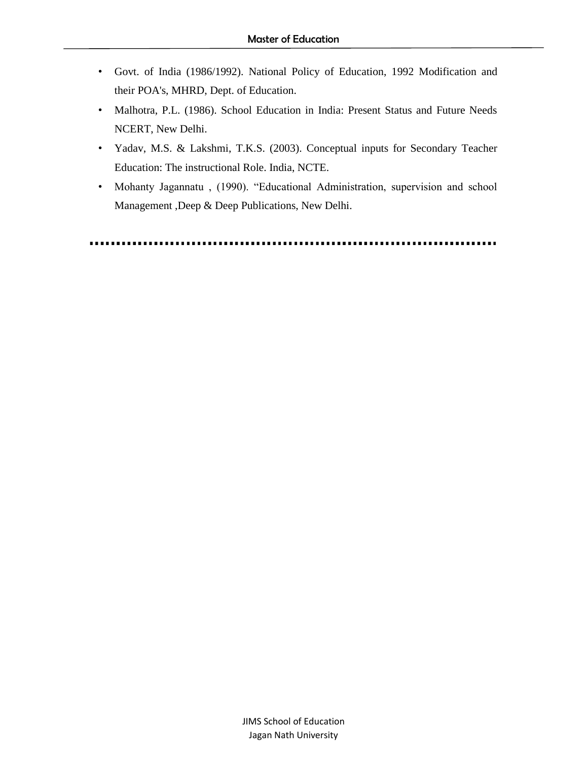- Govt. of India (1986/1992). National Policy of Education, 1992 Modification and their POA's, MHRD, Dept. of Education.
- Malhotra, P.L. (1986). School Education in India: Present Status and Future Needs NCERT, New Delhi.
- Yadav, M.S. & Lakshmi, T.K.S. (2003). Conceptual inputs for Secondary Teacher Education: The instructional Role. India, NCTE.
- Mohanty Jagannatu , (1990). “Educational Administration, supervision and school Management ,Deep & Deep Publications, New Delhi.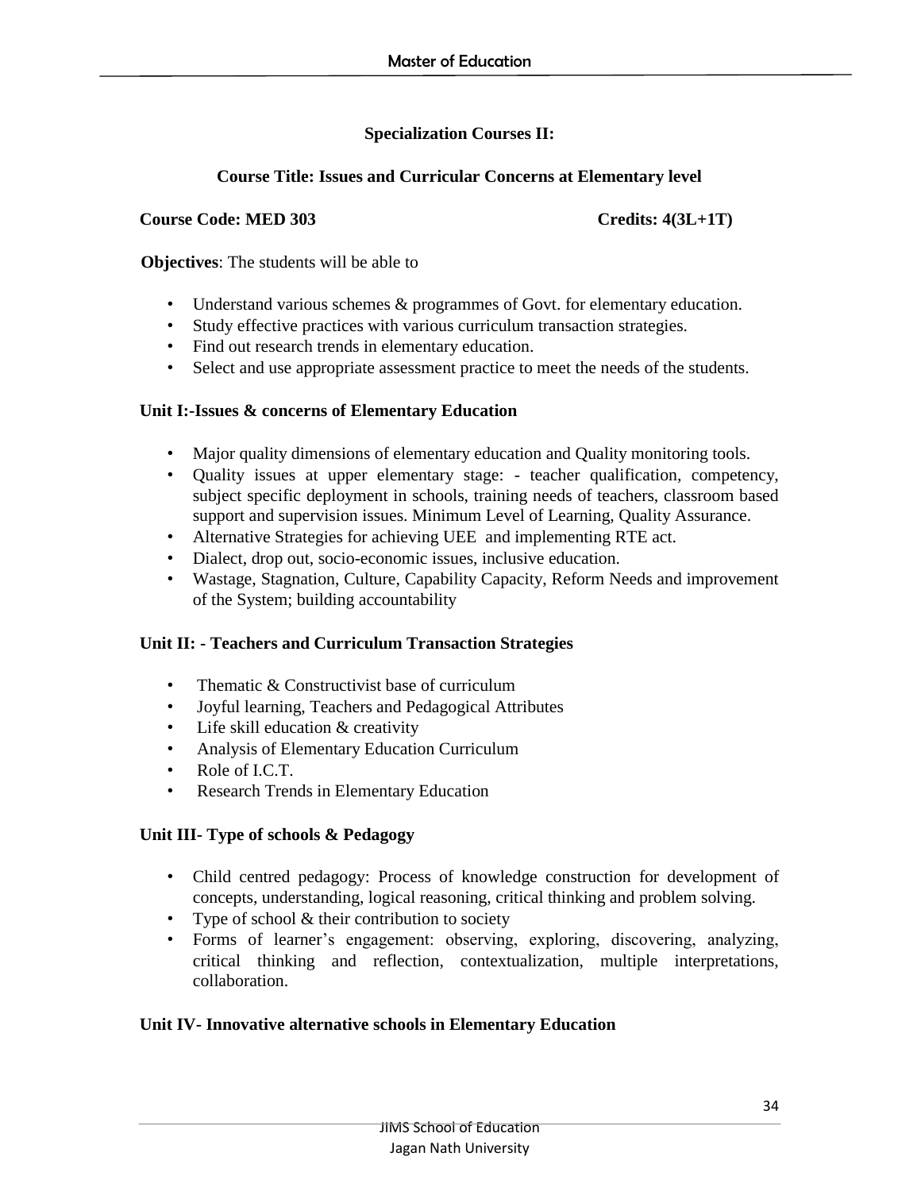## Specialization Courses II:

### Course Title: Issues and Curricular Concerns at Elementary level

**Course Code: MED 303** **Credits: 4(3L+1T)**

**Objectives**: The students will be able to

- Understand various schemes & programmes of Govt. for elementary education.
- Study effective practices with various curriculum transaction strategies.
- Find out research trends in elementary education.
- Select and use appropriate assessment practice to meet the needs of the students.

**Unit I:-Issues & concerns of Elementary Education**

- Major quality dimensions of elementary education and Quality monitoring tools.
- Quality issues at upper elementary stage: - teacher qualification, competency, subject specific deployment in schools, training needs of teachers, classroom based support and supervision issues. Minimum Level of Learning, Quality Assurance.
- Alternative Strategies for achieving UEE and implementing RTE act.
- Dialect, drop out, socio-economic issues, inclusive education.
- Wastage, Stagnation, Culture, Capability Capacity, Reform Needs and improvement of the System; building accountability

**Unit II: - Teachers and Curriculum Transaction Strategies**

- Thematic & Constructivist base of curriculum
- Joyful learning, Teachers and Pedagogical Attributes
- Life skill education & creativity
- Analysis of Elementary Education Curriculum
- Role of I.C.T.
- Research Trends in Elementary Education

**Unit III- Type of schools & Pedagogy**

- Child centred pedagogy: Process of knowledge construction for development of concepts, understanding, logical reasoning, critical thinking and problem solving.
- Type of school & their contribution to society
- Forms of learner's engagement: observing, exploring, discovering, analyzing, critical thinking and reflection, contextualization, multiple interpretations, collaboration.

**Unit IV- Innovative alternative schools in Elementary Education**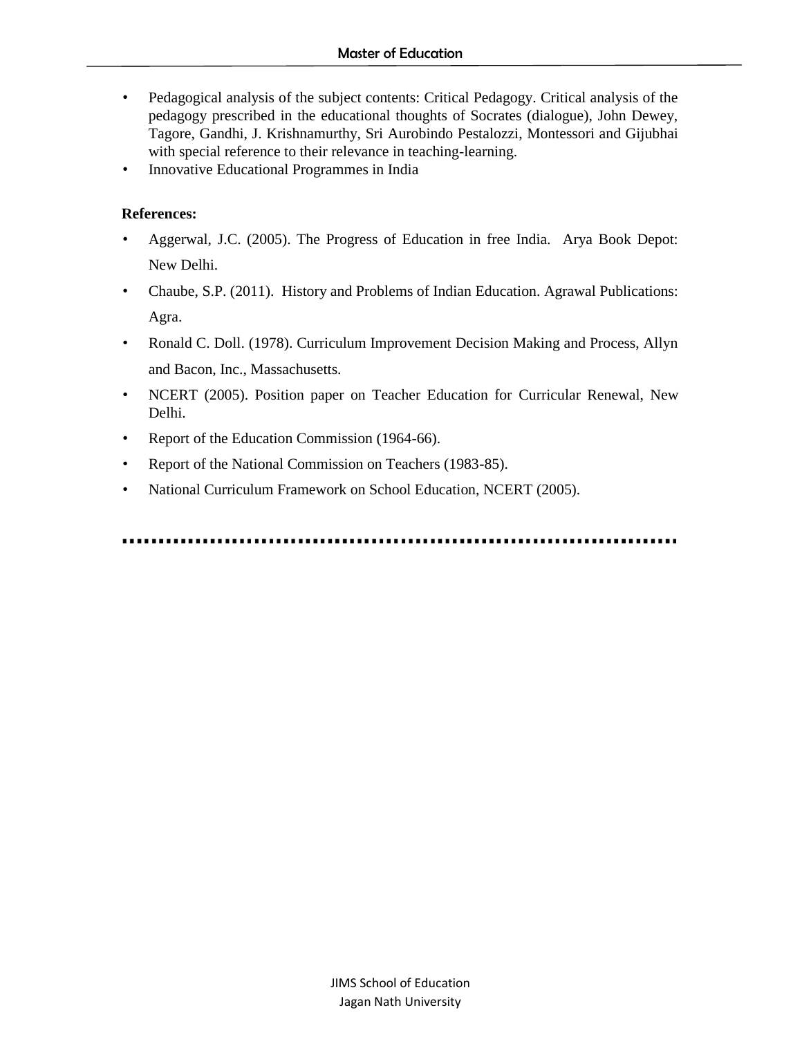- Pedagogical analysis of the subject contents: Critical Pedagogy. Critical analysis of the pedagogy prescribed in the educational thoughts of Socrates (dialogue), John Dewey, Tagore, Gandhi, J. Krishnamurthy, Sri Aurobindo Pestalozzi, Montessori and Gijubhai with special reference to their relevance in teaching-learning.
- Innovative Educational Programmes in India

**References:**

- Aggerwal, J.C. (2005). The Progress of Education in free India. Arya Book Depot: New Delhi.
- Chaube, S.P. (2011). History and Problems of Indian Education. Agrawal Publications: Agra.
- Ronald C. Doll. (1978). Curriculum Improvement Decision Making and Process, Allyn and Bacon, Inc., Massachusetts.
- NCERT (2005). Position paper on Teacher Education for Curricular Renewal, New Delhi.
- Report of the Education Commission (1964-66).
- Report of the National Commission on Teachers (1983-85).
- National Curriculum Framework on School Education, NCERT (2005).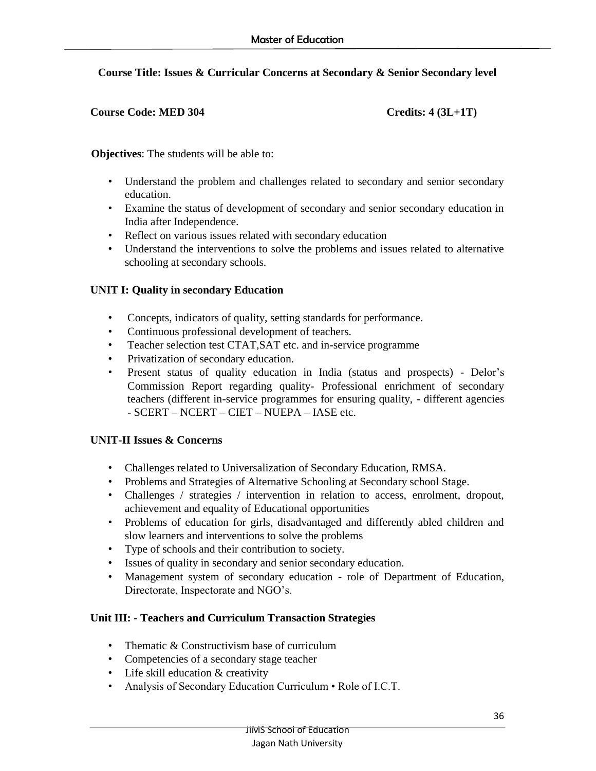**Course Title: Issues & Curricular Concerns at Secondary & Senior Secondary level**

**Course Code: MED 304** **Credits: 4 (3L+1T)**

**Objectives**: The students will be able to:

- Understand the problem and challenges related to secondary and senior secondary education.
- Examine the status of development of secondary and senior secondary education in India after Independence.
- Reflect on various issues related with secondary education
- Understand the interventions to solve the problems and issues related to alternative schooling at secondary schools.

**UNIT I: Quality in secondary Education**

- Concepts, indicators of quality, setting standards for performance.
- Continuous professional development of teachers.
- Teacher selection test CTAT,SAT etc. and in-service programme
- Privatization of secondary education.
- Present status of quality education in India (status and prospects) - Delor's Commission Report regarding quality- Professional enrichment of secondary teachers (different in-service programmes for ensuring quality, - different agencies - SCERT – NCERT – CIET – NUEPA – IASE etc.

**UNIT-II Issues & Concerns**

- Challenges related to Universalization of Secondary Education, RMSA.
- Problems and Strategies of Alternative Schooling at Secondary school Stage.
- Challenges / strategies / intervention in relation to access, enrolment, dropout, achievement and equality of Educational opportunities
- Problems of education for girls, disadvantaged and differently abled children and slow learners and interventions to solve the problems
- Type of schools and their contribution to society.
- Issues of quality in secondary and senior secondary education.
- Management system of secondary education - role of Department of Education, Directorate, Inspectorate and NGO's.

**Unit III: - Teachers and Curriculum Transaction Strategies**

- Thematic & Constructivism base of curriculum
- Competencies of a secondary stage teacher
- Life skill education & creativity
- Analysis of Secondary Education Curriculum • Role of I.C.T.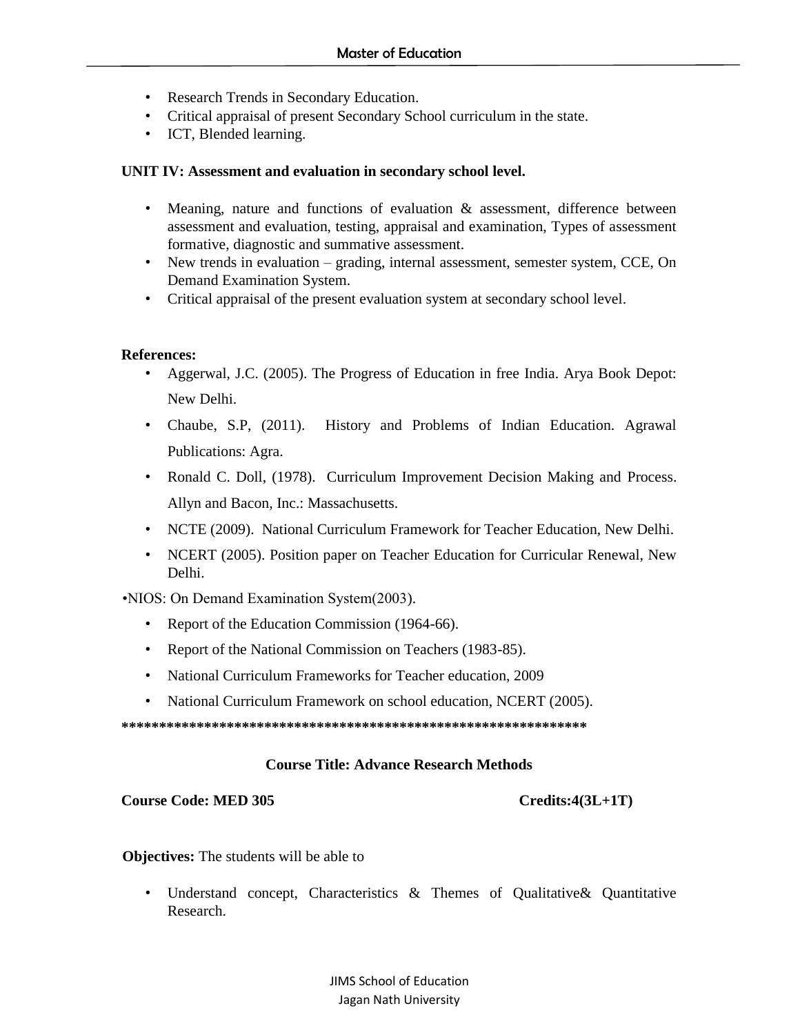- Research Trends in Secondary Education.
- Critical appraisal of present Secondary School curriculum in the state.
- ICT, Blended learning.

**UNIT IV: Assessment and evaluation in secondary school level.**

- Meaning, nature and functions of evaluation & assessment, difference between assessment and evaluation, testing, appraisal and examination, Types of assessment formative, diagnostic and summative assessment.
- New trends in evaluation – grading, internal assessment, semester system, CCE, On Demand Examination System.
- Critical appraisal of the present evaluation system at secondary school level.

**References:**

- Aggerwal, J.C. (2005). The Progress of Education in free India. Arya Book Depot: New Delhi.
- Chaube, S.P, (2011). History and Problems of Indian Education. Agrawal Publications: Agra.
- Ronald C. Doll, (1978). Curriculum Improvement Decision Making and Process. Allyn and Bacon, Inc.: Massachusetts.
- NCTE (2009). National Curriculum Framework for Teacher Education, New Delhi.
- NCERT (2005). Position paper on Teacher Education for Curricular Renewal, New Delhi.

•NIOS: On Demand Examination System(2003).

- Report of the Education Commission (1964-66).
- Report of the National Commission on Teachers (1983-85).
- National Curriculum Frameworks for Teacher education, 2009
- National Curriculum Framework on school education, NCERT (2005).

**************************************************************

**Course Title: Advance Research Methods**

**Course Code: MED 305** **Credits:4(3L+1T)**

**Objectives:** The students will be able to

- Understand concept, Characteristics & Themes of Qualitative& Quantitative Research.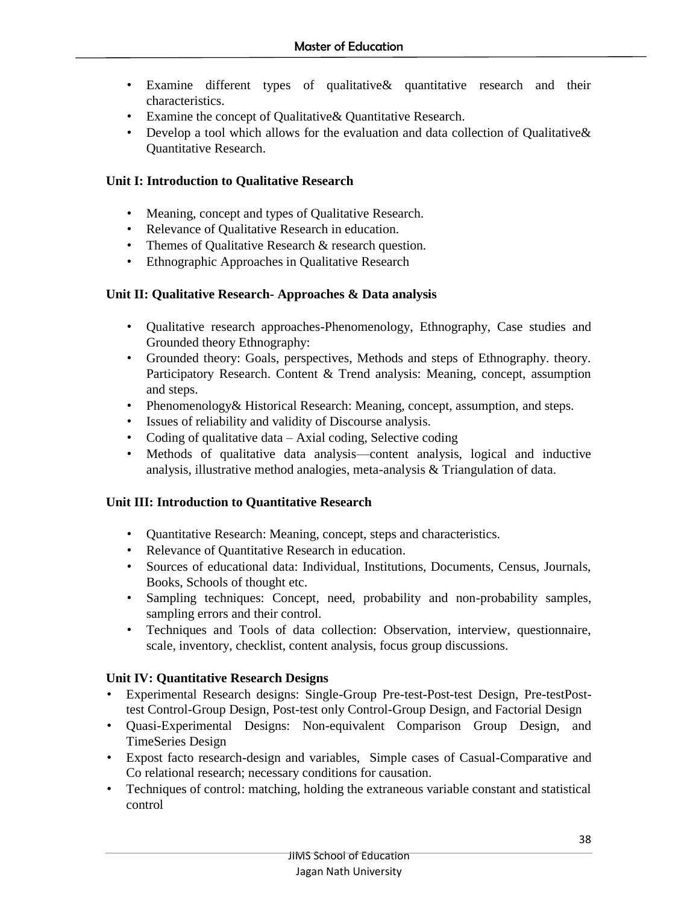- Examine different types of qualitative& quantitative research and their characteristics.
- Examine the concept of Qualitative& Quantitative Research.
- Develop a tool which allows for the evaluation and data collection of Qualitative& Quantitative Research.

**Unit I: Introduction to Qualitative Research**

- Meaning, concept and types of Qualitative Research.
- Relevance of Qualitative Research in education.
- Themes of Qualitative Research & research question.
- Ethnographic Approaches in Qualitative Research

**Unit II: Qualitative Research- Approaches & Data analysis**

- Qualitative research approaches-Phenomenology, Ethnography, Case studies and Grounded theory Ethnography:
- Grounded theory: Goals, perspectives, Methods and steps of Ethnography. theory. Participatory Research. Content & Trend analysis: Meaning, concept, assumption and steps.
- Phenomenology& Historical Research: Meaning, concept, assumption, and steps.
- Issues of reliability and validity of Discourse analysis.
- Coding of qualitative data – Axial coding, Selective coding
- Methods of qualitative data analysis—content analysis, logical and inductive analysis, illustrative method analogies, meta-analysis & Triangulation of data.

**Unit III: Introduction to Quantitative Research**

- Quantitative Research: Meaning, concept, steps and characteristics.
- Relevance of Quantitative Research in education.
- Sources of educational data: Individual, Institutions, Documents, Census, Journals, Books, Schools of thought etc.
- Sampling techniques: Concept, need, probability and non-probability samples, sampling errors and their control.
- Techniques and Tools of data collection: Observation, interview, questionnaire, scale, inventory, checklist, content analysis, focus group discussions.

**Unit IV: Quantitative Research Designs**

- Experimental Research designs: Single-Group Pre-test-Post-test Design, Pre-testPost-test Control-Group Design, Post-test only Control-Group Design, and Factorial Design
- Quasi-Experimental Designs: Non-equivalent Comparison Group Design, and TimeSeries Design
- Expost facto research-design and variables, Simple cases of Casual-Comparative and Co relational research; necessary conditions for causation.
- Techniques of control: matching, holding the extraneous variable constant and statistical control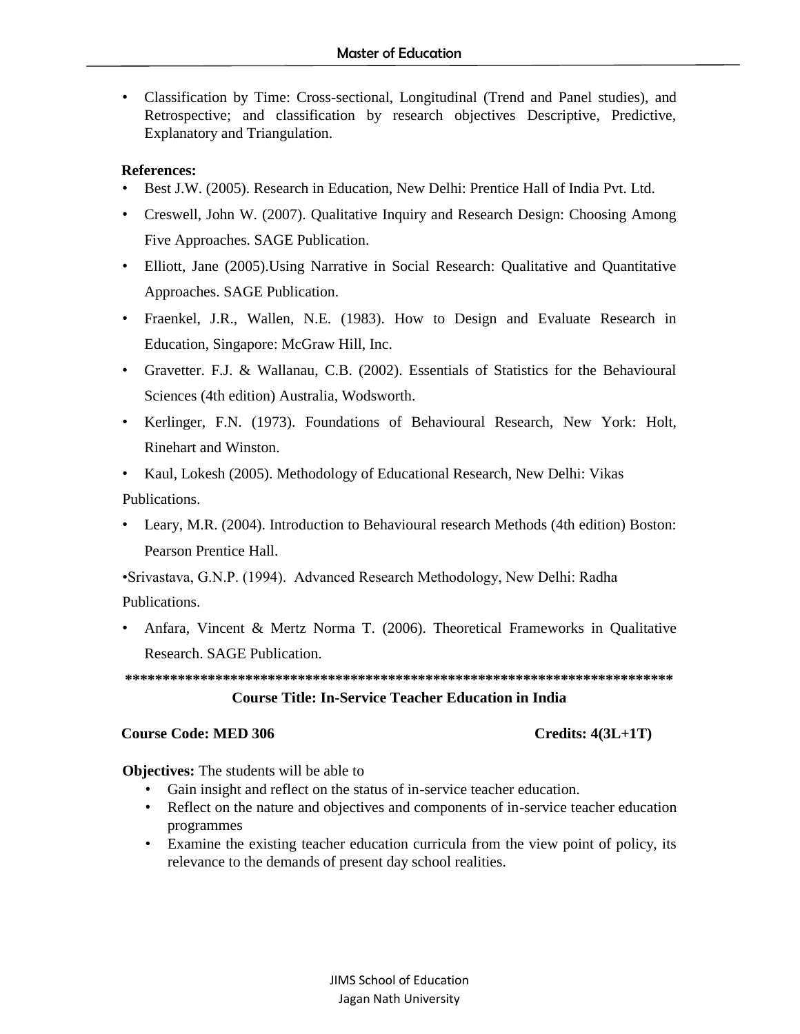- Classification by Time: Cross-sectional, Longitudinal (Trend and Panel studies), and Retrospective; and classification by research objectives Descriptive, Predictive, Explanatory and Triangulation.

**References:**

- Best J.W. (2005). Research in Education, New Delhi: Prentice Hall of India Pvt. Ltd.
- Creswell, John W. (2007). Qualitative Inquiry and Research Design: Choosing Among Five Approaches. SAGE Publication.
- Elliott, Jane (2005).Using Narrative in Social Research: Qualitative and Quantitative Approaches. SAGE Publication.
- Fraenkel, J.R., Wallen, N.E. (1983). How to Design and Evaluate Research in Education, Singapore: McGraw Hill, Inc.
- Gravetter. F.J. & Wallanau, C.B. (2002). Essentials of Statistics for the Behavioural Sciences (4th edition) Australia, Wodsworth.
- Kerlinger, F.N. (1973). Foundations of Behavioural Research, New York: Holt, Rinehart and Winston.
- Kaul, Lokesh (2005). Methodology of Educational Research, New Delhi: Vikas Publications.
- Leary, M.R. (2004). Introduction to Behavioural research Methods (4th edition) Boston: Pearson Prentice Hall.
- Srivastava, G.N.P. (1994). Advanced Research Methodology, New Delhi: Radha Publications.
- Anfara, Vincent & Mertz Norma T. (2006). Theoretical Frameworks in Qualitative Research. SAGE Publication.

**************************************************************************

**Course Title: In-Service Teacher Education in India**

**Course Code: MED 306** **Credits: 4(3L+1T)**

**Objectives:** The students will be able to

- Gain insight and reflect on the status of in-service teacher education.
- Reflect on the nature and objectives and components of in-service teacher education programmes
- Examine the existing teacher education curricula from the view point of policy, its relevance to the demands of present day school realities.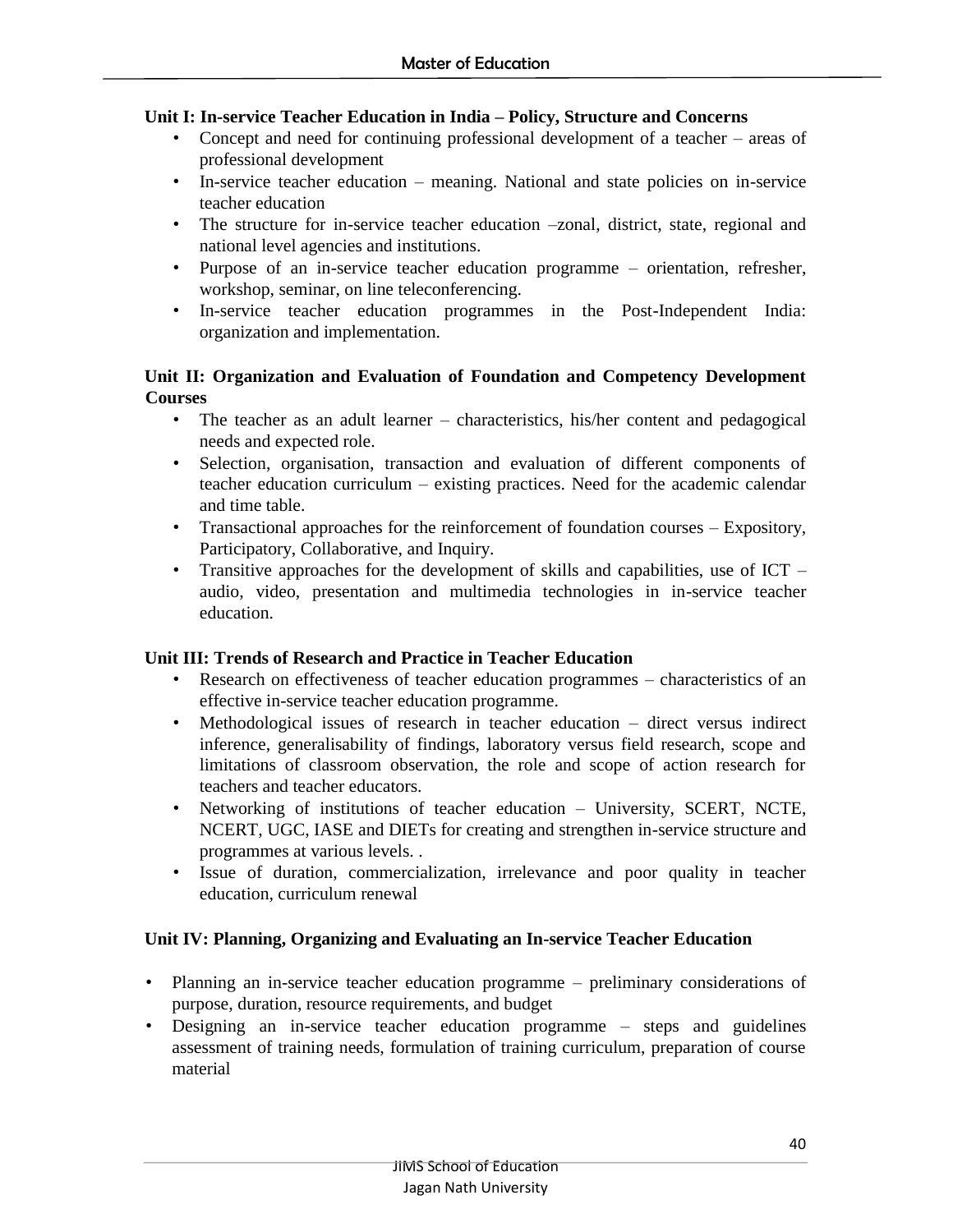**Unit I: In-service Teacher Education in India – Policy, Structure and Concerns**

- Concept and need for continuing professional development of a teacher – areas of professional development
- In-service teacher education – meaning. National and state policies on in-service teacher education
- The structure for in-service teacher education –zonal, district, state, regional and national level agencies and institutions.
- Purpose of an in-service teacher education programme – orientation, refresher, workshop, seminar, on line teleconferencing.
- In-service teacher education programmes in the Post-Independent India: organization and implementation.

**Unit II: Organization and Evaluation of Foundation and Competency Development Courses**

- The teacher as an adult learner – characteristics, his/her content and pedagogical needs and expected role.
- Selection, organisation, transaction and evaluation of different components of teacher education curriculum – existing practices. Need for the academic calendar and time table.
- Transactional approaches for the reinforcement of foundation courses – Expository, Participatory, Collaborative, and Inquiry.
- Transitive approaches for the development of skills and capabilities, use of ICT – audio, video, presentation and multimedia technologies in in-service teacher education.

**Unit III: Trends of Research and Practice in Teacher Education**

- Research on effectiveness of teacher education programmes – characteristics of an effective in-service teacher education programme.
- Methodological issues of research in teacher education – direct versus indirect inference, generalisability of findings, laboratory versus field research, scope and limitations of classroom observation, the role and scope of action research for teachers and teacher educators.
- Networking of institutions of teacher education – University, SCERT, NCTE, NCERT, UGC, IASE and DIETs for creating and strengthen in-service structure and programmes at various levels. .
- Issue of duration, commercialization, irrelevance and poor quality in teacher education, curriculum renewal

**Unit IV: Planning, Organizing and Evaluating an In-service Teacher Education**

- Planning an in-service teacher education programme – preliminary considerations of purpose, duration, resource requirements, and budget
- Designing an in-service teacher education programme – steps and guidelines assessment of training needs, formulation of training curriculum, preparation of course material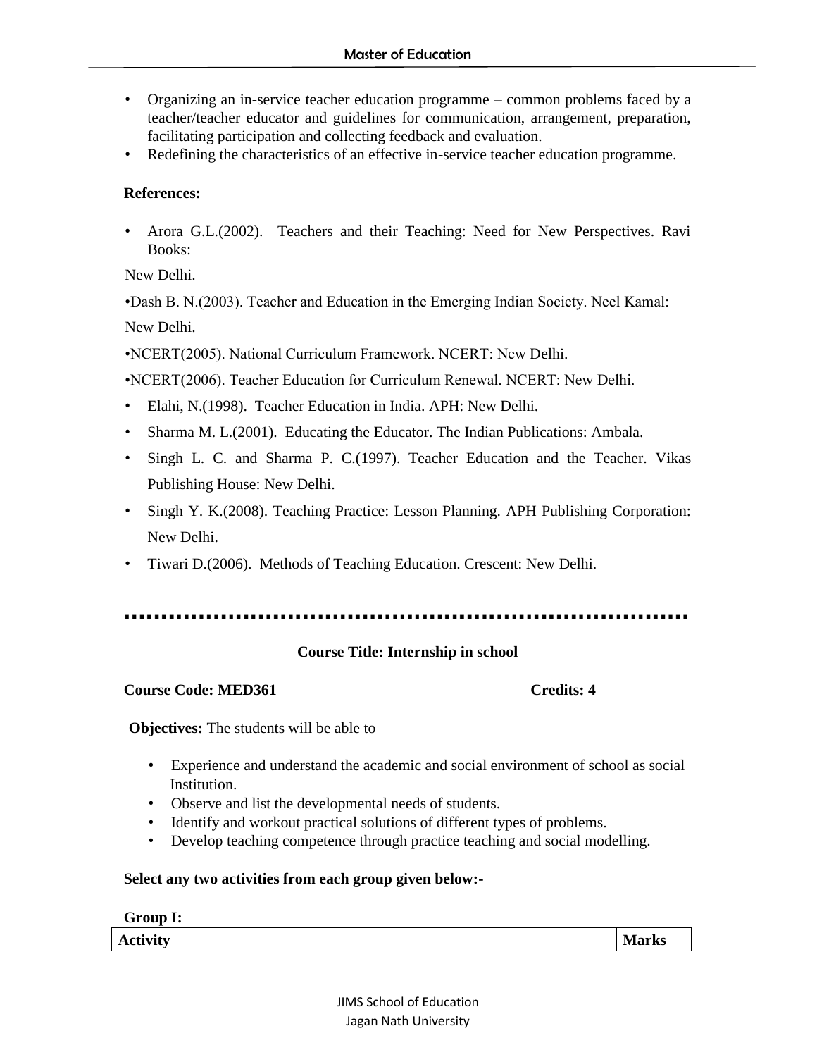- Organizing an in-service teacher education programme – common problems faced by a teacher/teacher educator and guidelines for communication, arrangement, preparation, facilitating participation and collecting feedback and evaluation.
- Redefining the characteristics of an effective in-service teacher education programme.

**References:**

- Arora G.L.(2002). Teachers and their Teaching: Need for New Perspectives. Ravi Books:

New Delhi.

•Dash B. N.(2003). Teacher and Education in the Emerging Indian Society. Neel Kamal:

New Delhi.

•NCERT(2005). National Curriculum Framework. NCERT: New Delhi.

•NCERT(2006). Teacher Education for Curriculum Renewal. NCERT: New Delhi.

- Elahi, N.(1998). Teacher Education in India. APH: New Delhi.
- Sharma M. L.(2001). Educating the Educator. The Indian Publications: Ambala.
- Singh L. C. and Sharma P. C.(1997). Teacher Education and the Teacher. Vikas Publishing House: New Delhi.
- Singh Y. K.(2008). Teaching Practice: Lesson Planning. APH Publishing Corporation: New Delhi.
- Tiwari D.(2006). Methods of Teaching Education. Crescent: New Delhi.

..........................................................................

**Course Title: Internship in school**

**Course Code: MED361** **Credits: 4**

**Objectives:** The students will be able to

- Experience and understand the academic and social environment of school as social Institution.
- Observe and list the developmental needs of students.
- Identify and workout practical solutions of different types of problems.
- Develop teaching competence through practice teaching and social modelling.

**Select any two activities from each group given below:-**

**Group I:**

| Activity | Marks |
|---|---|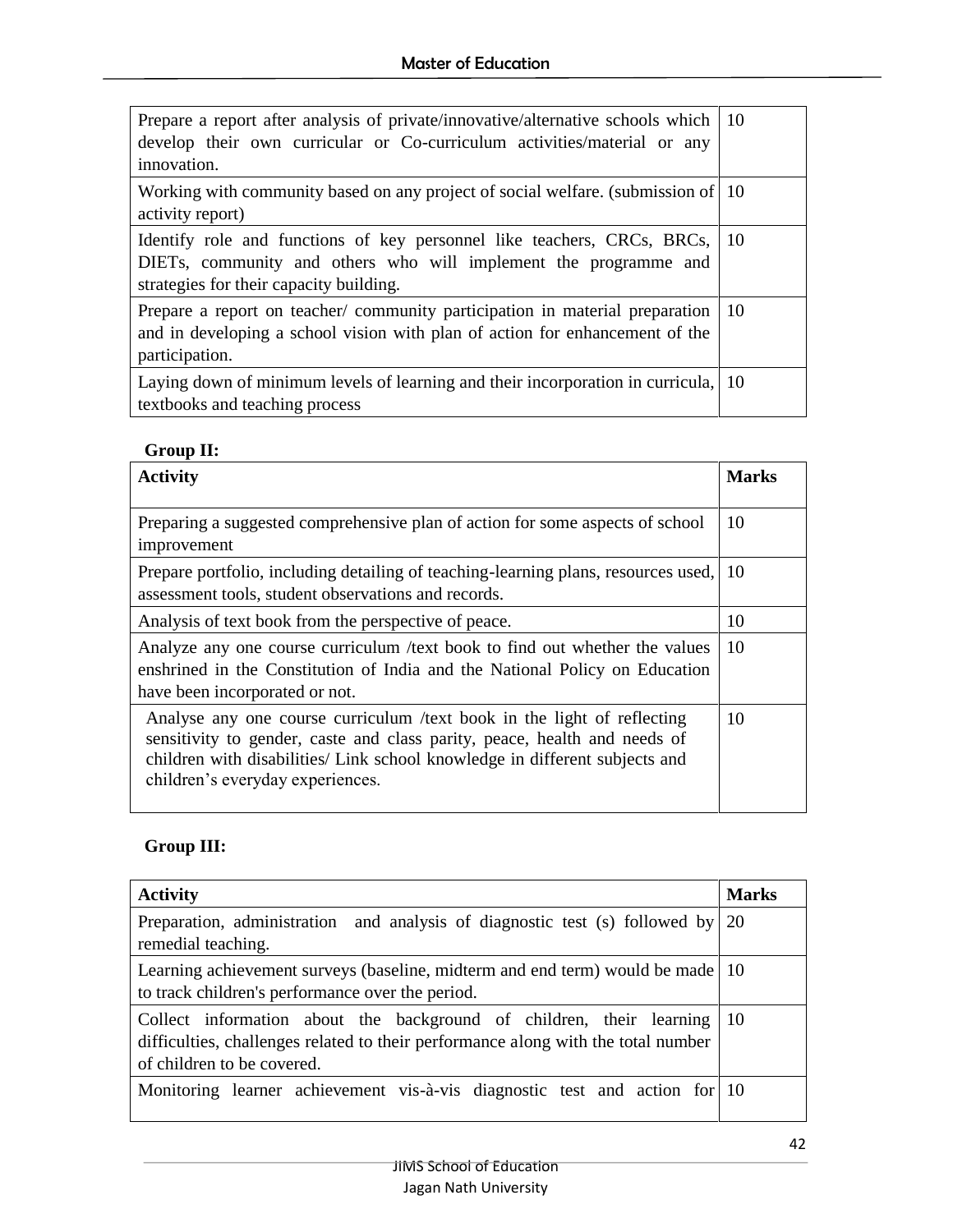| | |
|---|---|
| Prepare a report after analysis of private/innovative/alternative schools which develop their own curricular or Co-curriculum activities/material or any innovation. | 10 |
| Working with community based on any project of social welfare. (submission of activity report) | 10 |
| Identify role and functions of key personnel like teachers, CRCs, BRCs, DIETs, community and others who will implement the programme and strategies for their capacity building. | 10 |
| Prepare a report on teacher/ community participation in material preparation and in developing a school vision with plan of action for enhancement of the participation. | 10 |
| Laying down of minimum levels of learning and their incorporation in curricula, textbooks and teaching process | 10 |

**Group II:**

| Activity | Marks |
|---|---|
| Preparing a suggested comprehensive plan of action for some aspects of school improvement | 10 |
| Prepare portfolio, including detailing of teaching-learning plans, resources used, assessment tools, student observations and records. | 10 |
| Analysis of text book from the perspective of peace. | 10 |
| Analyze any one course curriculum /text book to find out whether the values enshrined in the Constitution of India and the National Policy on Education have been incorporated or not. | 10 |
| Analyse any one course curriculum /text book in the light of reflecting sensitivity to gender, caste and class parity, peace, health and needs of children with disabilities/ Link school knowledge in different subjects and children's everyday experiences. | 10 |

**Group III:**

| Activity | Marks |
|---|---|
| Preparation, administration and analysis of diagnostic test (s) followed by remedial teaching. | 20 |
| Learning achievement surveys (baseline, midterm and end term) would be made to track children's performance over the period. | 10 |
| Collect information about the background of children, their learning difficulties, challenges related to their performance along with the total number of children to be covered. | 10 |
| Monitoring learner achievement vis-à-vis diagnostic test and action for | 10 |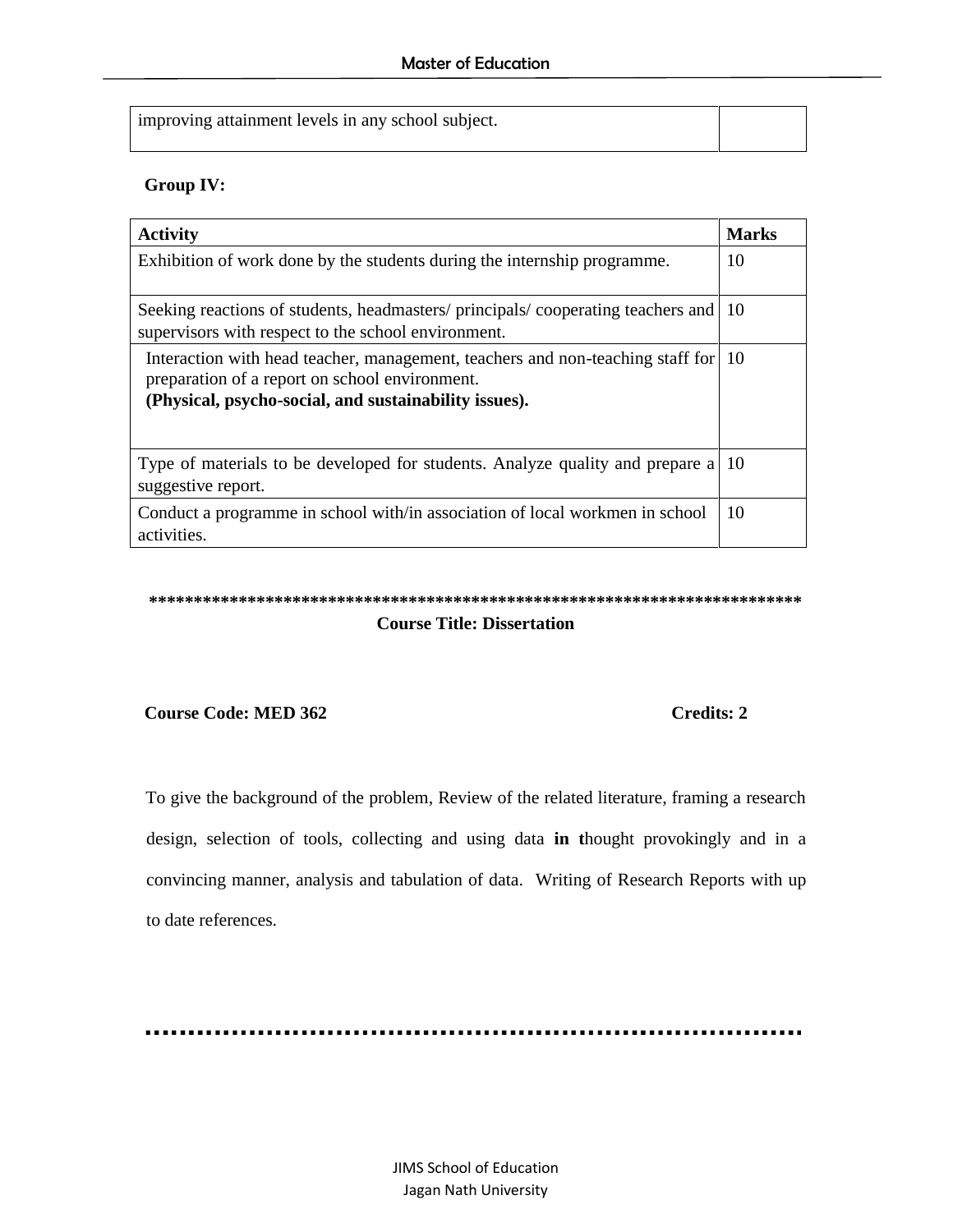| improving attainment levels in any school subject. | |
|---|---|

**Group IV:**

| **Activity** | **Marks** |
|---|---|
| Exhibition of work done by the students during the internship programme. | 10 |
| Seeking reactions of students, headmasters/ principals/ cooperating teachers and supervisors with respect to the school environment. | 10 |
| Interaction with head teacher, management, teachers and non-teaching staff for preparation of a report on school environment. **(Physical, psycho-social, and sustainability issues).** | 10 |
| Type of materials to be developed for students. Analyze quality and prepare a suggestive report. | 10 |
| Conduct a programme in school with/in association of local workmen in school activities. | 10 |

**************************************************************************

**Course Title: Dissertation**

**Course Code: MED 362** **Credits: 2**

To give the background of the problem, Review of the related literature, framing a research design, selection of tools, collecting and using data **in t**hought provokingly and in a convincing manner, analysis and tabulation of data. Writing of Research Reports with up to date references.

..........................................................................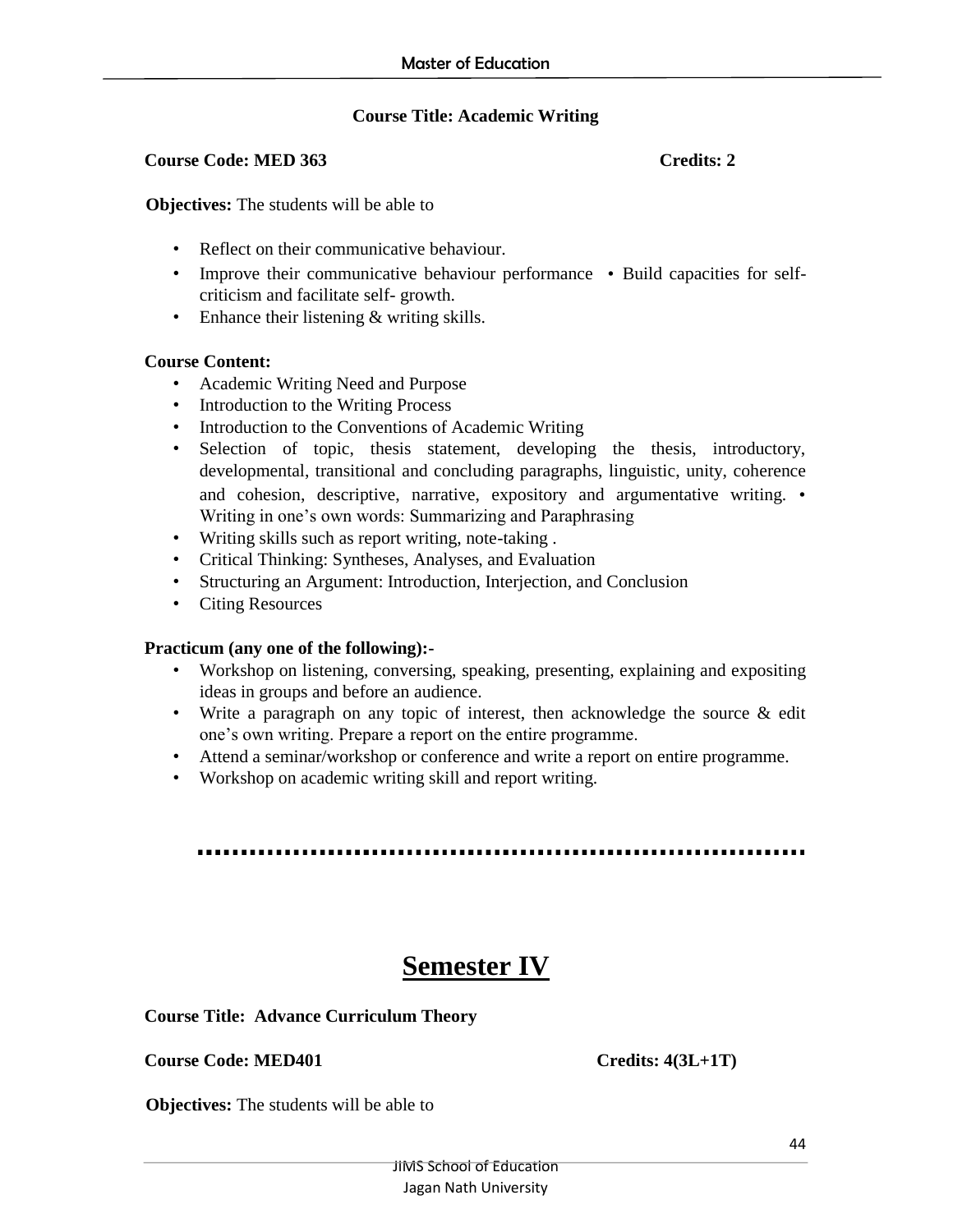**Course Title: Academic Writing**

**Course Code: MED 363** **Credits: 2**

**Objectives:** The students will be able to

- Reflect on their communicative behaviour.
- Improve their communicative behaviour performance • Build capacities for self-criticism and facilitate self- growth.
- Enhance their listening & writing skills.

**Course Content:**

- Academic Writing Need and Purpose
- Introduction to the Writing Process
- Introduction to the Conventions of Academic Writing
- Selection of topic, thesis statement, developing the thesis, introductory, developmental, transitional and concluding paragraphs, linguistic, unity, coherence and cohesion, descriptive, narrative, expository and argumentative writing. • Writing in one's own words: Summarizing and Paraphrasing
- Writing skills such as report writing, note-taking .
- Critical Thinking: Syntheses, Analyses, and Evaluation
- Structuring an Argument: Introduction, Interjection, and Conclusion
- Citing Resources

**Practicum (any one of the following):-**

- Workshop on listening, conversing, speaking, presenting, explaining and expositing ideas in groups and before an audience.
- Write a paragraph on any topic of interest, then acknowledge the source & edit one's own writing. Prepare a report on the entire programme.
- Attend a seminar/workshop or conference and write a report on entire programme.
- Workshop on academic writing skill and report writing.

# Semester IV

**Course Title: Advance Curriculum Theory**

**Course Code: MED401** **Credits: 4(3L+1T)**

**Objectives:** The students will be able to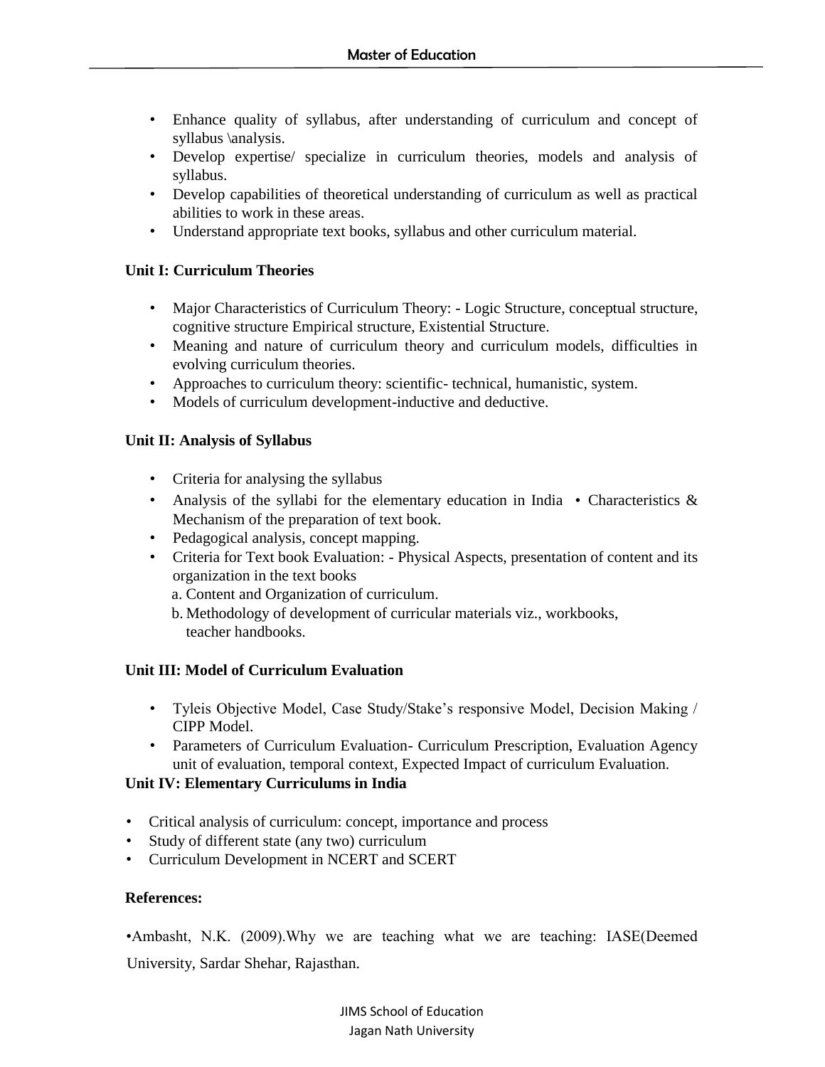- Enhance quality of syllabus, after understanding of curriculum and concept of syllabus \analysis.
- Develop expertise/ specialize in curriculum theories, models and analysis of syllabus.
- Develop capabilities of theoretical understanding of curriculum as well as practical abilities to work in these areas.
- Understand appropriate text books, syllabus and other curriculum material.

**Unit I: Curriculum Theories**

- Major Characteristics of Curriculum Theory: - Logic Structure, conceptual structure, cognitive structure Empirical structure, Existential Structure.
- Meaning and nature of curriculum theory and curriculum models, difficulties in evolving curriculum theories.
- Approaches to curriculum theory: scientific- technical, humanistic, system.
- Models of curriculum development-inductive and deductive.

**Unit II: Analysis of Syllabus**

- Criteria for analysing the syllabus
- Analysis of the syllabi for the elementary education in India • Characteristics & Mechanism of the preparation of text book.
- Pedagogical analysis, concept mapping.
- Criteria for Text book Evaluation: - Physical Aspects, presentation of content and its organization in the text books
  a. Content and Organization of curriculum.
  b. Methodology of development of curricular materials viz., workbooks, teacher handbooks.

**Unit III: Model of Curriculum Evaluation**

- Tyleis Objective Model, Case Study/Stake's responsive Model, Decision Making / CIPP Model.
- Parameters of Curriculum Evaluation- Curriculum Prescription, Evaluation Agency unit of evaluation, temporal context, Expected Impact of curriculum Evaluation.

**Unit IV: Elementary Curriculums in India**

- Critical analysis of curriculum: concept, importance and process
- Study of different state (any two) curriculum
- Curriculum Development in NCERT and SCERT

**References:**

•Ambasht, N.K. (2009).Why we are teaching what we are teaching: IASE(Deemed University, Sardar Shehar, Rajasthan.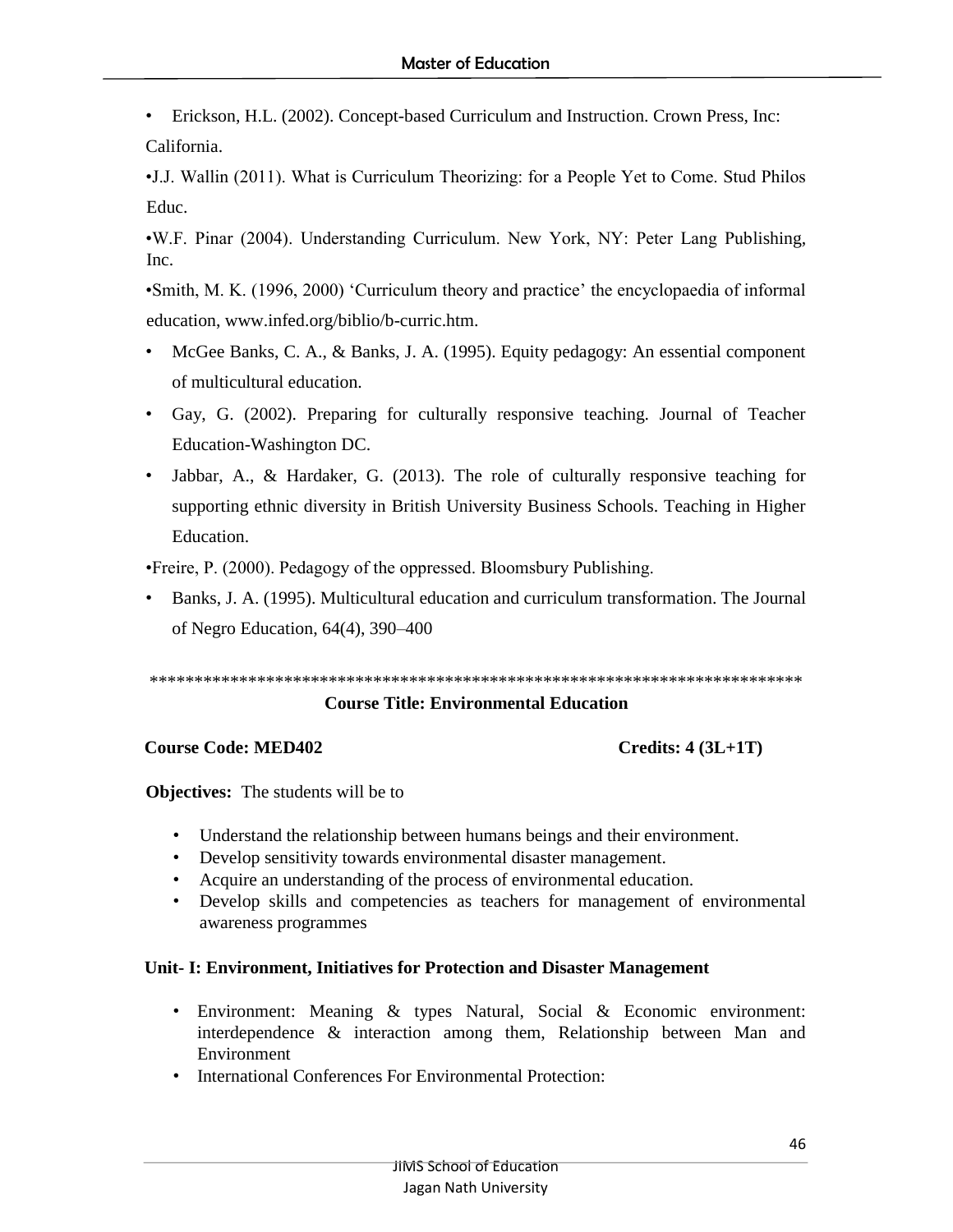- Erickson, H.L. (2002). Concept-based Curriculum and Instruction. Crown Press, Inc: California.
- J.J. Wallin (2011). What is Curriculum Theorizing: for a People Yet to Come. Stud Philos Educ.
- W.F. Pinar (2004). Understanding Curriculum. New York, NY: Peter Lang Publishing, Inc.
- Smith, M. K. (1996, 2000) 'Curriculum theory and practice' the encyclopaedia of informal education, www.infed.org/biblio/b-curric.htm.
- McGee Banks, C. A., & Banks, J. A. (1995). Equity pedagogy: An essential component of multicultural education.
- Gay, G. (2002). Preparing for culturally responsive teaching. Journal of Teacher Education-Washington DC.
- Jabbar, A., & Hardaker, G. (2013). The role of culturally responsive teaching for supporting ethnic diversity in British University Business Schools. Teaching in Higher Education.
- Freire, P. (2000). Pedagogy of the oppressed. Bloomsbury Publishing.
- Banks, J. A. (1995). Multicultural education and curriculum transformation. The Journal of Negro Education, 64(4), 390–400

***************************************************************************

## Course Title: Environmental Education

**Course Code: MED402** **Credits: 4 (3L+1T)**

**Objectives:** The students will be to

- Understand the relationship between humans beings and their environment.
- Develop sensitivity towards environmental disaster management.
- Acquire an understanding of the process of environmental education.
- Develop skills and competencies as teachers for management of environmental awareness programmes

### Unit- I: Environment, Initiatives for Protection and Disaster Management

- Environment: Meaning & types Natural, Social & Economic environment: interdependence & interaction among them, Relationship between Man and Environment
- International Conferences For Environmental Protection: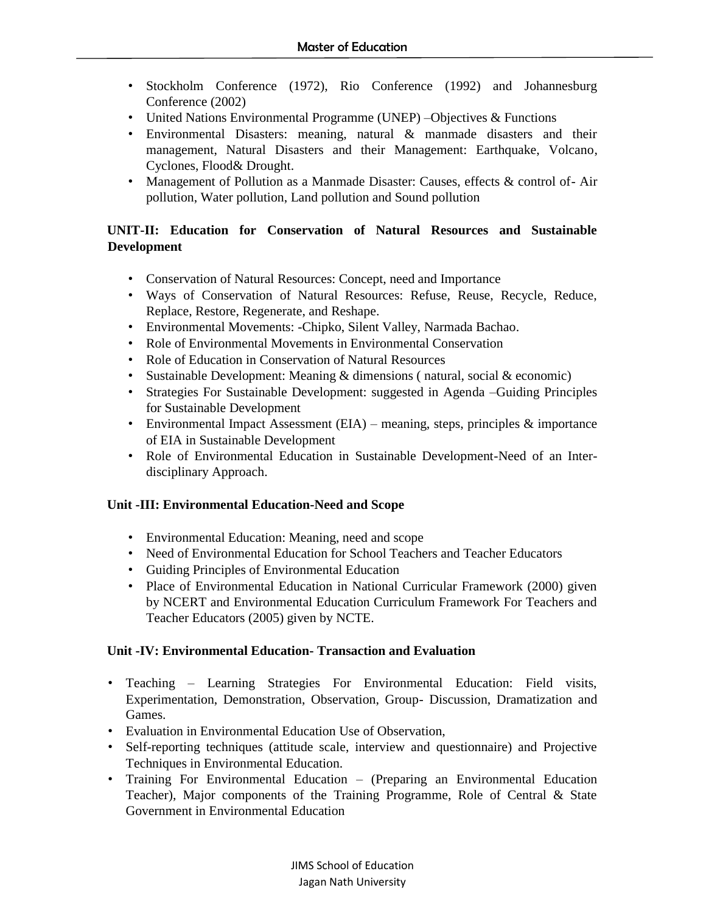- Stockholm Conference (1972), Rio Conference (1992) and Johannesburg Conference (2002)
- United Nations Environmental Programme (UNEP) –Objectives & Functions
- Environmental Disasters: meaning, natural & manmade disasters and their management, Natural Disasters and their Management: Earthquake, Volcano, Cyclones, Flood& Drought.
- Management of Pollution as a Manmade Disaster: Causes, effects & control of- Air pollution, Water pollution, Land pollution and Sound pollution

**UNIT-II: Education for Conservation of Natural Resources and Sustainable Development**

- Conservation of Natural Resources: Concept, need and Importance
- Ways of Conservation of Natural Resources: Refuse, Reuse, Recycle, Reduce, Replace, Restore, Regenerate, and Reshape.
- Environmental Movements: -Chipko, Silent Valley, Narmada Bachao.
- Role of Environmental Movements in Environmental Conservation
- Role of Education in Conservation of Natural Resources
- Sustainable Development: Meaning & dimensions ( natural, social & economic)
- Strategies For Sustainable Development: suggested in Agenda –Guiding Principles for Sustainable Development
- Environmental Impact Assessment (EIA) – meaning, steps, principles & importance of EIA in Sustainable Development
- Role of Environmental Education in Sustainable Development-Need of an Inter-disciplinary Approach.

**Unit -III: Environmental Education-Need and Scope**

- Environmental Education: Meaning, need and scope
- Need of Environmental Education for School Teachers and Teacher Educators
- Guiding Principles of Environmental Education
- Place of Environmental Education in National Curricular Framework (2000) given by NCERT and Environmental Education Curriculum Framework For Teachers and Teacher Educators (2005) given by NCTE.

**Unit -IV: Environmental Education- Transaction and Evaluation**

- Teaching – Learning Strategies For Environmental Education: Field visits, Experimentation, Demonstration, Observation, Group- Discussion, Dramatization and Games.
- Evaluation in Environmental Education Use of Observation,
- Self-reporting techniques (attitude scale, interview and questionnaire) and Projective Techniques in Environmental Education.
- Training For Environmental Education – (Preparing an Environmental Education Teacher), Major components of the Training Programme, Role of Central & State Government in Environmental Education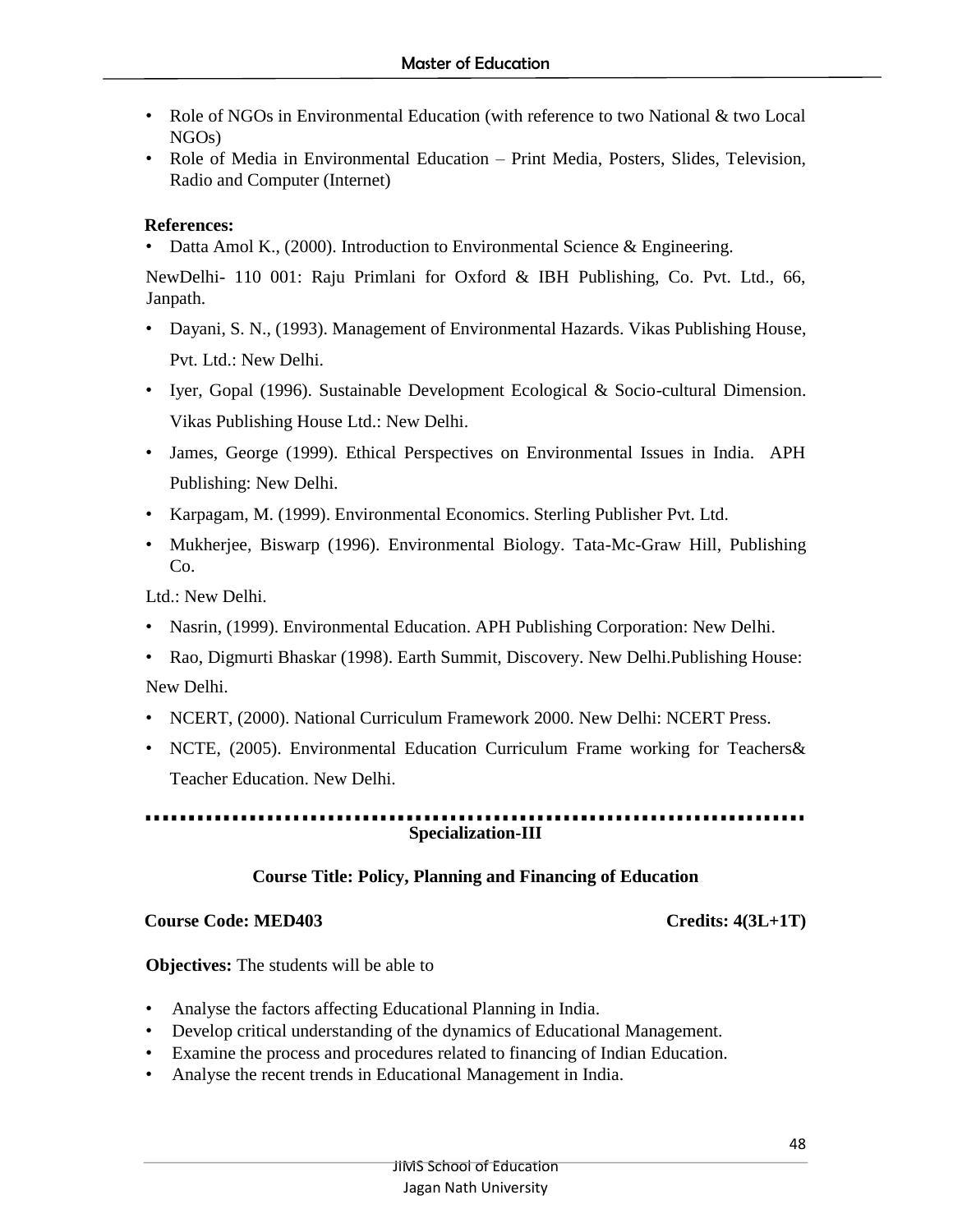- Role of NGOs in Environmental Education (with reference to two National & two Local NGOs)
- Role of Media in Environmental Education – Print Media, Posters, Slides, Television, Radio and Computer (Internet)

**References:**

- Datta Amol K., (2000). Introduction to Environmental Science & Engineering.

NewDelhi- 110 001: Raju Primlani for Oxford & IBH Publishing, Co. Pvt. Ltd., 66, Janpath.

- Dayani, S. N., (1993). Management of Environmental Hazards. Vikas Publishing House, Pvt. Ltd.: New Delhi.
- Iyer, Gopal (1996). Sustainable Development Ecological & Socio-cultural Dimension. Vikas Publishing House Ltd.: New Delhi.
- James, George (1999). Ethical Perspectives on Environmental Issues in India. APH Publishing: New Delhi.
- Karpagam, M. (1999). Environmental Economics. Sterling Publisher Pvt. Ltd.
- Mukherjee, Biswarp (1996). Environmental Biology. Tata-Mc-Graw Hill, Publishing Co.

Ltd.: New Delhi.

- Nasrin, (1999). Environmental Education. APH Publishing Corporation: New Delhi.
- Rao, Digmurti Bhaskar (1998). Earth Summit, Discovery. New Delhi.Publishing House:

New Delhi.

- NCERT, (2000). National Curriculum Framework 2000. New Delhi: NCERT Press.
- NCTE, (2005). Environmental Education Curriculum Frame working for Teachers& Teacher Education. New Delhi.

---

**Specialization-III**

**Course Title: Policy, Planning and Financing of Education**

**Course Code: MED403** **Credits: 4(3L+1T)**

**Objectives:** The students will be able to

- Analyse the factors affecting Educational Planning in India.
- Develop critical understanding of the dynamics of Educational Management.
- Examine the process and procedures related to financing of Indian Education.
- Analyse the recent trends in Educational Management in India.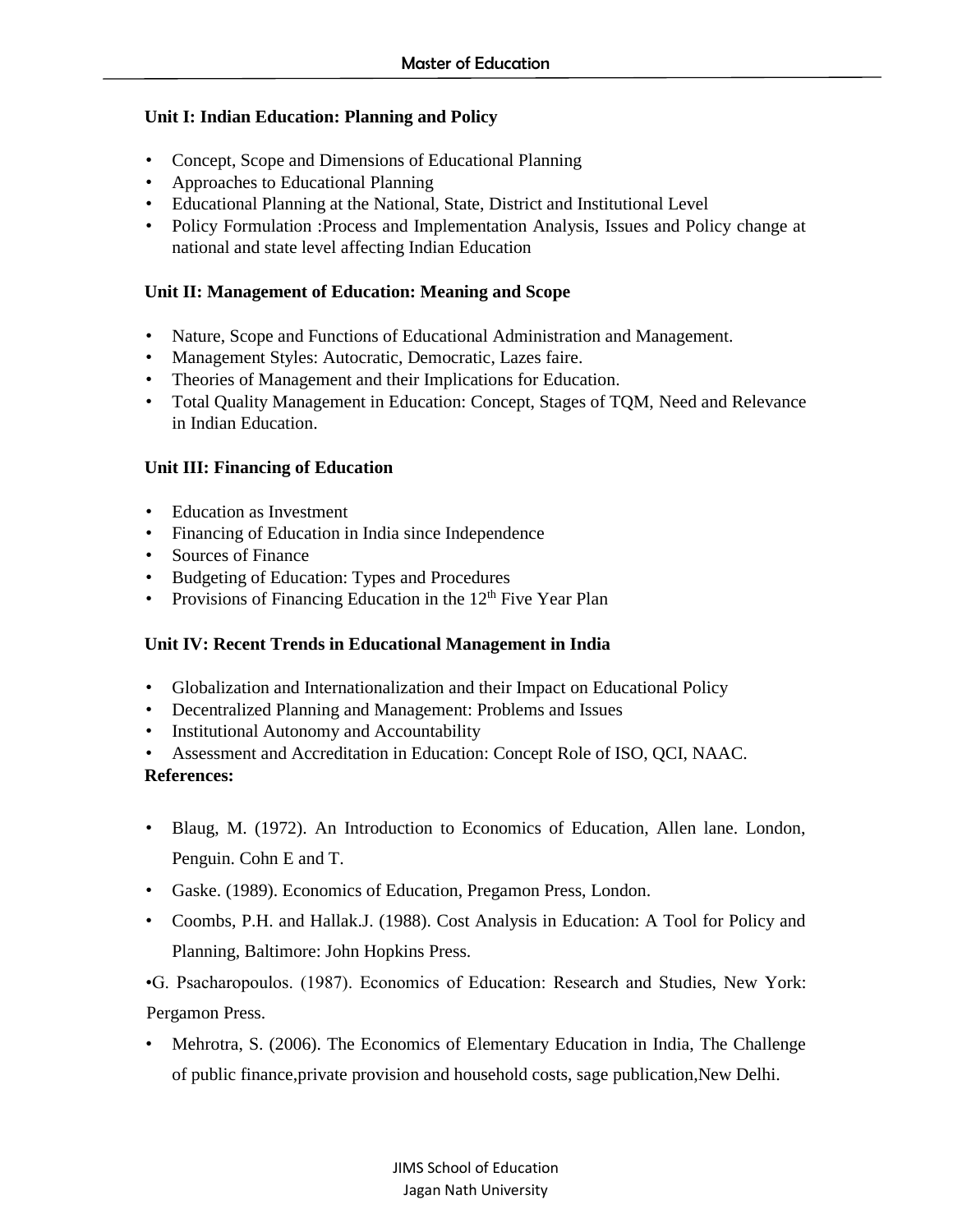**Unit I: Indian Education: Planning and Policy**

- Concept, Scope and Dimensions of Educational Planning
- Approaches to Educational Planning
- Educational Planning at the National, State, District and Institutional Level
- Policy Formulation :Process and Implementation Analysis, Issues and Policy change at national and state level affecting Indian Education

**Unit II: Management of Education: Meaning and Scope**

- Nature, Scope and Functions of Educational Administration and Management.
- Management Styles: Autocratic, Democratic, Lazes faire.
- Theories of Management and their Implications for Education.
- Total Quality Management in Education: Concept, Stages of TQM, Need and Relevance in Indian Education.

**Unit III: Financing of Education**

- Education as Investment
- Financing of Education in India since Independence
- Sources of Finance
- Budgeting of Education: Types and Procedures
- Provisions of Financing Education in the 12th Five Year Plan

**Unit IV: Recent Trends in Educational Management in India**

- Globalization and Internationalization and their Impact on Educational Policy
- Decentralized Planning and Management: Problems and Issues
- Institutional Autonomy and Accountability
- Assessment and Accreditation in Education: Concept Role of ISO, QCI, NAAC.

**References:**

- Blaug, M. (1972). An Introduction to Economics of Education, Allen lane. London, Penguin. Cohn E and T.
- Gaske. (1989). Economics of Education, Pregamon Press, London.
- Coombs, P.H. and Hallak.J. (1988). Cost Analysis in Education: A Tool for Policy and Planning, Baltimore: John Hopkins Press.
- G. Psacharopoulos. (1987). Economics of Education: Research and Studies, New York: Pergamon Press.
- Mehrotra, S. (2006). The Economics of Elementary Education in India, The Challenge of public finance,private provision and household costs, sage publication,New Delhi.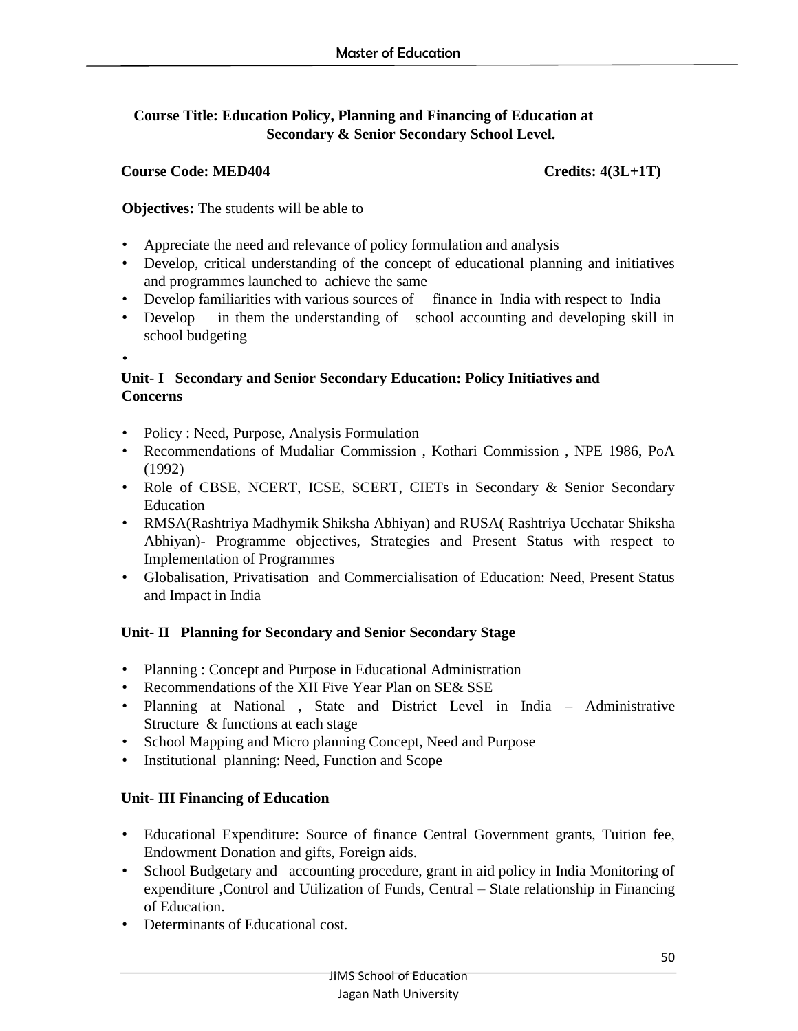**Course Title: Education Policy, Planning and Financing of Education at Secondary & Senior Secondary School Level.**

**Course Code: MED404** **Credits: 4(3L+1T)**

**Objectives:** The students will be able to

- Appreciate the need and relevance of policy formulation and analysis
- Develop, critical understanding of the concept of educational planning and initiatives and programmes launched to achieve the same
- Develop familiarities with various sources of finance in India with respect to India
- Develop in them the understanding of school accounting and developing skill in school budgeting
-

**Unit- I Secondary and Senior Secondary Education: Policy Initiatives and Concerns**

- Policy : Need, Purpose, Analysis Formulation
- Recommendations of Mudaliar Commission , Kothari Commission , NPE 1986, PoA (1992)
- Role of CBSE, NCERT, ICSE, SCERT, CIETs in Secondary & Senior Secondary Education
- RMSA(Rashtriya Madhymik Shiksha Abhiyan) and RUSA( Rashtriya Ucchatar Shiksha Abhiyan)- Programme objectives, Strategies and Present Status with respect to Implementation of Programmes
- Globalisation, Privatisation and Commercialisation of Education: Need, Present Status and Impact in India

**Unit- II Planning for Secondary and Senior Secondary Stage**

- Planning : Concept and Purpose in Educational Administration
- Recommendations of the XII Five Year Plan on SE& SSE
- Planning at National , State and District Level in India – Administrative Structure & functions at each stage
- School Mapping and Micro planning Concept, Need and Purpose
- Institutional planning: Need, Function and Scope

**Unit- III Financing of Education**

- Educational Expenditure: Source of finance Central Government grants, Tuition fee, Endowment Donation and gifts, Foreign aids.
- School Budgetary and accounting procedure, grant in aid policy in India Monitoring of expenditure ,Control and Utilization of Funds, Central – State relationship in Financing of Education.
- Determinants of Educational cost.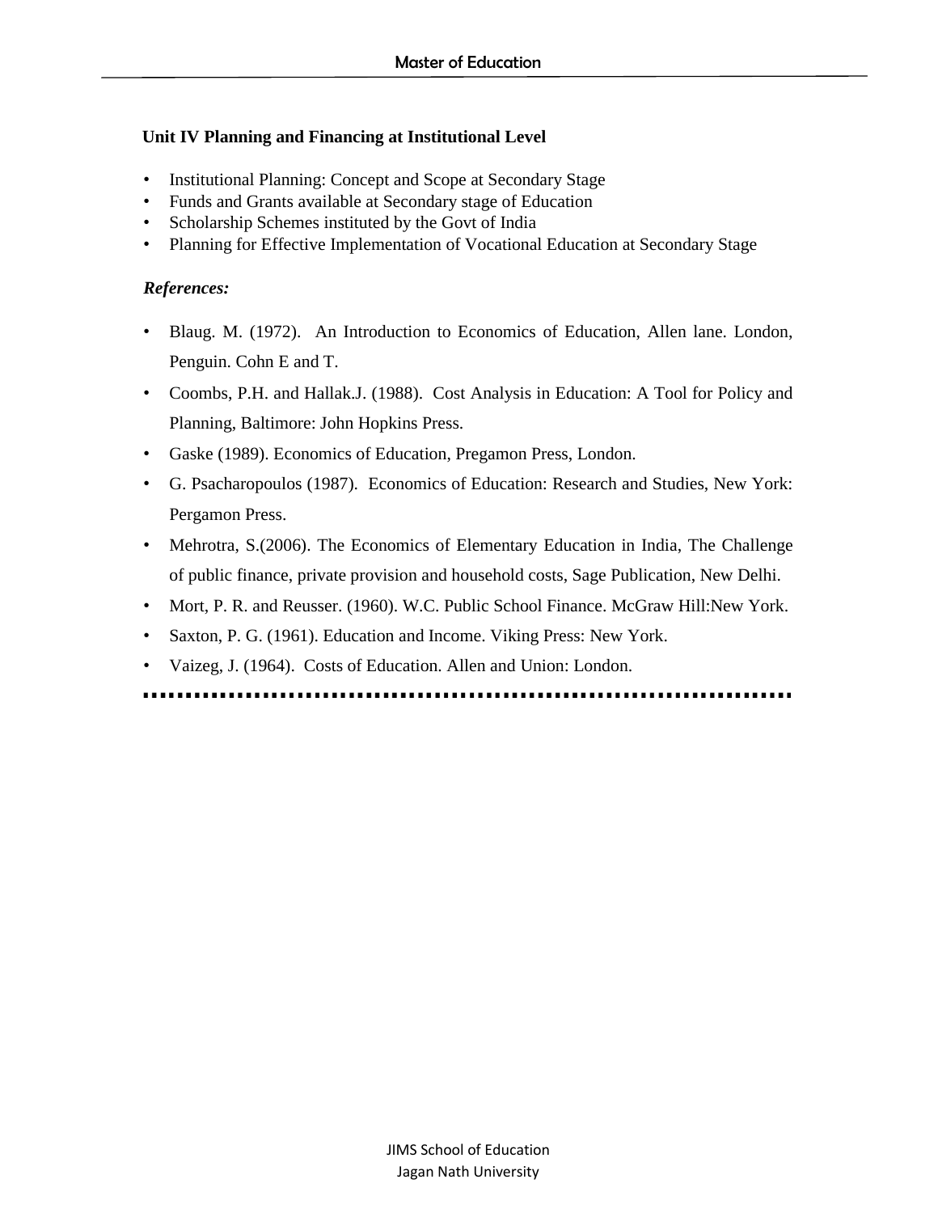**Unit IV Planning and Financing at Institutional Level**

- Institutional Planning: Concept and Scope at Secondary Stage
- Funds and Grants available at Secondary stage of Education
- Scholarship Schemes instituted by the Govt of India
- Planning for Effective Implementation of Vocational Education at Secondary Stage

***References:***

- Blaug. M. (1972). An Introduction to Economics of Education, Allen lane. London, Penguin. Cohn E and T.
- Coombs, P.H. and Hallak.J. (1988). Cost Analysis in Education: A Tool for Policy and Planning, Baltimore: John Hopkins Press.
- Gaske (1989). Economics of Education, Pregamon Press, London.
- G. Psacharopoulos (1987). Economics of Education: Research and Studies, New York: Pergamon Press.
- Mehrotra, S.(2006). The Economics of Elementary Education in India, The Challenge of public finance, private provision and household costs, Sage Publication, New Delhi.
- Mort, P. R. and Reusser. (1960). W.C. Public School Finance. McGraw Hill:New York.
- Saxton, P. G. (1961). Education and Income. Viking Press: New York.
- Vaizeg, J. (1964). Costs of Education. Allen and Union: London.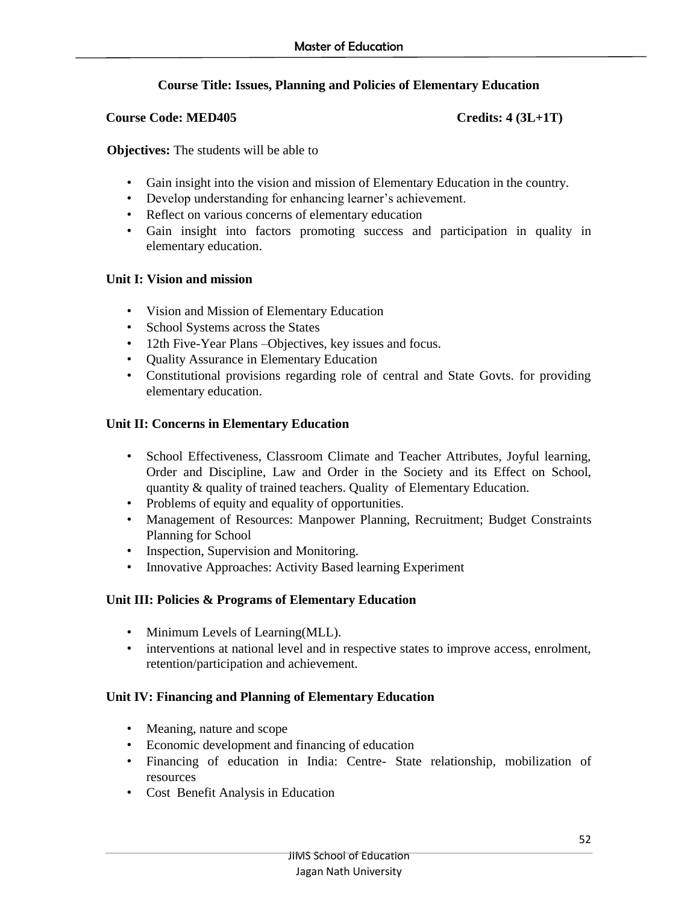## Course Title: Issues, Planning and Policies of Elementary Education

**Course Code: MED405** **Credits: 4 (3L+1T)**

**Objectives:** The students will be able to

- Gain insight into the vision and mission of Elementary Education in the country.
- Develop understanding for enhancing learner's achievement.
- Reflect on various concerns of elementary education
- Gain insight into factors promoting success and participation in quality in elementary education.

### Unit I: Vision and mission

- Vision and Mission of Elementary Education
- School Systems across the States
- 12th Five-Year Plans –Objectives, key issues and focus.
- Quality Assurance in Elementary Education
- Constitutional provisions regarding role of central and State Govts. for providing elementary education.

### Unit II: Concerns in Elementary Education

- School Effectiveness, Classroom Climate and Teacher Attributes, Joyful learning, Order and Discipline, Law and Order in the Society and its Effect on School, quantity & quality of trained teachers. Quality of Elementary Education.
- Problems of equity and equality of opportunities.
- Management of Resources: Manpower Planning, Recruitment; Budget Constraints Planning for School
- Inspection, Supervision and Monitoring.
- Innovative Approaches: Activity Based learning Experiment

### Unit III: Policies & Programs of Elementary Education

- Minimum Levels of Learning(MLL).
- interventions at national level and in respective states to improve access, enrolment, retention/participation and achievement.

### Unit IV: Financing and Planning of Elementary Education

- Meaning, nature and scope
- Economic development and financing of education
- Financing of education in India: Centre- State relationship, mobilization of resources
- Cost Benefit Analysis in Education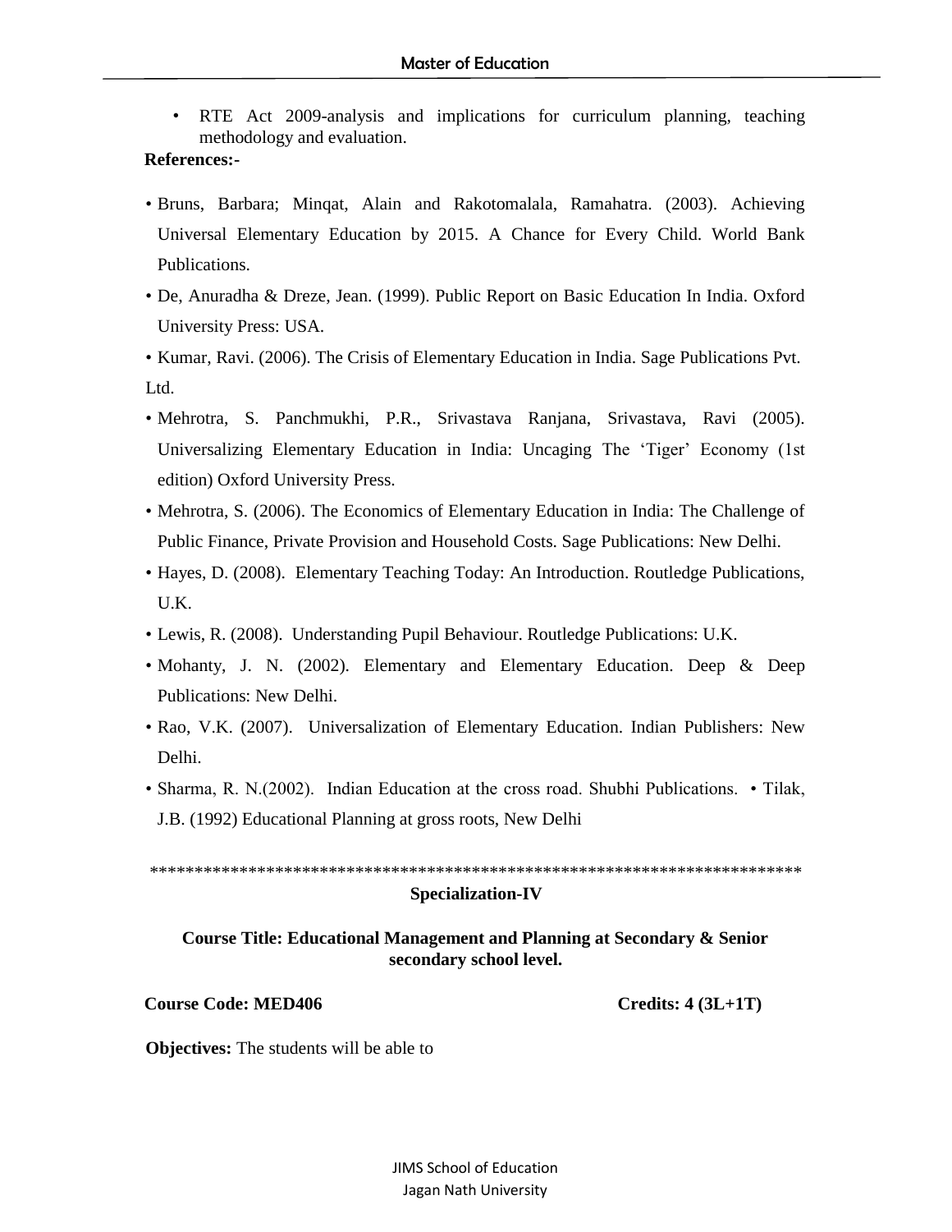- RTE Act 2009-analysis and implications for curriculum planning, teaching methodology and evaluation.

**References:-**

- Bruns, Barbara; Minqat, Alain and Rakotomalala, Ramahatra. (2003). Achieving Universal Elementary Education by 2015. A Chance for Every Child. World Bank Publications.
- De, Anuradha & Dreze, Jean. (1999). Public Report on Basic Education In India. Oxford University Press: USA.
- Kumar, Ravi. (2006). The Crisis of Elementary Education in India. Sage Publications Pvt. Ltd.
- Mehrotra, S. Panchmukhi, P.R., Srivastava Ranjana, Srivastava, Ravi (2005). Universalizing Elementary Education in India: Uncaging The 'Tiger' Economy (1st edition) Oxford University Press.
- Mehrotra, S. (2006). The Economics of Elementary Education in India: The Challenge of Public Finance, Private Provision and Household Costs. Sage Publications: New Delhi.
- Hayes, D. (2008). Elementary Teaching Today: An Introduction. Routledge Publications, U.K.
- Lewis, R. (2008). Understanding Pupil Behaviour. Routledge Publications: U.K.
- Mohanty, J. N. (2002). Elementary and Elementary Education. Deep & Deep Publications: New Delhi.
- Rao, V.K. (2007). Universalization of Elementary Education. Indian Publishers: New Delhi.
- Sharma, R. N.(2002). Indian Education at the cross road. Shubhi Publications. • Tilak, J.B. (1992) Educational Planning at gross roots, New Delhi

**************************************************************************

**Specialization-IV**

**Course Title: Educational Management and Planning at Secondary & Senior secondary school level.**

**Course Code: MED406** **Credits: 4 (3L+1T)**

**Objectives:** The students will be able to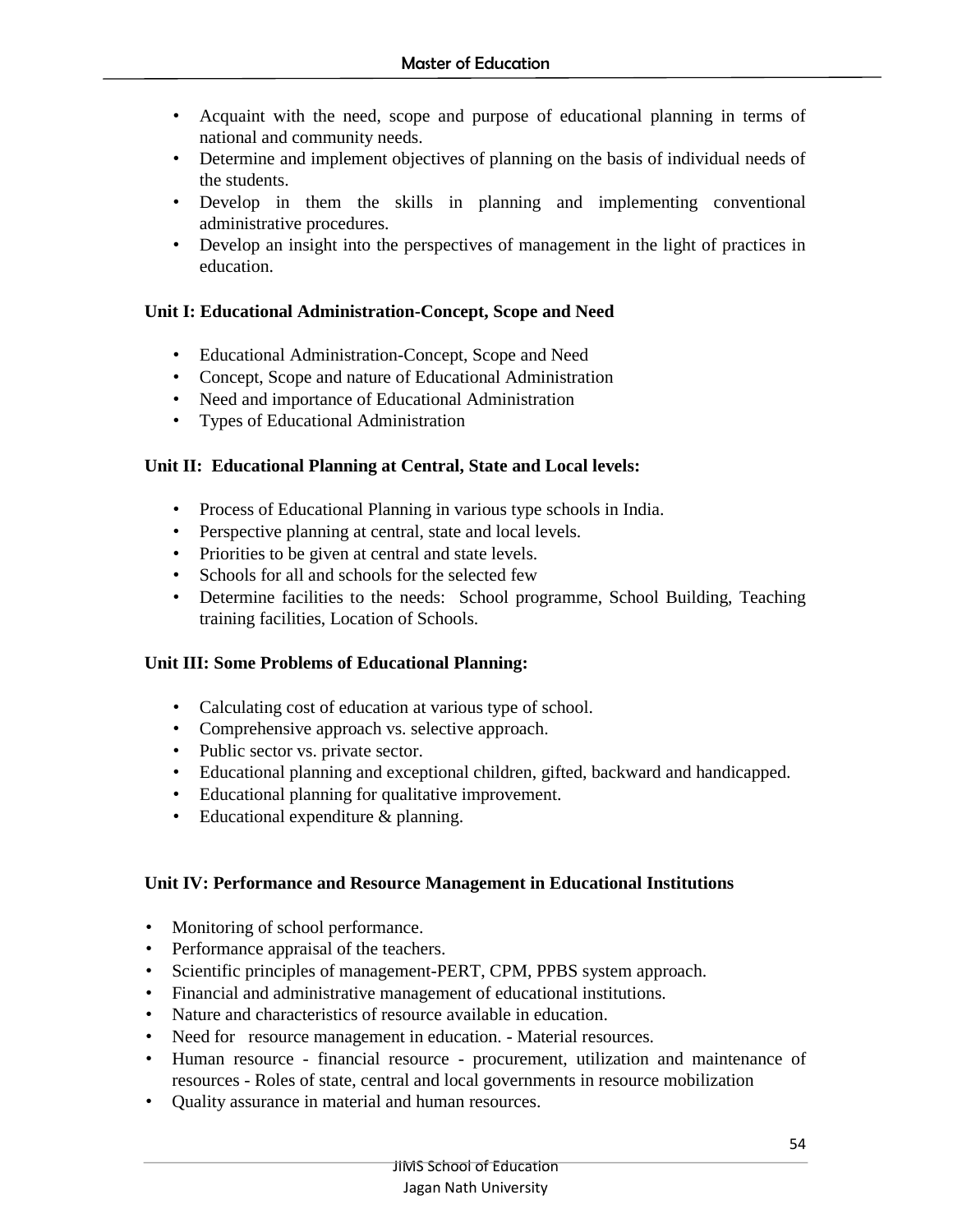- Acquaint with the need, scope and purpose of educational planning in terms of national and community needs.
- Determine and implement objectives of planning on the basis of individual needs of the students.
- Develop in them the skills in planning and implementing conventional administrative procedures.
- Develop an insight into the perspectives of management in the light of practices in education.

**Unit I: Educational Administration-Concept, Scope and Need**

- Educational Administration-Concept, Scope and Need
- Concept, Scope and nature of Educational Administration
- Need and importance of Educational Administration
- Types of Educational Administration

**Unit II: Educational Planning at Central, State and Local levels:**

- Process of Educational Planning in various type schools in India.
- Perspective planning at central, state and local levels.
- Priorities to be given at central and state levels.
- Schools for all and schools for the selected few
- Determine facilities to the needs: School programme, School Building, Teaching training facilities, Location of Schools.

**Unit III: Some Problems of Educational Planning:**

- Calculating cost of education at various type of school.
- Comprehensive approach vs. selective approach.
- Public sector vs. private sector.
- Educational planning and exceptional children, gifted, backward and handicapped.
- Educational planning for qualitative improvement.
- Educational expenditure & planning.

**Unit IV: Performance and Resource Management in Educational Institutions**

- Monitoring of school performance.
- Performance appraisal of the teachers.
- Scientific principles of management-PERT, CPM, PPBS system approach.
- Financial and administrative management of educational institutions.
- Nature and characteristics of resource available in education.
- Need for resource management in education. - Material resources.
- Human resource - financial resource - procurement, utilization and maintenance of resources - Roles of state, central and local governments in resource mobilization
- Quality assurance in material and human resources.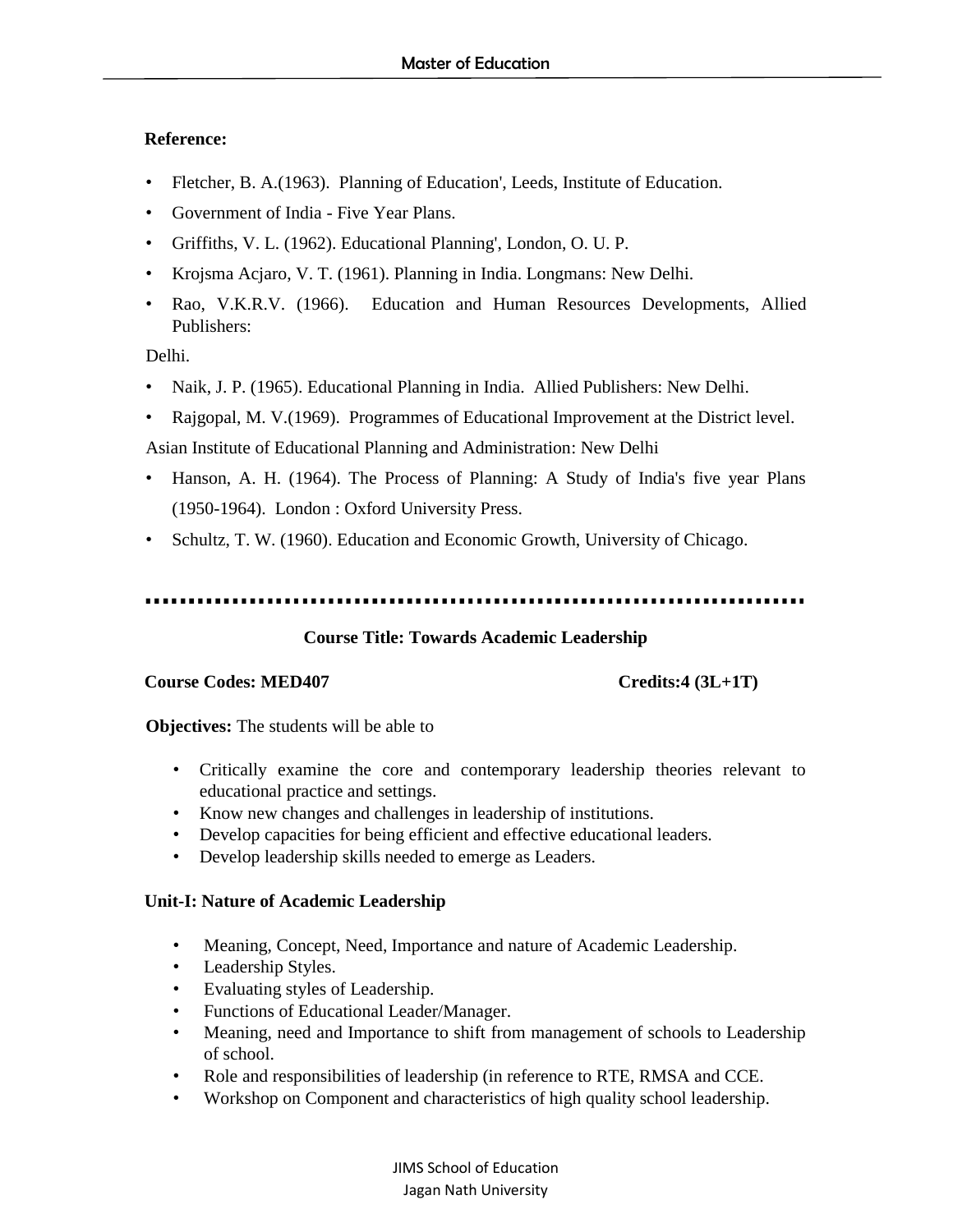**Reference:**

- Fletcher, B. A.(1963). Planning of Education', Leeds, Institute of Education.
- Government of India - Five Year Plans.
- Griffiths, V. L. (1962). Educational Planning', London, O. U. P.
- Krojsma Acjaro, V. T. (1961). Planning in India. Longmans: New Delhi.
- Rao, V.K.R.V. (1966). Education and Human Resources Developments, Allied Publishers:

Delhi.

- Naik, J. P. (1965). Educational Planning in India. Allied Publishers: New Delhi.
- Rajgopal, M. V.(1969). Programmes of Educational Improvement at the District level.

Asian Institute of Educational Planning and Administration: New Delhi

- Hanson, A. H. (1964). The Process of Planning: A Study of India's five year Plans (1950-1964). London : Oxford University Press.
- Schultz, T. W. (1960). Education and Economic Growth, University of Chicago.

---

## Course Title: Towards Academic Leadership

**Course Codes: MED407** **Credits:4 (3L+1T)**

**Objectives:** The students will be able to

- Critically examine the core and contemporary leadership theories relevant to educational practice and settings.
- Know new changes and challenges in leadership of institutions.
- Develop capacities for being efficient and effective educational leaders.
- Develop leadership skills needed to emerge as Leaders.

**Unit-I: Nature of Academic Leadership**

- Meaning, Concept, Need, Importance and nature of Academic Leadership.
- Leadership Styles.
- Evaluating styles of Leadership.
- Functions of Educational Leader/Manager.
- Meaning, need and Importance to shift from management of schools to Leadership of school.
- Role and responsibilities of leadership (in reference to RTE, RMSA and CCE.
- Workshop on Component and characteristics of high quality school leadership.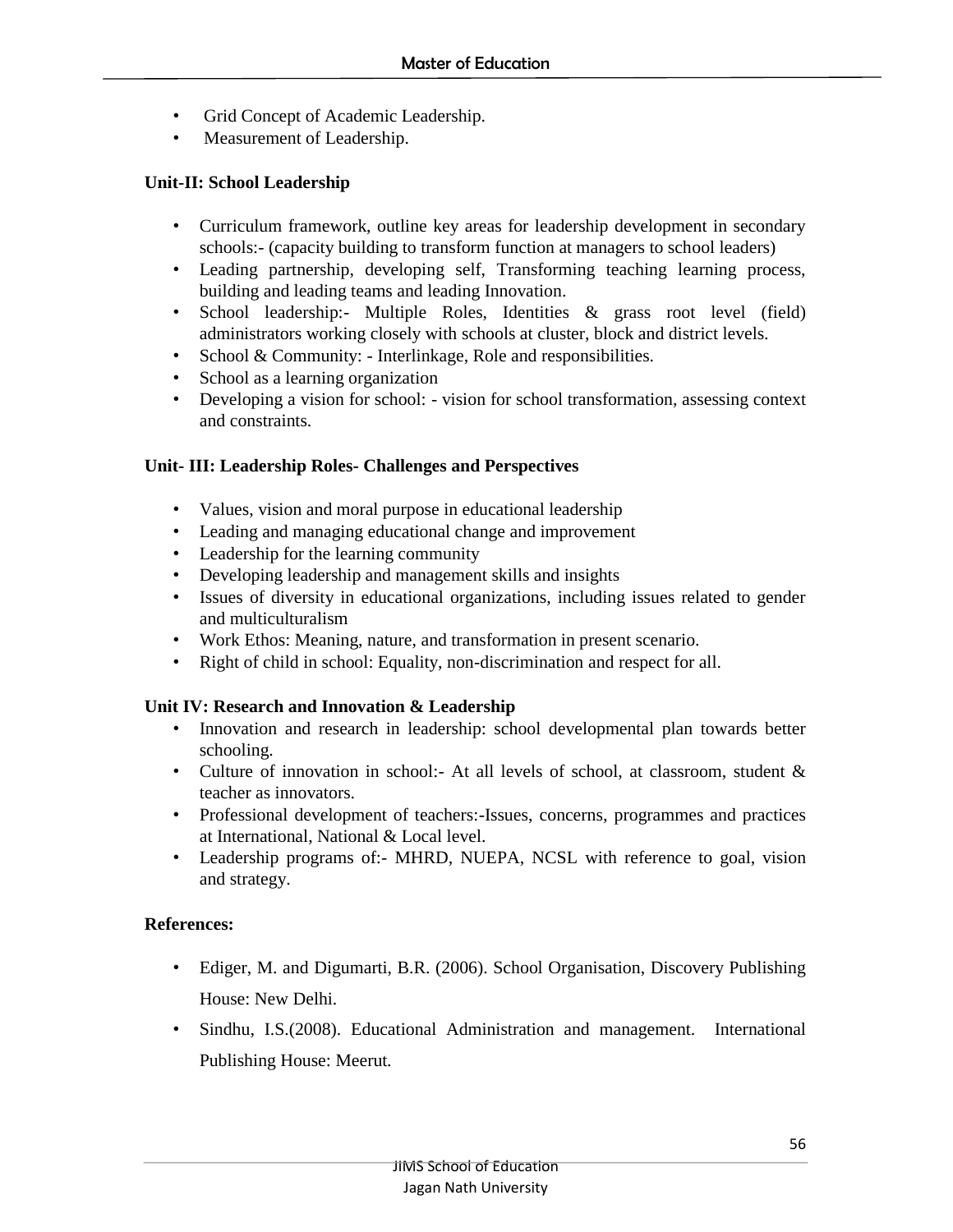- Grid Concept of Academic Leadership.
- Measurement of Leadership.

**Unit-II: School Leadership**

- Curriculum framework, outline key areas for leadership development in secondary schools:- (capacity building to transform function at managers to school leaders)
- Leading partnership, developing self, Transforming teaching learning process, building and leading teams and leading Innovation.
- School leadership:- Multiple Roles, Identities & grass root level (field) administrators working closely with schools at cluster, block and district levels.
- School & Community: - Interlinkage, Role and responsibilities.
- School as a learning organization
- Developing a vision for school: - vision for school transformation, assessing context and constraints.

**Unit- III: Leadership Roles- Challenges and Perspectives**

- Values, vision and moral purpose in educational leadership
- Leading and managing educational change and improvement
- Leadership for the learning community
- Developing leadership and management skills and insights
- Issues of diversity in educational organizations, including issues related to gender and multiculturalism
- Work Ethos: Meaning, nature, and transformation in present scenario.
- Right of child in school: Equality, non-discrimination and respect for all.

**Unit IV: Research and Innovation & Leadership**

- Innovation and research in leadership: school developmental plan towards better schooling.
- Culture of innovation in school:- At all levels of school, at classroom, student & teacher as innovators.
- Professional development of teachers:-Issues, concerns, programmes and practices at International, National & Local level.
- Leadership programs of:- MHRD, NUEPA, NCSL with reference to goal, vision and strategy.

**References:**

- Ediger, M. and Digumarti, B.R. (2006). School Organisation, Discovery Publishing House: New Delhi.
- Sindhu, I.S.(2008). Educational Administration and management. International Publishing House: Meerut.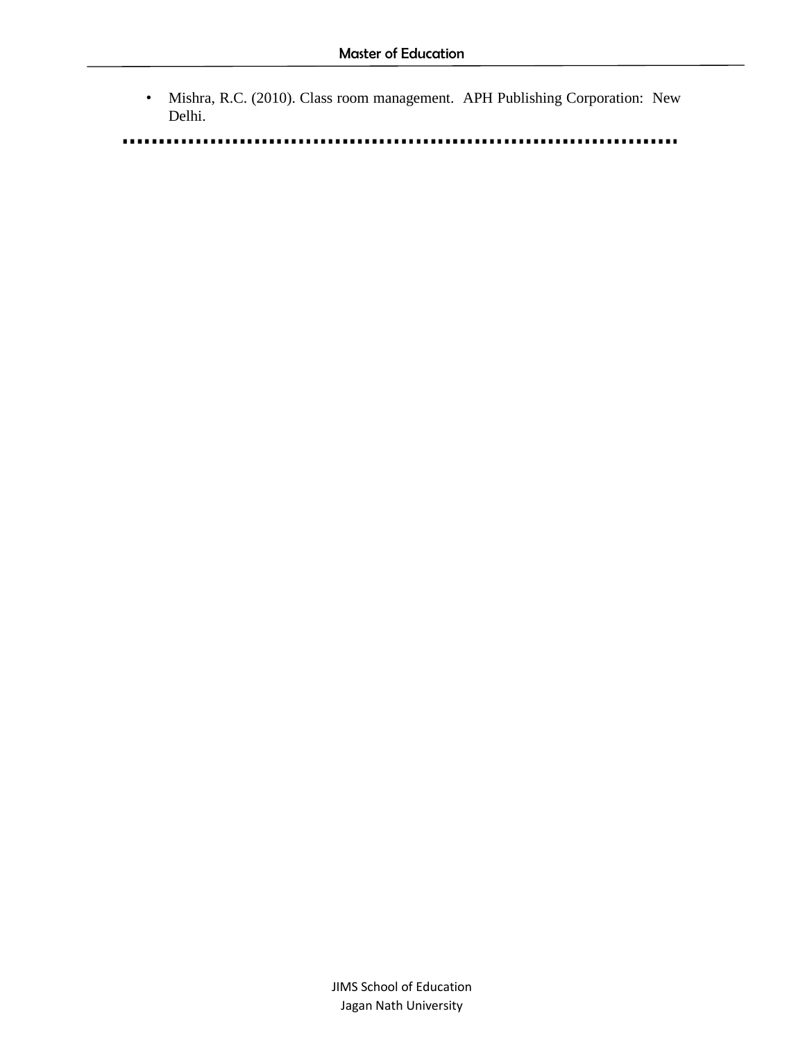- Mishra, R.C. (2010). Class room management. APH Publishing Corporation: New Delhi.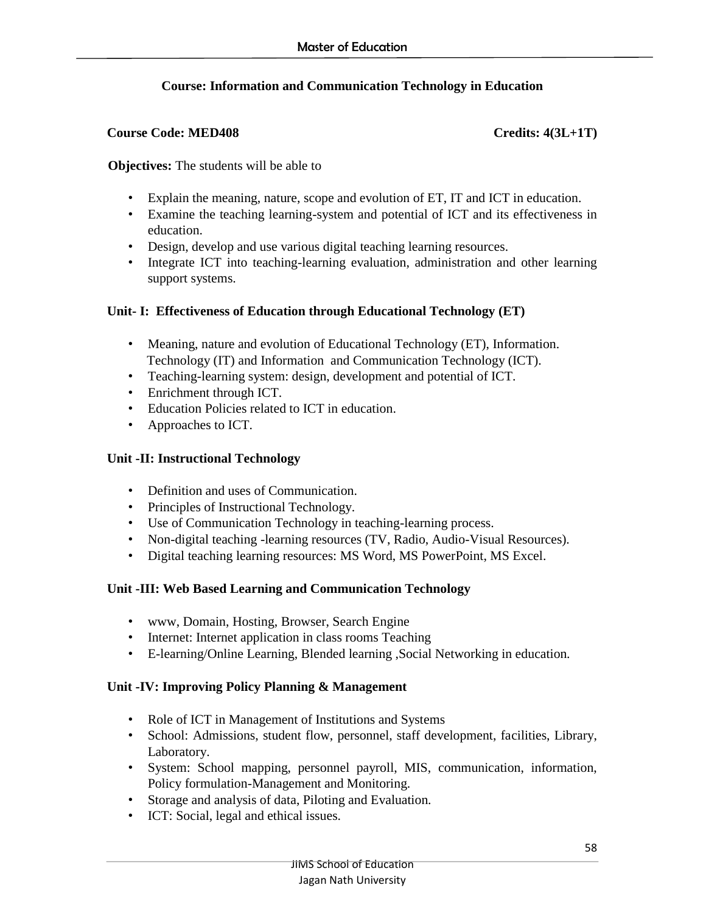## Course: Information and Communication Technology in Education

**Course Code: MED408** **Credits: 4(3L+1T)**

**Objectives:** The students will be able to

- Explain the meaning, nature, scope and evolution of ET, IT and ICT in education.
- Examine the teaching learning-system and potential of ICT and its effectiveness in education.
- Design, develop and use various digital teaching learning resources.
- Integrate ICT into teaching-learning evaluation, administration and other learning support systems.

### Unit- I: Effectiveness of Education through Educational Technology (ET)

- Meaning, nature and evolution of Educational Technology (ET), Information. Technology (IT) and Information and Communication Technology (ICT).
- Teaching-learning system: design, development and potential of ICT.
- Enrichment through ICT.
- Education Policies related to ICT in education.
- Approaches to ICT.

### Unit -II: Instructional Technology

- Definition and uses of Communication.
- Principles of Instructional Technology.
- Use of Communication Technology in teaching-learning process.
- Non-digital teaching -learning resources (TV, Radio, Audio-Visual Resources).
- Digital teaching learning resources: MS Word, MS PowerPoint, MS Excel.

### Unit -III: Web Based Learning and Communication Technology

- www, Domain, Hosting, Browser, Search Engine
- Internet: Internet application in class rooms Teaching
- E-learning/Online Learning, Blended learning ,Social Networking in education.

### Unit -IV: Improving Policy Planning & Management

- Role of ICT in Management of Institutions and Systems
- School: Admissions, student flow, personnel, staff development, facilities, Library, Laboratory.
- System: School mapping, personnel payroll, MIS, communication, information, Policy formulation-Management and Monitoring.
- Storage and analysis of data, Piloting and Evaluation.
- ICT: Social, legal and ethical issues.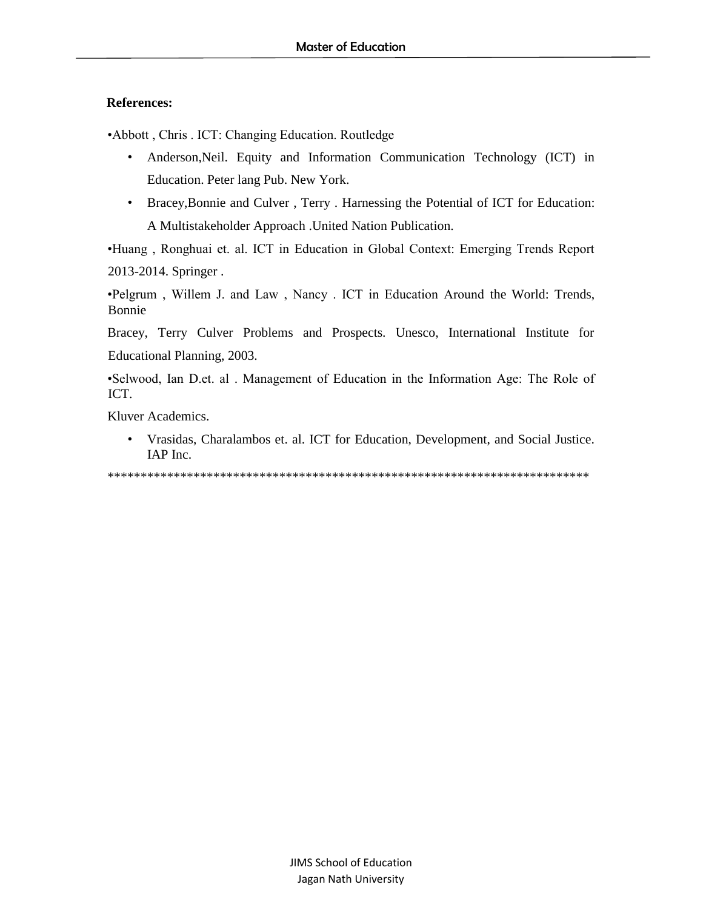**References:**

- Abbott , Chris . ICT: Changing Education. Routledge
- Anderson,Neil. Equity and Information Communication Technology (ICT) in Education. Peter lang Pub. New York.
- Bracey,Bonnie and Culver , Terry . Harnessing the Potential of ICT for Education: A Multistakeholder Approach .United Nation Publication.
- Huang , Ronghuai et. al. ICT in Education in Global Context: Emerging Trends Report 2013-2014. Springer .
- Pelgrum , Willem J. and Law , Nancy . ICT in Education Around the World: Trends, Bonnie

  Bracey, Terry Culver Problems and Prospects. Unesco, International Institute for Educational Planning, 2003.
- Selwood, Ian D.et. al . Management of Education in the Information Age: The Role of ICT.

  Kluver Academics.
- Vrasidas, Charalambos et. al. ICT for Education, Development, and Social Justice. IAP Inc.

\*\*\*\*\*\*\*\*\*\*\*\*\*\*\*\*\*\*\*\*\*\*\*\*\*\*\*\*\*\*\*\*\*\*\*\*\*\*\*\*\*\*\*\*\*\*\*\*\*\*\*\*\*\*\*\*\*\*\*\*\*\*\*\*\*\*\*\*\*\*\*\*\*\*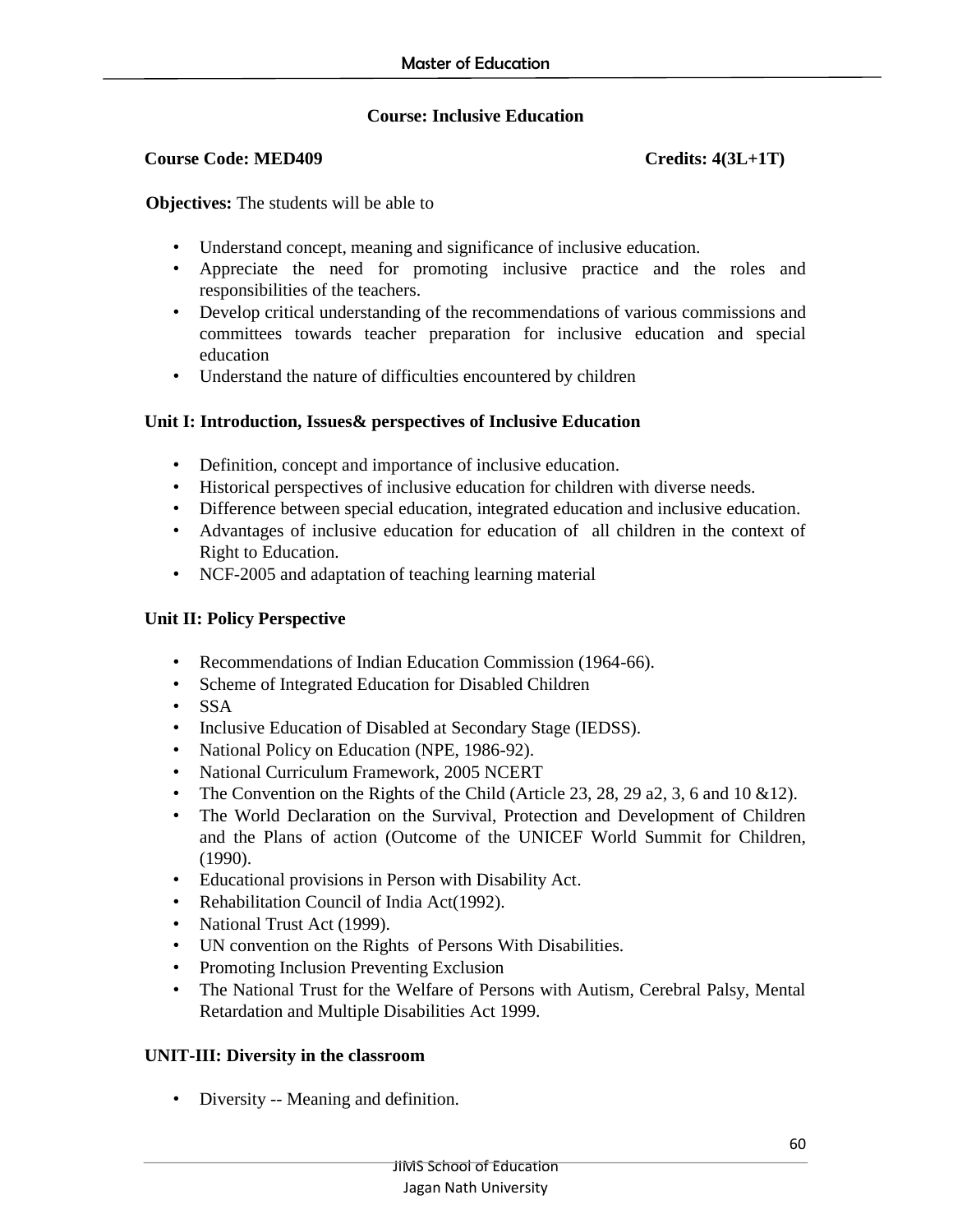## Course: Inclusive Education

**Course Code: MED409** **Credits: 4(3L+1T)**

**Objectives:** The students will be able to

- Understand concept, meaning and significance of inclusive education.
- Appreciate the need for promoting inclusive practice and the roles and responsibilities of the teachers.
- Develop critical understanding of the recommendations of various commissions and committees towards teacher preparation for inclusive education and special education
- Understand the nature of difficulties encountered by children

### Unit I: Introduction, Issues& perspectives of Inclusive Education

- Definition, concept and importance of inclusive education.
- Historical perspectives of inclusive education for children with diverse needs.
- Difference between special education, integrated education and inclusive education.
- Advantages of inclusive education for education of all children in the context of Right to Education.
- NCF-2005 and adaptation of teaching learning material

### Unit II: Policy Perspective

- Recommendations of Indian Education Commission (1964-66).
- Scheme of Integrated Education for Disabled Children
- SSA
- Inclusive Education of Disabled at Secondary Stage (IEDSS).
- National Policy on Education (NPE, 1986-92).
- National Curriculum Framework, 2005 NCERT
- The Convention on the Rights of the Child (Article 23, 28, 29 a2, 3, 6 and 10 &12).
- The World Declaration on the Survival, Protection and Development of Children and the Plans of action (Outcome of the UNICEF World Summit for Children, (1990).
- Educational provisions in Person with Disability Act.
- Rehabilitation Council of India Act(1992).
- National Trust Act (1999).
- UN convention on the Rights of Persons With Disabilities.
- Promoting Inclusion Preventing Exclusion
- The National Trust for the Welfare of Persons with Autism, Cerebral Palsy, Mental Retardation and Multiple Disabilities Act 1999.

### UNIT-III: Diversity in the classroom

- Diversity -- Meaning and definition.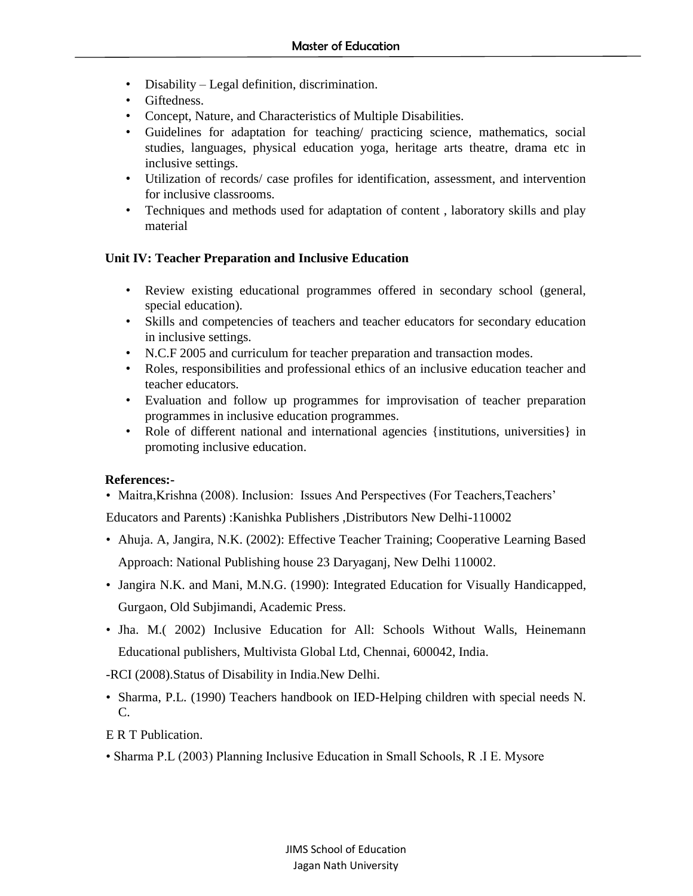- Disability – Legal definition, discrimination.
- Giftedness.
- Concept, Nature, and Characteristics of Multiple Disabilities.
- Guidelines for adaptation for teaching/ practicing science, mathematics, social studies, languages, physical education yoga, heritage arts theatre, drama etc in inclusive settings.
- Utilization of records/ case profiles for identification, assessment, and intervention for inclusive classrooms.
- Techniques and methods used for adaptation of content , laboratory skills and play material

**Unit IV: Teacher Preparation and Inclusive Education**

- Review existing educational programmes offered in secondary school (general, special education).
- Skills and competencies of teachers and teacher educators for secondary education in inclusive settings.
- N.C.F 2005 and curriculum for teacher preparation and transaction modes.
- Roles, responsibilities and professional ethics of an inclusive education teacher and teacher educators.
- Evaluation and follow up programmes for improvisation of teacher preparation programmes in inclusive education programmes.
- Role of different national and international agencies {institutions, universities} in promoting inclusive education.

**References:-**

- Maitra,Krishna (2008). Inclusion: Issues And Perspectives (For Teachers,Teachers' Educators and Parents) :Kanishka Publishers ,Distributors New Delhi-110002
- Ahuja. A, Jangira, N.K. (2002): Effective Teacher Training; Cooperative Learning Based Approach: National Publishing house 23 Daryaganj, New Delhi 110002.
- Jangira N.K. and Mani, M.N.G. (1990): Integrated Education for Visually Handicapped, Gurgaon, Old Subjimandi, Academic Press.
- Jha. M.( 2002) Inclusive Education for All: Schools Without Walls, Heinemann Educational publishers, Multivista Global Ltd, Chennai, 600042, India.

-RCI (2008).Status of Disability in India.New Delhi.

- Sharma, P.L. (1990) Teachers handbook on IED-Helping children with special needs N. C. E R T Publication.
- Sharma P.L (2003) Planning Inclusive Education in Small Schools, R .I E. Mysore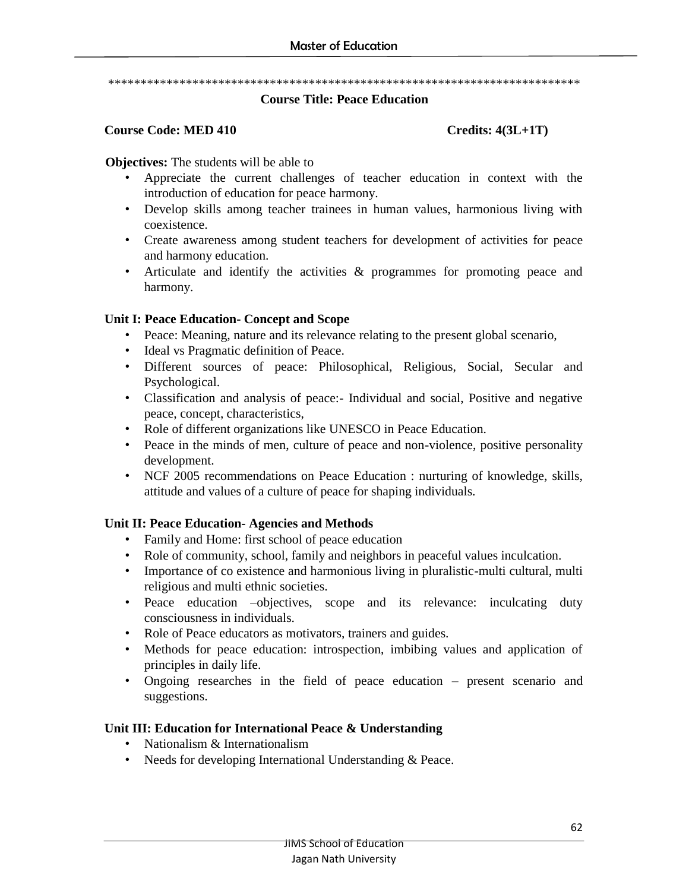***************************************************************************

## Course Title: Peace Education

**Course Code: MED 410** **Credits: 4(3L+1T)**

**Objectives:** The students will be able to

- Appreciate the current challenges of teacher education in context with the introduction of education for peace harmony.
- Develop skills among teacher trainees in human values, harmonious living with coexistence.
- Create awareness among student teachers for development of activities for peace and harmony education.
- Articulate and identify the activities & programmes for promoting peace and harmony.

### Unit I: Peace Education- Concept and Scope

- Peace: Meaning, nature and its relevance relating to the present global scenario,
- Ideal vs Pragmatic definition of Peace.
- Different sources of peace: Philosophical, Religious, Social, Secular and Psychological.
- Classification and analysis of peace:- Individual and social, Positive and negative peace, concept, characteristics,
- Role of different organizations like UNESCO in Peace Education.
- Peace in the minds of men, culture of peace and non-violence, positive personality development.
- NCF 2005 recommendations on Peace Education : nurturing of knowledge, skills, attitude and values of a culture of peace for shaping individuals.

### Unit II: Peace Education- Agencies and Methods

- Family and Home: first school of peace education
- Role of community, school, family and neighbors in peaceful values inculcation.
- Importance of co existence and harmonious living in pluralistic-multi cultural, multi religious and multi ethnic societies.
- Peace education –objectives, scope and its relevance: inculcating duty consciousness in individuals.
- Role of Peace educators as motivators, trainers and guides.
- Methods for peace education: introspection, imbibing values and application of principles in daily life.
- Ongoing researches in the field of peace education – present scenario and suggestions.

### Unit III: Education for International Peace & Understanding

- Nationalism & Internationalism
- Needs for developing International Understanding & Peace.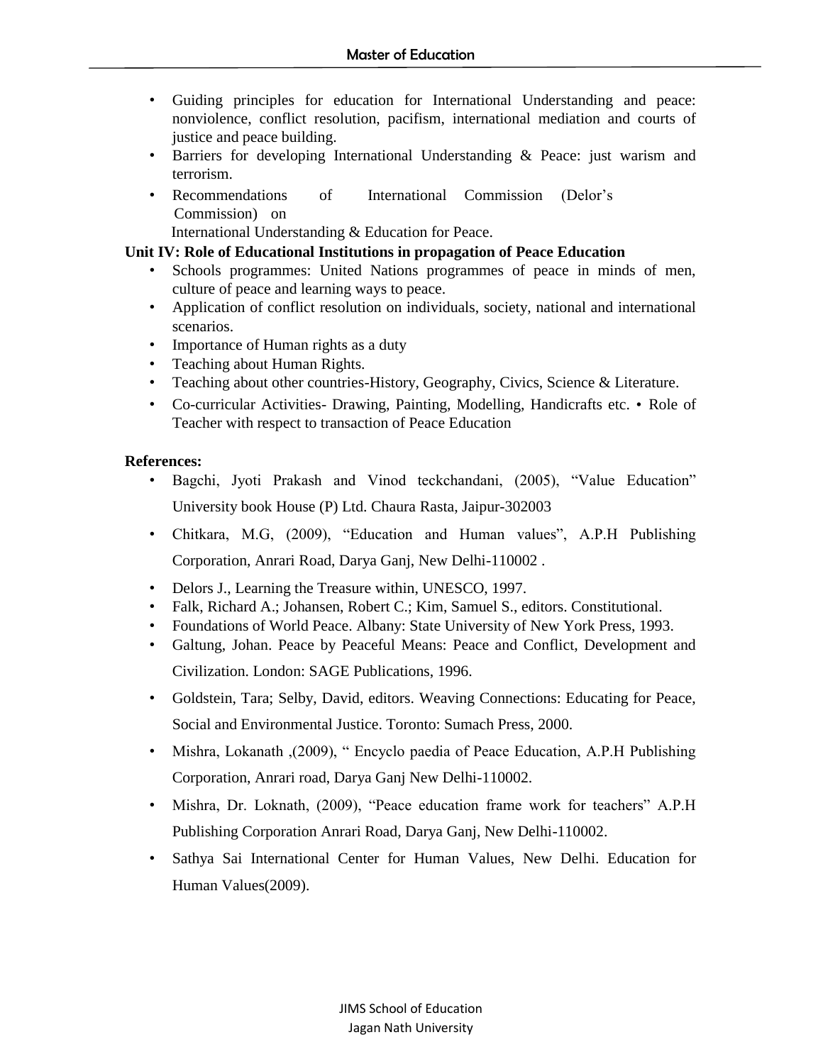- Guiding principles for education for International Understanding and peace: nonviolence, conflict resolution, pacifism, international mediation and courts of justice and peace building.
- Barriers for developing International Understanding & Peace: just warism and terrorism.
- Recommendations of International Commission (Delor's Commission) on International Understanding & Education for Peace.

**Unit IV: Role of Educational Institutions in propagation of Peace Education**

- Schools programmes: United Nations programmes of peace in minds of men, culture of peace and learning ways to peace.
- Application of conflict resolution on individuals, society, national and international scenarios.
- Importance of Human rights as a duty
- Teaching about Human Rights.
- Teaching about other countries-History, Geography, Civics, Science & Literature.
- Co-curricular Activities- Drawing, Painting, Modelling, Handicrafts etc. • Role of Teacher with respect to transaction of Peace Education

**References:**

- Bagchi, Jyoti Prakash and Vinod teckchandani, (2005), "Value Education" University book House (P) Ltd. Chaura Rasta, Jaipur-302003
- Chitkara, M.G, (2009), "Education and Human values", A.P.H Publishing Corporation, Anrari Road, Darya Ganj, New Delhi-110002 .
- Delors J., Learning the Treasure within, UNESCO, 1997.
- Falk, Richard A.; Johansen, Robert C.; Kim, Samuel S., editors. Constitutional.
- Foundations of World Peace. Albany: State University of New York Press, 1993.
- Galtung, Johan. Peace by Peaceful Means: Peace and Conflict, Development and Civilization. London: SAGE Publications, 1996.
- Goldstein, Tara; Selby, David, editors. Weaving Connections: Educating for Peace, Social and Environmental Justice. Toronto: Sumach Press, 2000.
- Mishra, Lokanath ,(2009), " Encyclo paedia of Peace Education, A.P.H Publishing Corporation, Anrari road, Darya Ganj New Delhi-110002.
- Mishra, Dr. Loknath, (2009), "Peace education frame work for teachers" A.P.H Publishing Corporation Anrari Road, Darya Ganj, New Delhi-110002.
- Sathya Sai International Center for Human Values, New Delhi. Education for Human Values(2009).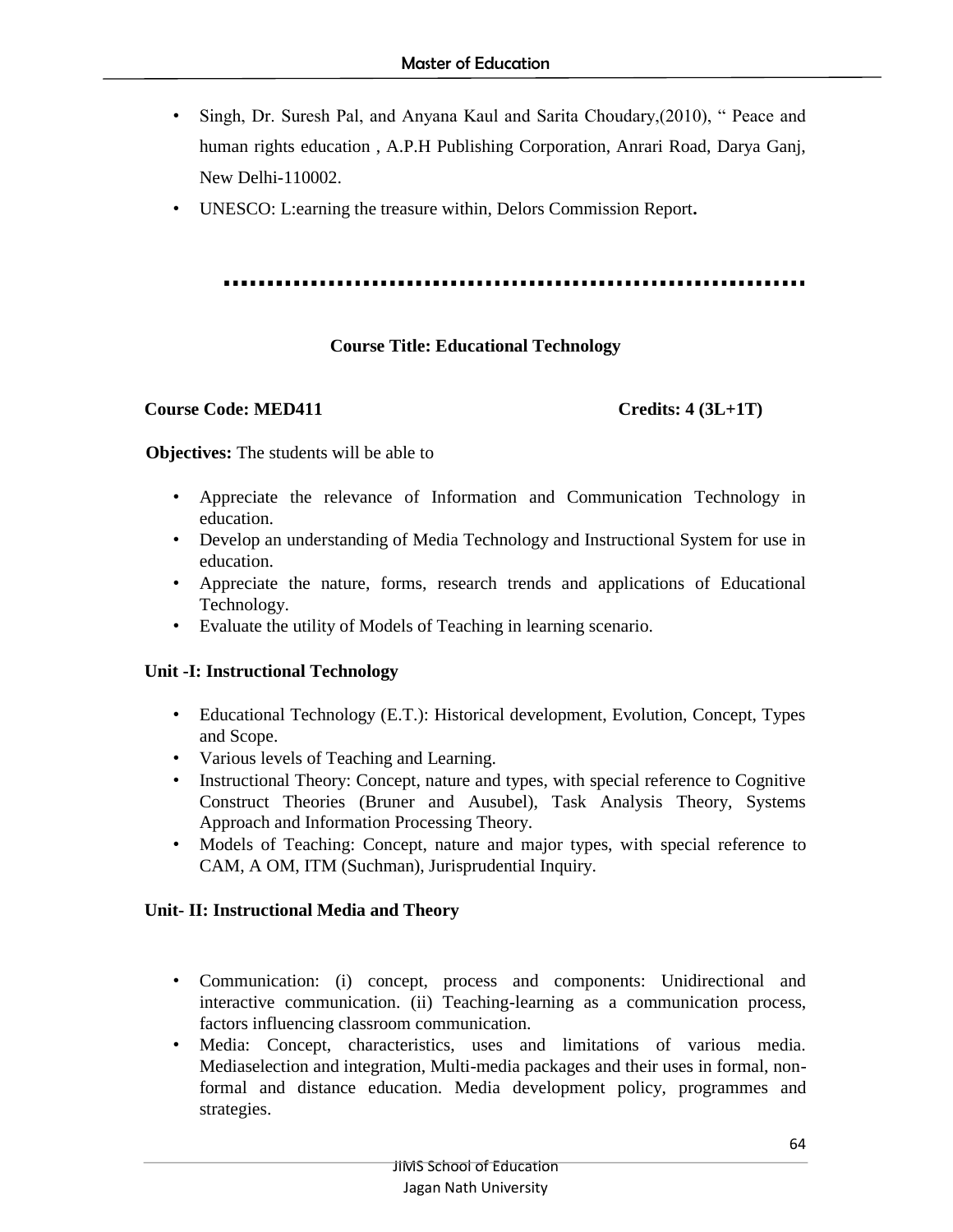- Singh, Dr. Suresh Pal, and Anyana Kaul and Sarita Choudary,(2010), " Peace and human rights education , A.P.H Publishing Corporation, Anrari Road, Darya Ganj, New Delhi-110002.
- UNESCO: L:earning the treasure within, Delors Commission Report**.**

..................................................................

## Course Title: Educational Technology

**Course Code: MED411** **Credits: 4 (3L+1T)**

**Objectives:** The students will be able to

- Appreciate the relevance of Information and Communication Technology in education.
- Develop an understanding of Media Technology and Instructional System for use in education.
- Appreciate the nature, forms, research trends and applications of Educational Technology.
- Evaluate the utility of Models of Teaching in learning scenario.

**Unit -I: Instructional Technology**

- Educational Technology (E.T.): Historical development, Evolution, Concept, Types and Scope.
- Various levels of Teaching and Learning.
- Instructional Theory: Concept, nature and types, with special reference to Cognitive Construct Theories (Bruner and Ausubel), Task Analysis Theory, Systems Approach and Information Processing Theory.
- Models of Teaching: Concept, nature and major types, with special reference to CAM, A OM, ITM (Suchman), Jurisprudential Inquiry.

**Unit- II: Instructional Media and Theory**

- Communication: (i) concept, process and components: Unidirectional and interactive communication. (ii) Teaching-learning as a communication process, factors influencing classroom communication.
- Media: Concept, characteristics, uses and limitations of various media. Mediaselection and integration, Multi-media packages and their uses in formal, non-formal and distance education. Media development policy, programmes and strategies.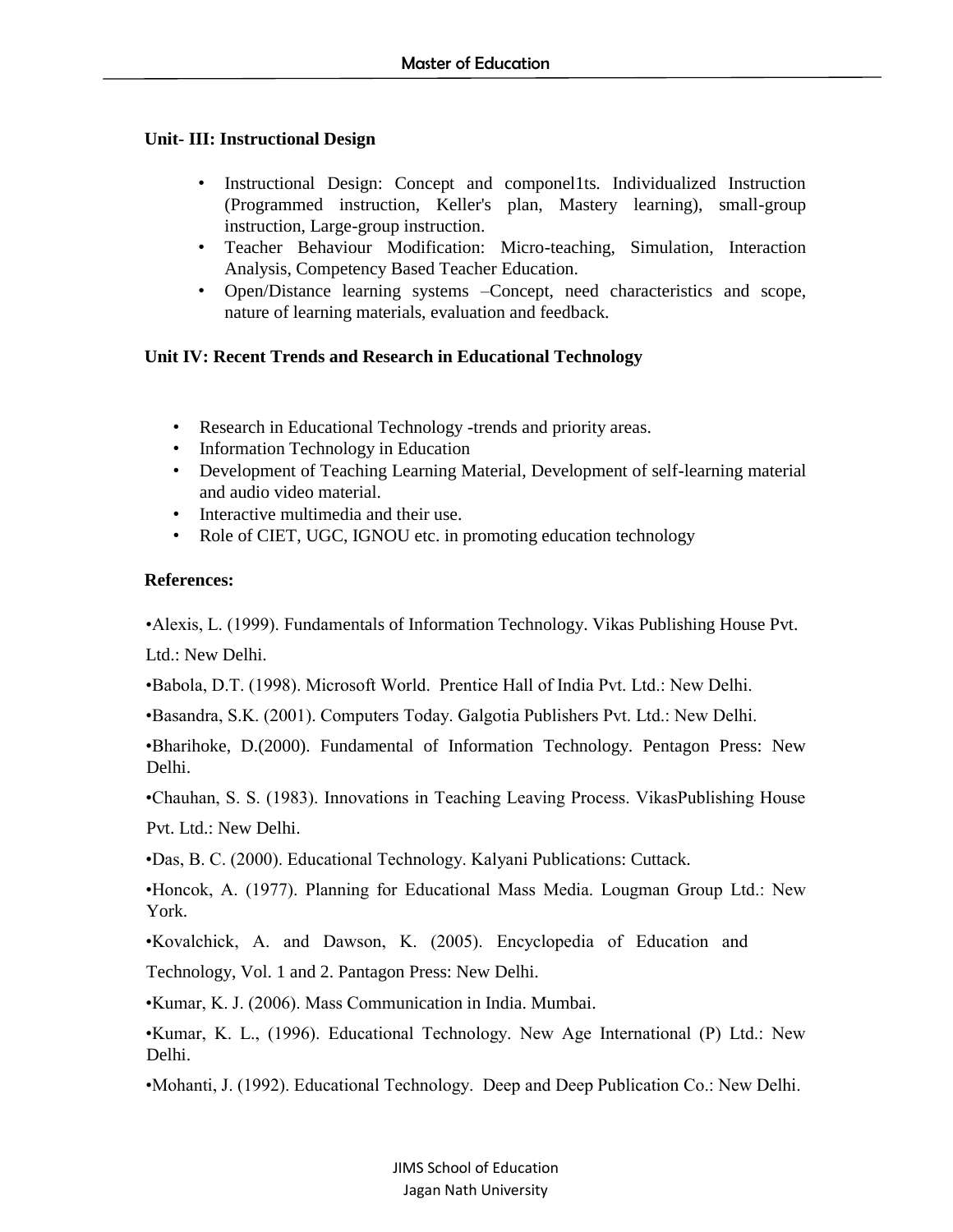**Unit- III: Instructional Design**

- Instructional Design: Concept and componel1ts. Individualized Instruction (Programmed instruction, Keller's plan, Mastery learning), small-group instruction, Large-group instruction.
- Teacher Behaviour Modification: Micro-teaching, Simulation, Interaction Analysis, Competency Based Teacher Education.
- Open/Distance learning systems –Concept, need characteristics and scope, nature of learning materials, evaluation and feedback.

**Unit IV: Recent Trends and Research in Educational Technology**

- Research in Educational Technology -trends and priority areas.
- Information Technology in Education
- Development of Teaching Learning Material, Development of self-learning material and audio video material.
- Interactive multimedia and their use.
- Role of CIET, UGC, IGNOU etc. in promoting education technology

**References:**

•Alexis, L. (1999). Fundamentals of Information Technology. Vikas Publishing House Pvt. Ltd.: New Delhi.

•Babola, D.T. (1998). Microsoft World. Prentice Hall of India Pvt. Ltd.: New Delhi.

•Basandra, S.K. (2001). Computers Today. Galgotia Publishers Pvt. Ltd.: New Delhi.

•Bharihoke, D.(2000). Fundamental of Information Technology. Pentagon Press: New Delhi.

•Chauhan, S. S. (1983). Innovations in Teaching Leaving Process. VikasPublishing House Pvt. Ltd.: New Delhi.

•Das, B. C. (2000). Educational Technology. Kalyani Publications: Cuttack.

•Honcok, A. (1977). Planning for Educational Mass Media. Lougman Group Ltd.: New York.

•Kovalchick, A. and Dawson, K. (2005). Encyclopedia of Education and Technology, Vol. 1 and 2. Pantagon Press: New Delhi.

•Kumar, K. J. (2006). Mass Communication in India. Mumbai.

•Kumar, K. L., (1996). Educational Technology. New Age International (P) Ltd.: New Delhi.

•Mohanti, J. (1992). Educational Technology. Deep and Deep Publication Co.: New Delhi.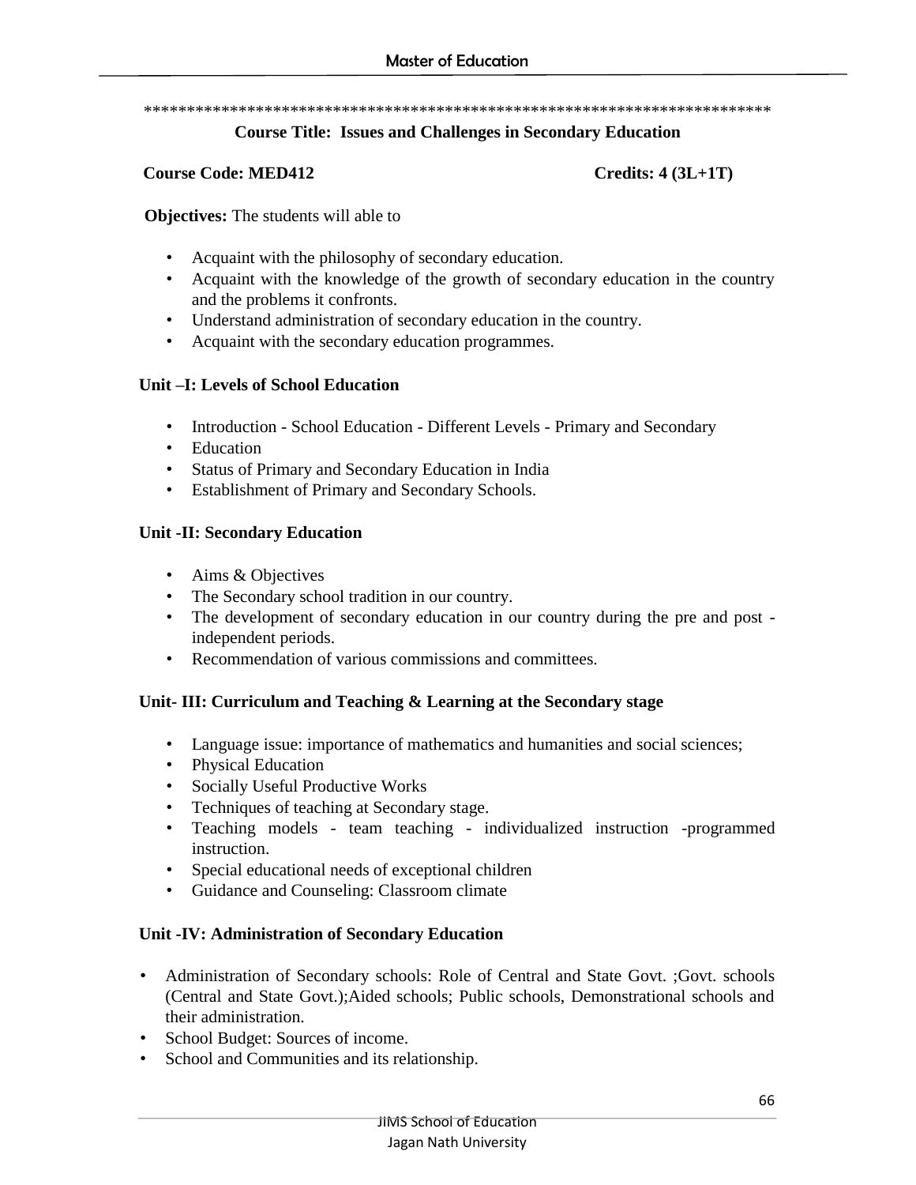*************************************************************************

**Course Title: Issues and Challenges in Secondary Education**

**Course Code: MED412** **Credits: 4 (3L+1T)**

**Objectives:** The students will able to

- Acquaint with the philosophy of secondary education.
- Acquaint with the knowledge of the growth of secondary education in the country and the problems it confronts.
- Understand administration of secondary education in the country.
- Acquaint with the secondary education programmes.

**Unit –I: Levels of School Education**

- Introduction - School Education - Different Levels - Primary and Secondary
- Education
- Status of Primary and Secondary Education in India
- Establishment of Primary and Secondary Schools.

**Unit -II: Secondary Education**

- Aims & Objectives
- The Secondary school tradition in our country.
- The development of secondary education in our country during the pre and post - independent periods.
- Recommendation of various commissions and committees.

**Unit- III: Curriculum and Teaching & Learning at the Secondary stage**

- Language issue: importance of mathematics and humanities and social sciences;
- Physical Education
- Socially Useful Productive Works
- Techniques of teaching at Secondary stage.
- Teaching models - team teaching - individualized instruction -programmed instruction.
- Special educational needs of exceptional children
- Guidance and Counseling: Classroom climate

**Unit -IV: Administration of Secondary Education**

- Administration of Secondary schools: Role of Central and State Govt. ;Govt. schools (Central and State Govt.);Aided schools; Public schools, Demonstrational schools and their administration.
- School Budget: Sources of income.
- School and Communities and its relationship.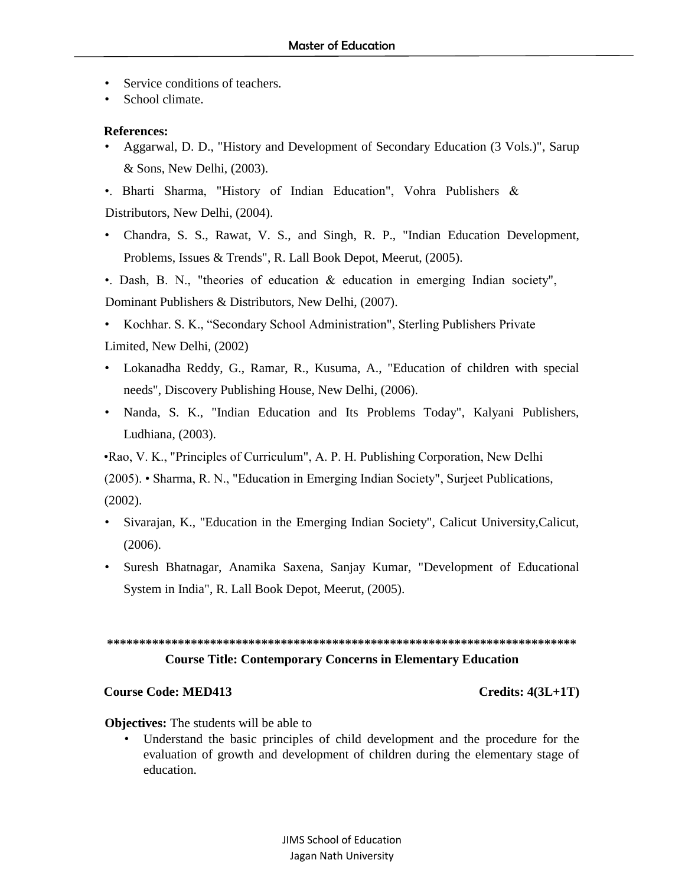- Service conditions of teachers.
- School climate.

**References:**

- Aggarwal, D. D., "History and Development of Secondary Education (3 Vols.)", Sarup & Sons, New Delhi, (2003).
- . Bharti Sharma, "History of Indian Education", Vohra Publishers & Distributors, New Delhi, (2004).
- Chandra, S. S., Rawat, V. S., and Singh, R. P., "Indian Education Development, Problems, Issues & Trends", R. Lall Book Depot, Meerut, (2005).
- . Dash, B. N., "theories of education & education in emerging Indian society", Dominant Publishers & Distributors, New Delhi, (2007).
- Kochhar. S. K., "Secondary School Administration", Sterling Publishers Private Limited, New Delhi, (2002)
- Lokanadha Reddy, G., Ramar, R., Kusuma, A., "Education of children with special needs", Discovery Publishing House, New Delhi, (2006).
- Nanda, S. K., "Indian Education and Its Problems Today", Kalyani Publishers, Ludhiana, (2003).
- Rao, V. K., "Principles of Curriculum", A. P. H. Publishing Corporation, New Delhi (2005). • Sharma, R. N., "Education in Emerging Indian Society", Surjeet Publications, (2002).
- Sivarajan, K., "Education in the Emerging Indian Society", Calicut University,Calicut, (2006).
- Suresh Bhatnagar, Anamika Saxena, Sanjay Kumar, "Development of Educational System in India", R. Lall Book Depot, Meerut, (2005).

**************************************************************************

**Course Title: Contemporary Concerns in Elementary Education**

**Course Code: MED413** **Credits: 4(3L+1T)**

**Objectives:** The students will be able to

- Understand the basic principles of child development and the procedure for the evaluation of growth and development of children during the elementary stage of education.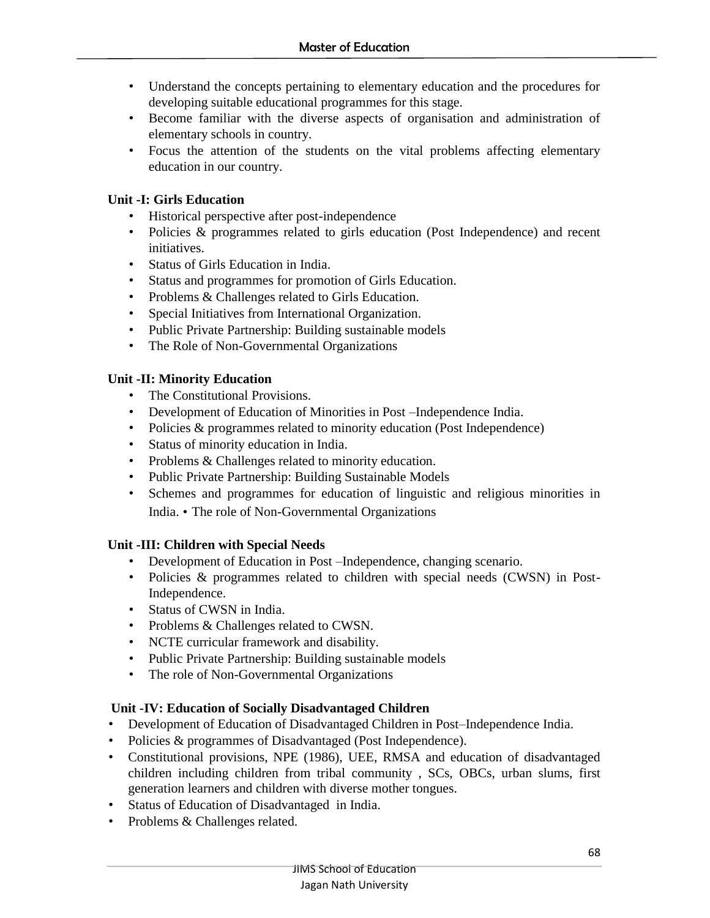- Understand the concepts pertaining to elementary education and the procedures for developing suitable educational programmes for this stage.
- Become familiar with the diverse aspects of organisation and administration of elementary schools in country.
- Focus the attention of the students on the vital problems affecting elementary education in our country.

**Unit -I: Girls Education**

- Historical perspective after post-independence
- Policies & programmes related to girls education (Post Independence) and recent initiatives.
- Status of Girls Education in India.
- Status and programmes for promotion of Girls Education.
- Problems & Challenges related to Girls Education.
- Special Initiatives from International Organization.
- Public Private Partnership: Building sustainable models
- The Role of Non-Governmental Organizations

**Unit -II: Minority Education**

- The Constitutional Provisions.
- Development of Education of Minorities in Post –Independence India.
- Policies & programmes related to minority education (Post Independence)
- Status of minority education in India.
- Problems & Challenges related to minority education.
- Public Private Partnership: Building Sustainable Models
- Schemes and programmes for education of linguistic and religious minorities in India. • The role of Non-Governmental Organizations

**Unit -III: Children with Special Needs**

- Development of Education in Post –Independence, changing scenario.
- Policies & programmes related to children with special needs (CWSN) in Post-Independence.
- Status of CWSN in India.
- Problems & Challenges related to CWSN.
- NCTE curricular framework and disability.
- Public Private Partnership: Building sustainable models
- The role of Non-Governmental Organizations

**Unit -IV: Education of Socially Disadvantaged Children**

- Development of Education of Disadvantaged Children in Post–Independence India.
- Policies & programmes of Disadvantaged (Post Independence).
- Constitutional provisions, NPE (1986), UEE, RMSA and education of disadvantaged children including children from tribal community , SCs, OBCs, urban slums, first generation learners and children with diverse mother tongues.
- Status of Education of Disadvantaged in India.
- Problems & Challenges related.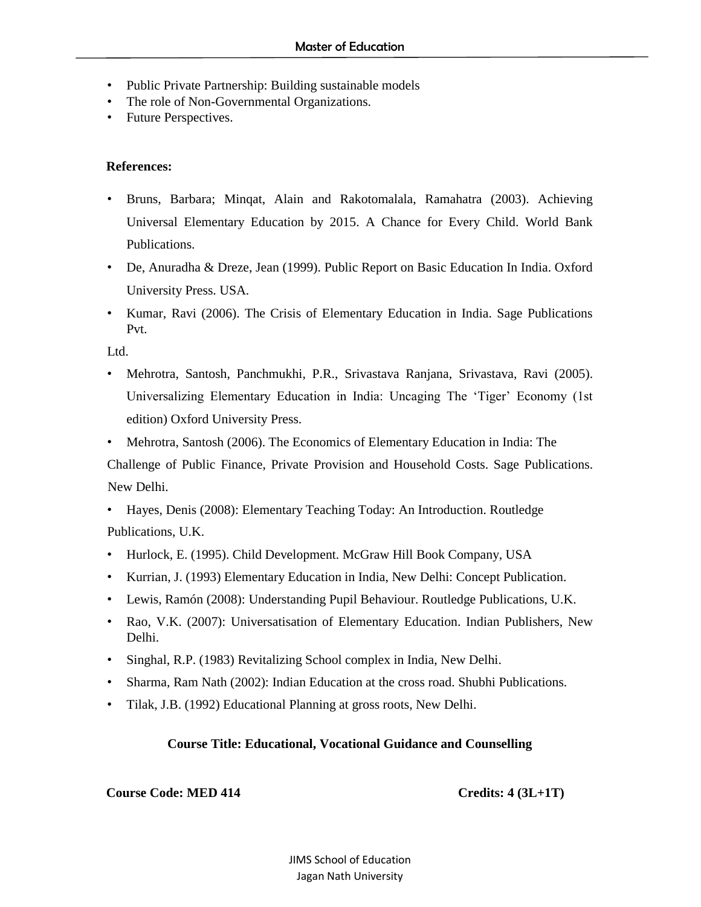- Public Private Partnership: Building sustainable models
- The role of Non-Governmental Organizations.
- Future Perspectives.

**References:**

- Bruns, Barbara; Minqat, Alain and Rakotomalala, Ramahatra (2003). Achieving Universal Elementary Education by 2015. A Chance for Every Child. World Bank Publications.
- De, Anuradha & Dreze, Jean (1999). Public Report on Basic Education In India. Oxford University Press. USA.
- Kumar, Ravi (2006). The Crisis of Elementary Education in India. Sage Publications Pvt. Ltd.
- Mehrotra, Santosh, Panchmukhi, P.R., Srivastava Ranjana, Srivastava, Ravi (2005). Universalizing Elementary Education in India: Uncaging The 'Tiger' Economy (1st edition) Oxford University Press.
- Mehrotra, Santosh (2006). The Economics of Elementary Education in India: The Challenge of Public Finance, Private Provision and Household Costs. Sage Publications. New Delhi.
- Hayes, Denis (2008): Elementary Teaching Today: An Introduction. Routledge Publications, U.K.
- Hurlock, E. (1995). Child Development. McGraw Hill Book Company, USA
- Kurrian, J. (1993) Elementary Education in India, New Delhi: Concept Publication.
- Lewis, Ramón (2008): Understanding Pupil Behaviour. Routledge Publications, U.K.
- Rao, V.K. (2007): Universatisation of Elementary Education. Indian Publishers, New Delhi.
- Singhal, R.P. (1983) Revitalizing School complex in India, New Delhi.
- Sharma, Ram Nath (2002): Indian Education at the cross road. Shubhi Publications.
- Tilak, J.B. (1992) Educational Planning at gross roots, New Delhi.

**Course Title: Educational, Vocational Guidance and Counselling**

**Course Code: MED 414** **Credits: 4 (3L+1T)**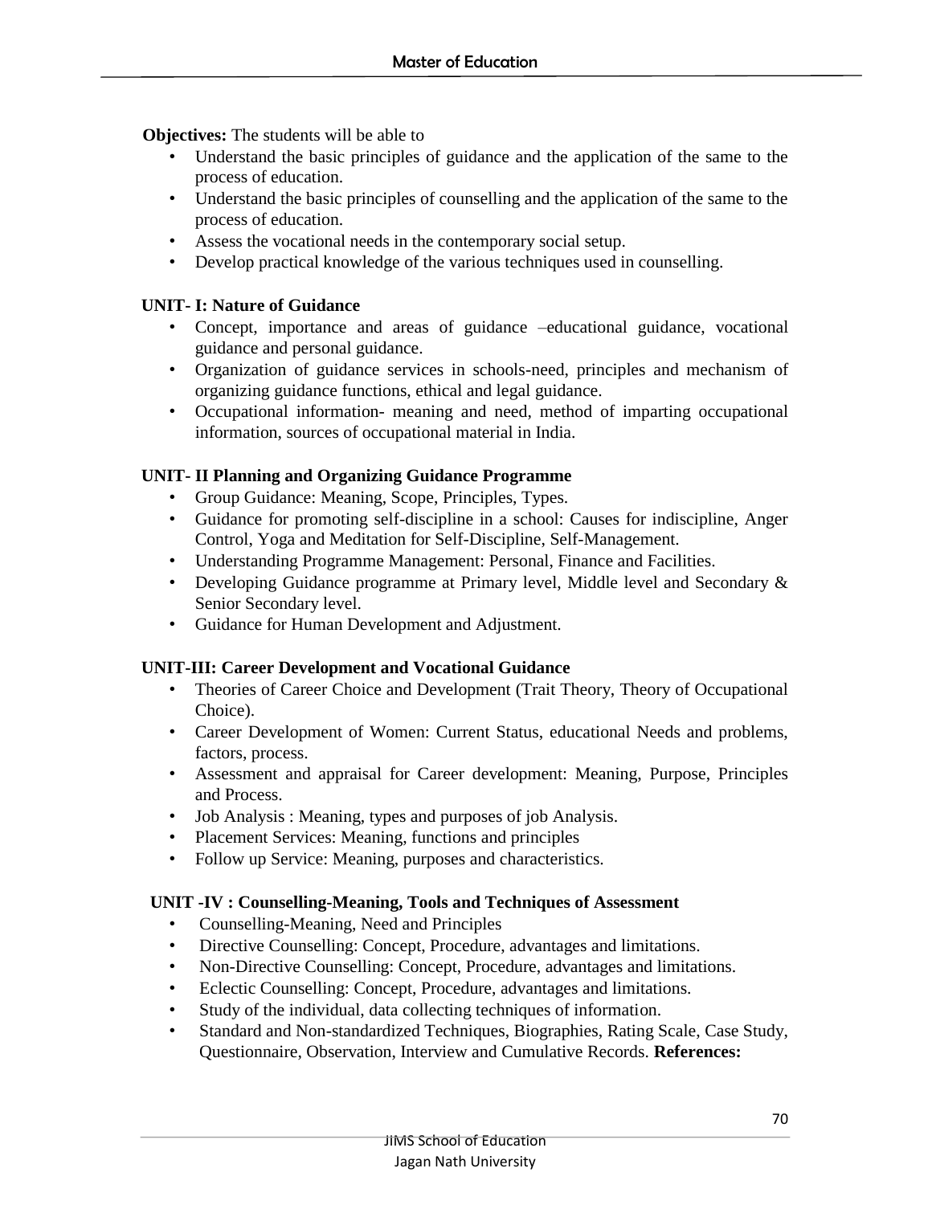**Objectives:** The students will be able to

- Understand the basic principles of guidance and the application of the same to the process of education.
- Understand the basic principles of counselling and the application of the same to the process of education.
- Assess the vocational needs in the contemporary social setup.
- Develop practical knowledge of the various techniques used in counselling.

**UNIT- I: Nature of Guidance**

- Concept, importance and areas of guidance –educational guidance, vocational guidance and personal guidance.
- Organization of guidance services in schools-need, principles and mechanism of organizing guidance functions, ethical and legal guidance.
- Occupational information- meaning and need, method of imparting occupational information, sources of occupational material in India.

**UNIT- II Planning and Organizing Guidance Programme**

- Group Guidance: Meaning, Scope, Principles, Types.
- Guidance for promoting self-discipline in a school: Causes for indiscipline, Anger Control, Yoga and Meditation for Self-Discipline, Self-Management.
- Understanding Programme Management: Personal, Finance and Facilities.
- Developing Guidance programme at Primary level, Middle level and Secondary & Senior Secondary level.
- Guidance for Human Development and Adjustment.

**UNIT-III: Career Development and Vocational Guidance**

- Theories of Career Choice and Development (Trait Theory, Theory of Occupational Choice).
- Career Development of Women: Current Status, educational Needs and problems, factors, process.
- Assessment and appraisal for Career development: Meaning, Purpose, Principles and Process.
- Job Analysis : Meaning, types and purposes of job Analysis.
- Placement Services: Meaning, functions and principles
- Follow up Service: Meaning, purposes and characteristics.

**UNIT -IV : Counselling-Meaning, Tools and Techniques of Assessment**

- Counselling-Meaning, Need and Principles
- Directive Counselling: Concept, Procedure, advantages and limitations.
- Non-Directive Counselling: Concept, Procedure, advantages and limitations.
- Eclectic Counselling: Concept, Procedure, advantages and limitations.
- Study of the individual, data collecting techniques of information.
- Standard and Non-standardized Techniques, Biographies, Rating Scale, Case Study, Questionnaire, Observation, Interview and Cumulative Records. **References:**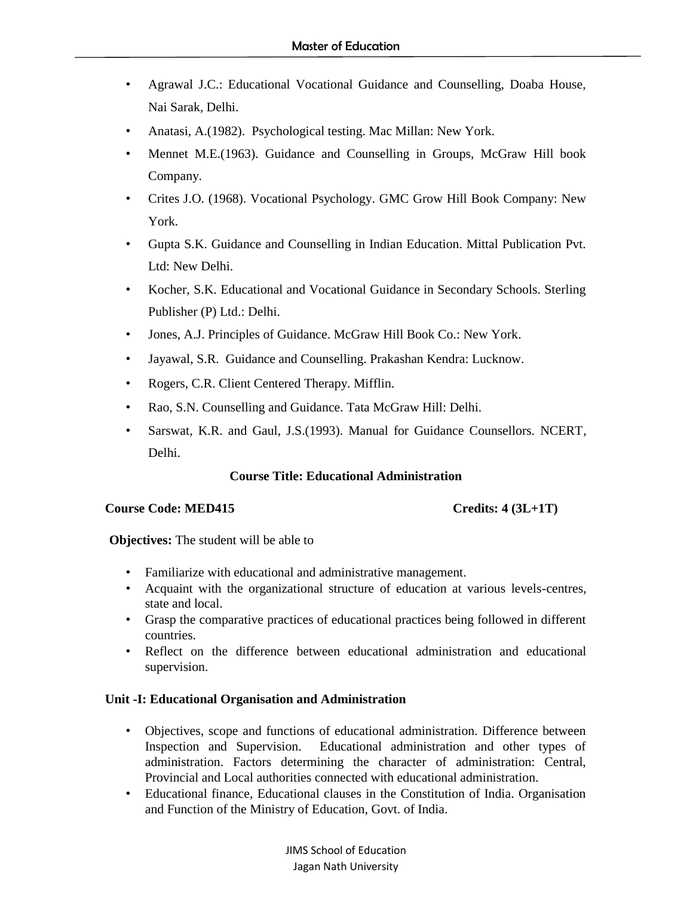- Agrawal J.C.: Educational Vocational Guidance and Counselling, Doaba House, Nai Sarak, Delhi.
- Anatasi, A.(1982). Psychological testing. Mac Millan: New York.
- Mennet M.E.(1963). Guidance and Counselling in Groups, McGraw Hill book Company.
- Crites J.O. (1968). Vocational Psychology. GMC Grow Hill Book Company: New York.
- Gupta S.K. Guidance and Counselling in Indian Education. Mittal Publication Pvt. Ltd: New Delhi.
- Kocher, S.K. Educational and Vocational Guidance in Secondary Schools. Sterling Publisher (P) Ltd.: Delhi.
- Jones, A.J. Principles of Guidance. McGraw Hill Book Co.: New York.
- Jayawal, S.R. Guidance and Counselling. Prakashan Kendra: Lucknow.
- Rogers, C.R. Client Centered Therapy. Mifflin.
- Rao, S.N. Counselling and Guidance. Tata McGraw Hill: Delhi.
- Sarswat, K.R. and Gaul, J.S.(1993). Manual for Guidance Counsellors. NCERT, Delhi.

**Course Title: Educational Administration**

**Course Code: MED415** **Credits: 4 (3L+1T)**

**Objectives:** The student will be able to

- Familiarize with educational and administrative management.
- Acquaint with the organizational structure of education at various levels-centres, state and local.
- Grasp the comparative practices of educational practices being followed in different countries.
- Reflect on the difference between educational administration and educational supervision.

**Unit -I: Educational Organisation and Administration**

- Objectives, scope and functions of educational administration. Difference between Inspection and Supervision. Educational administration and other types of administration. Factors determining the character of administration: Central, Provincial and Local authorities connected with educational administration.
- Educational finance, Educational clauses in the Constitution of India. Organisation and Function of the Ministry of Education, Govt. of India.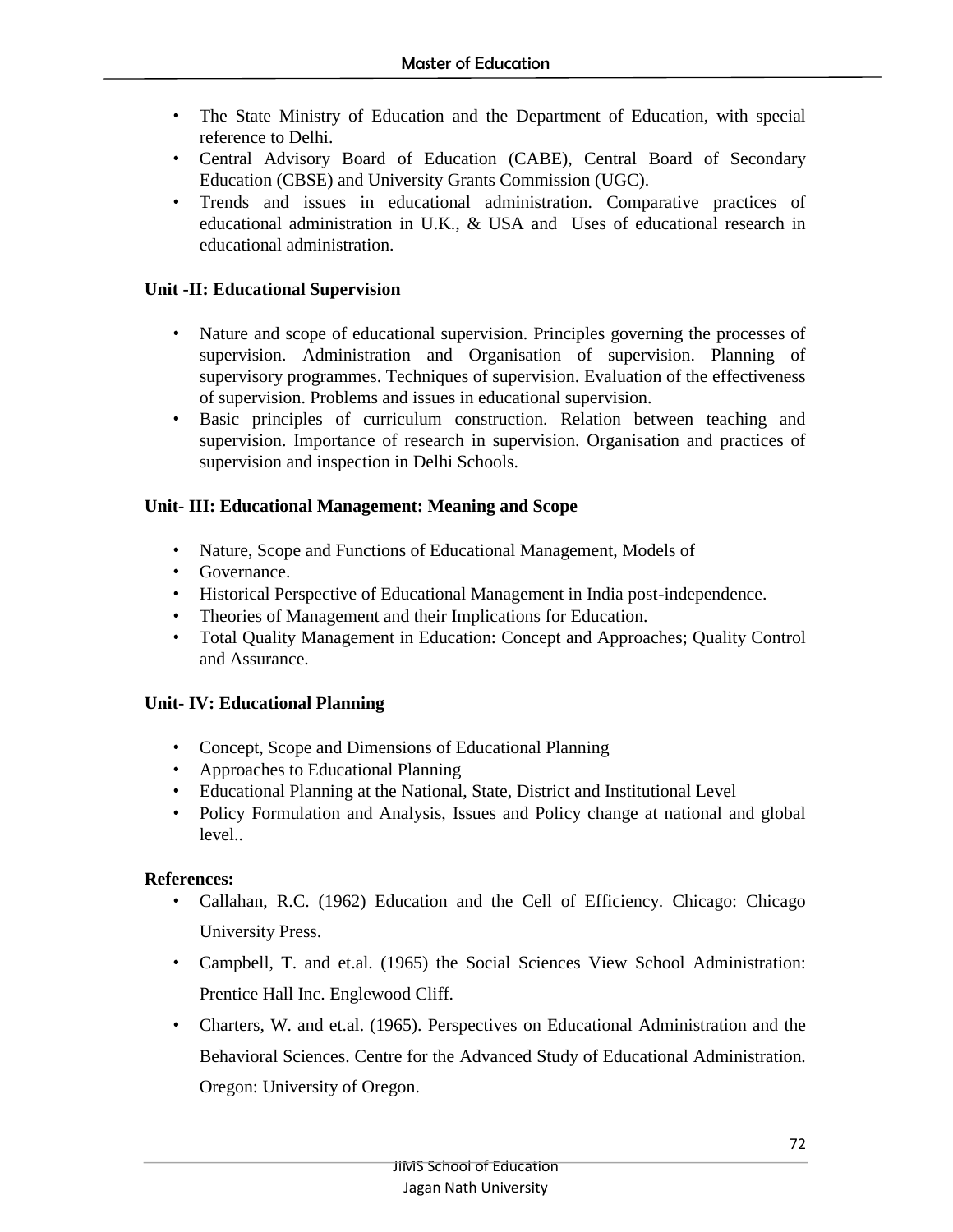- The State Ministry of Education and the Department of Education, with special reference to Delhi.
- Central Advisory Board of Education (CABE), Central Board of Secondary Education (CBSE) and University Grants Commission (UGC).
- Trends and issues in educational administration. Comparative practices of educational administration in U.K., & USA and Uses of educational research in educational administration.

**Unit -II: Educational Supervision**

- Nature and scope of educational supervision. Principles governing the processes of supervision. Administration and Organisation of supervision. Planning of supervisory programmes. Techniques of supervision. Evaluation of the effectiveness of supervision. Problems and issues in educational supervision.
- Basic principles of curriculum construction. Relation between teaching and supervision. Importance of research in supervision. Organisation and practices of supervision and inspection in Delhi Schools.

**Unit- III: Educational Management: Meaning and Scope**

- Nature, Scope and Functions of Educational Management, Models of
- Governance.
- Historical Perspective of Educational Management in India post-independence.
- Theories of Management and their Implications for Education.
- Total Quality Management in Education: Concept and Approaches; Quality Control and Assurance.

**Unit- IV: Educational Planning**

- Concept, Scope and Dimensions of Educational Planning
- Approaches to Educational Planning
- Educational Planning at the National, State, District and Institutional Level
- Policy Formulation and Analysis, Issues and Policy change at national and global level..

**References:**

- Callahan, R.C. (1962) Education and the Cell of Efficiency. Chicago: Chicago University Press.
- Campbell, T. and et.al. (1965) the Social Sciences View School Administration: Prentice Hall Inc. Englewood Cliff.
- Charters, W. and et.al. (1965). Perspectives on Educational Administration and the Behavioral Sciences. Centre for the Advanced Study of Educational Administration. Oregon: University of Oregon.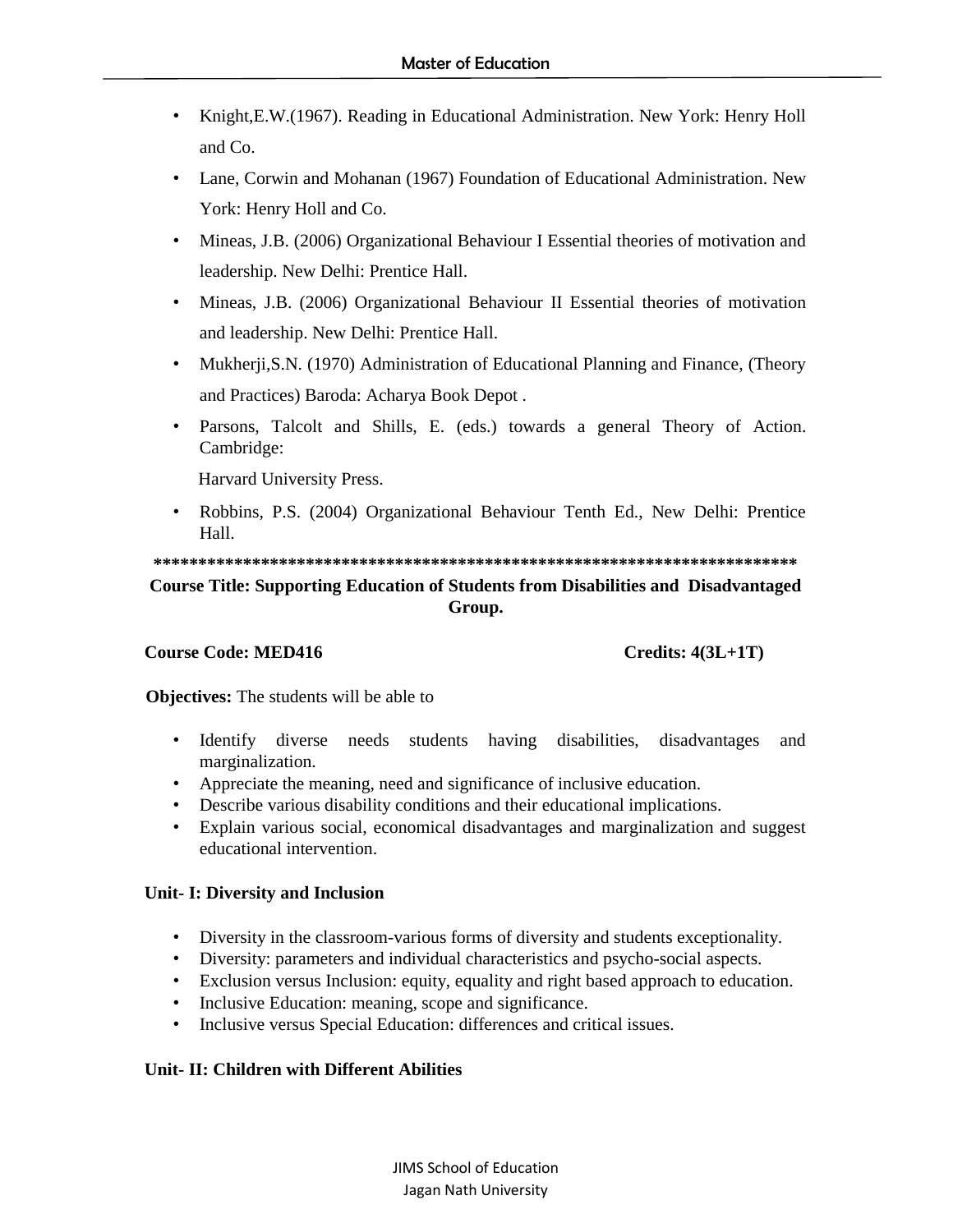- Knight,E.W.(1967). Reading in Educational Administration. New York: Henry Holl and Co.
- Lane, Corwin and Mohanan (1967) Foundation of Educational Administration. New York: Henry Holl and Co.
- Mineas, J.B. (2006) Organizational Behaviour I Essential theories of motivation and leadership. New Delhi: Prentice Hall.
- Mineas, J.B. (2006) Organizational Behaviour II Essential theories of motivation and leadership. New Delhi: Prentice Hall.
- Mukherji,S.N. (1970) Administration of Educational Planning and Finance, (Theory and Practices) Baroda: Acharya Book Depot .
- Parsons, Talcolt and Shills, E. (eds.) towards a general Theory of Action. Cambridge:

  Harvard University Press.
- Robbins, P.S. (2004) Organizational Behaviour Tenth Ed., New Delhi: Prentice Hall.

**************************************************************************

**Course Title: Supporting Education of Students from Disabilities and Disadvantaged Group.**

**Course Code: MED416** **Credits: 4(3L+1T)**

**Objectives:** The students will be able to

- Identify diverse needs students having disabilities, disadvantages and marginalization.
- Appreciate the meaning, need and significance of inclusive education.
- Describe various disability conditions and their educational implications.
- Explain various social, economical disadvantages and marginalization and suggest educational intervention.

**Unit- I: Diversity and Inclusion**

- Diversity in the classroom-various forms of diversity and students exceptionality.
- Diversity: parameters and individual characteristics and psycho-social aspects.
- Exclusion versus Inclusion: equity, equality and right based approach to education.
- Inclusive Education: meaning, scope and significance.
- Inclusive versus Special Education: differences and critical issues.

**Unit- II: Children with Different Abilities**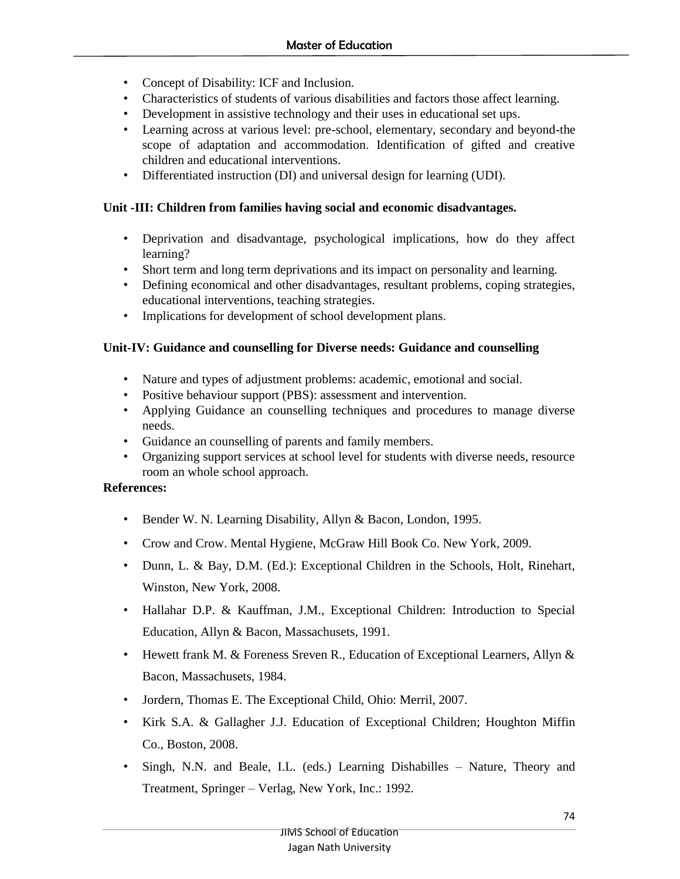- Concept of Disability: ICF and Inclusion.
- Characteristics of students of various disabilities and factors those affect learning.
- Development in assistive technology and their uses in educational set ups.
- Learning across at various level: pre-school, elementary, secondary and beyond-the scope of adaptation and accommodation. Identification of gifted and creative children and educational interventions.
- Differentiated instruction (DI) and universal design for learning (UDI).

**Unit -III: Children from families having social and economic disadvantages.**

- Deprivation and disadvantage, psychological implications, how do they affect learning?
- Short term and long term deprivations and its impact on personality and learning.
- Defining economical and other disadvantages, resultant problems, coping strategies, educational interventions, teaching strategies.
- Implications for development of school development plans.

**Unit-IV: Guidance and counselling for Diverse needs: Guidance and counselling**

- Nature and types of adjustment problems: academic, emotional and social.
- Positive behaviour support (PBS): assessment and intervention.
- Applying Guidance an counselling techniques and procedures to manage diverse needs.
- Guidance an counselling of parents and family members.
- Organizing support services at school level for students with diverse needs, resource room an whole school approach.

**References:**

- Bender W. N. Learning Disability, Allyn & Bacon, London, 1995.
- Crow and Crow. Mental Hygiene, McGraw Hill Book Co. New York, 2009.
- Dunn, L. & Bay, D.M. (Ed.): Exceptional Children in the Schools, Holt, Rinehart, Winston, New York, 2008.
- Hallahar D.P. & Kauffman, J.M., Exceptional Children: Introduction to Special Education, Allyn & Bacon, Massachusets, 1991.
- Hewett frank M. & Foreness Sreven R., Education of Exceptional Learners, Allyn & Bacon, Massachusets, 1984.
- Jordern, Thomas E. The Exceptional Child, Ohio: Merril, 2007.
- Kirk S.A. & Gallagher J.J. Education of Exceptional Children; Houghton Miffin Co., Boston, 2008.
- Singh, N.N. and Beale, I.L. (eds.) Learning Dishabilles – Nature, Theory and Treatment, Springer – Verlag, New York, Inc.: 1992.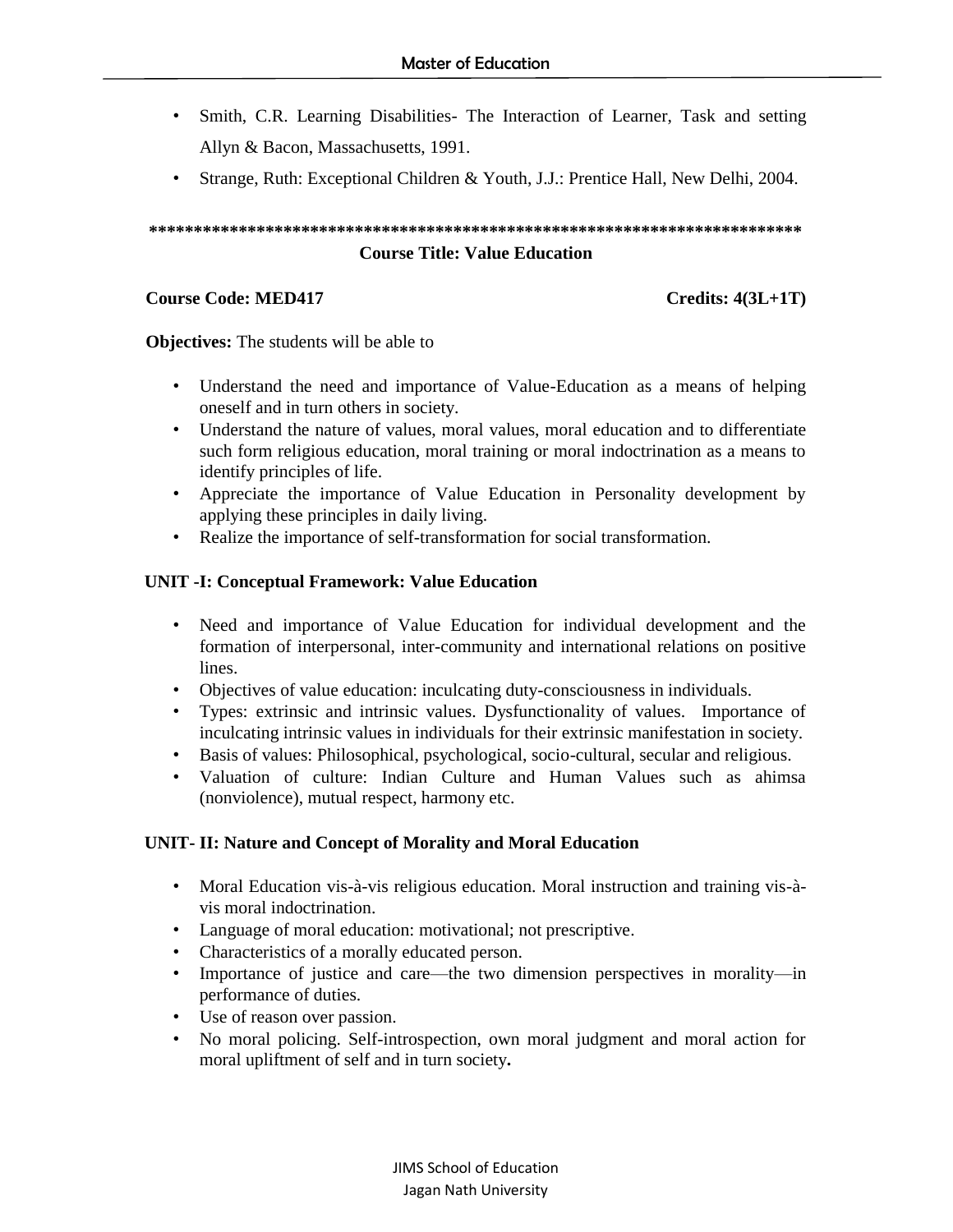- Smith, C.R. Learning Disabilities- The Interaction of Learner, Task and setting Allyn & Bacon, Massachusetts, 1991.
- Strange, Ruth: Exceptional Children & Youth, J.J.: Prentice Hall, New Delhi, 2004.

**************************************************************************

**Course Title: Value Education**

**Course Code: MED417** **Credits: 4(3L+1T)**

**Objectives:** The students will be able to

- Understand the need and importance of Value-Education as a means of helping oneself and in turn others in society.
- Understand the nature of values, moral values, moral education and to differentiate such form religious education, moral training or moral indoctrination as a means to identify principles of life.
- Appreciate the importance of Value Education in Personality development by applying these principles in daily living.
- Realize the importance of self-transformation for social transformation.

**UNIT -I: Conceptual Framework: Value Education**

- Need and importance of Value Education for individual development and the formation of interpersonal, inter-community and international relations on positive lines.
- Objectives of value education: inculcating duty-consciousness in individuals.
- Types: extrinsic and intrinsic values. Dysfunctionality of values. Importance of inculcating intrinsic values in individuals for their extrinsic manifestation in society.
- Basis of values: Philosophical, psychological, socio-cultural, secular and religious.
- Valuation of culture: Indian Culture and Human Values such as ahimsa (nonviolence), mutual respect, harmony etc.

**UNIT- II: Nature and Concept of Morality and Moral Education**

- Moral Education vis-à-vis religious education. Moral instruction and training vis-à-vis moral indoctrination.
- Language of moral education: motivational; not prescriptive.
- Characteristics of a morally educated person.
- Importance of justice and care—the two dimension perspectives in morality—in performance of duties.
- Use of reason over passion.
- No moral policing. Self-introspection, own moral judgment and moral action for moral upliftment of self and in turn society**.**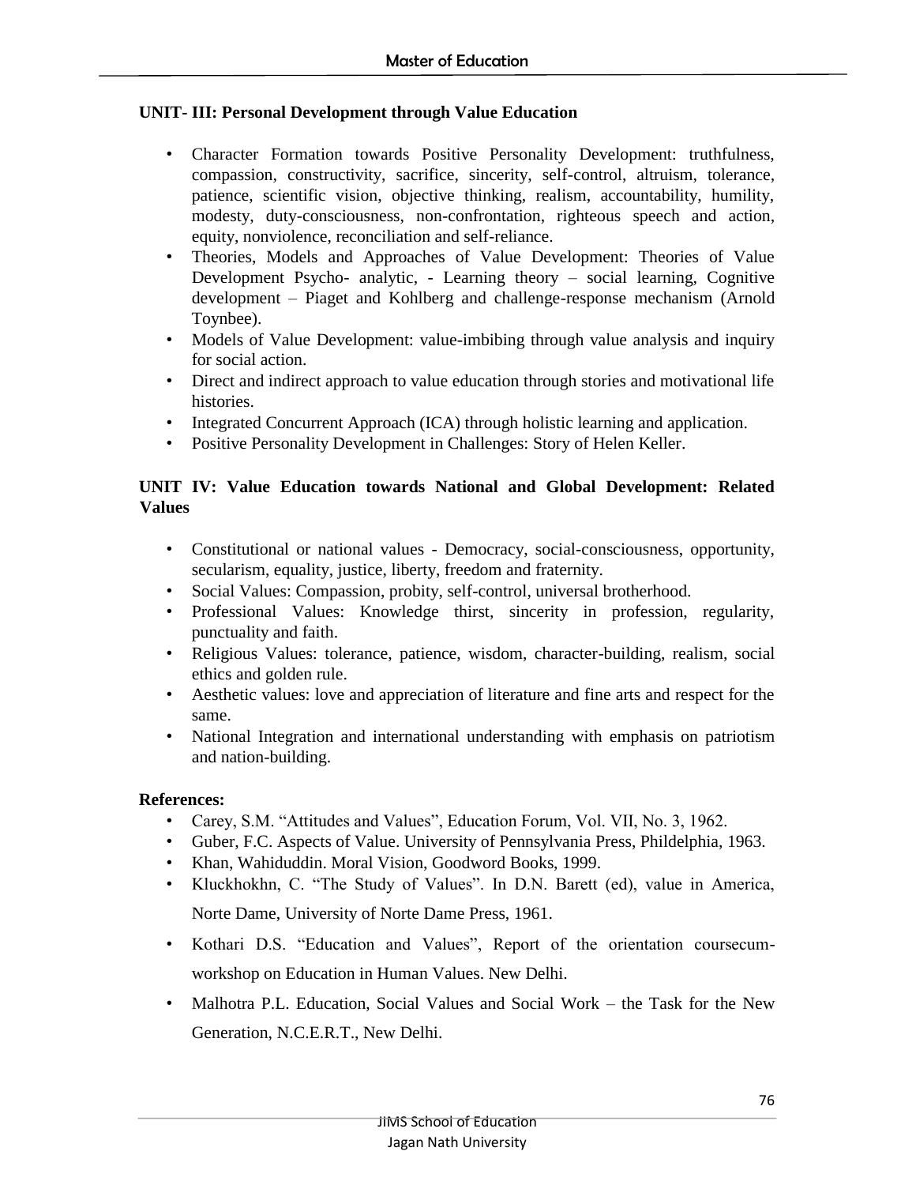**UNIT- III: Personal Development through Value Education**

- Character Formation towards Positive Personality Development: truthfulness, compassion, constructivity, sacrifice, sincerity, self-control, altruism, tolerance, patience, scientific vision, objective thinking, realism, accountability, humility, modesty, duty-consciousness, non-confrontation, righteous speech and action, equity, nonviolence, reconciliation and self-reliance.
- Theories, Models and Approaches of Value Development: Theories of Value Development Psycho- analytic, - Learning theory – social learning, Cognitive development – Piaget and Kohlberg and challenge-response mechanism (Arnold Toynbee).
- Models of Value Development: value-imbibing through value analysis and inquiry for social action.
- Direct and indirect approach to value education through stories and motivational life histories.
- Integrated Concurrent Approach (ICA) through holistic learning and application.
- Positive Personality Development in Challenges: Story of Helen Keller.

**UNIT IV: Value Education towards National and Global Development: Related Values**

- Constitutional or national values - Democracy, social-consciousness, opportunity, secularism, equality, justice, liberty, freedom and fraternity.
- Social Values: Compassion, probity, self-control, universal brotherhood.
- Professional Values: Knowledge thirst, sincerity in profession, regularity, punctuality and faith.
- Religious Values: tolerance, patience, wisdom, character-building, realism, social ethics and golden rule.
- Aesthetic values: love and appreciation of literature and fine arts and respect for the same.
- National Integration and international understanding with emphasis on patriotism and nation-building.

**References:**

- Carey, S.M. "Attitudes and Values", Education Forum, Vol. VII, No. 3, 1962.
- Guber, F.C. Aspects of Value. University of Pennsylvania Press, Phildelphia, 1963.
- Khan, Wahiduddin. Moral Vision, Goodword Books, 1999.
- Kluckhokhn, C. "The Study of Values". In D.N. Barett (ed), value in America, Norte Dame, University of Norte Dame Press, 1961.
- Kothari D.S. "Education and Values", Report of the orientation coursecum-workshop on Education in Human Values. New Delhi.
- Malhotra P.L. Education, Social Values and Social Work – the Task for the New Generation, N.C.E.R.T., New Delhi.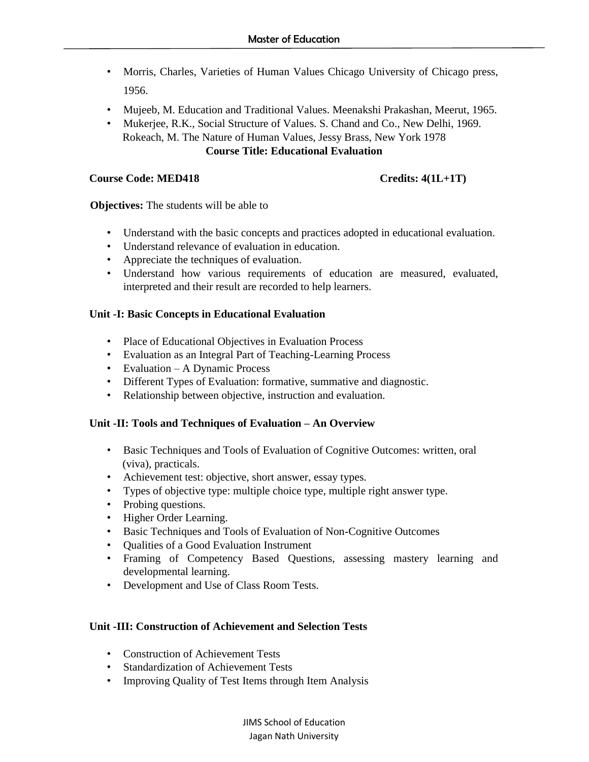- Morris, Charles, Varieties of Human Values Chicago University of Chicago press, 1956.
- Mujeeb, M. Education and Traditional Values. Meenakshi Prakashan, Meerut, 1965.
- Mukerjee, R.K., Social Structure of Values. S. Chand and Co., New Delhi, 1969. Rokeach, M. The Nature of Human Values, Jessy Brass, New York 1978

## Course Title: Educational Evaluation

**Course Code: MED418** **Credits: 4(1L+1T)**

**Objectives:** The students will be able to

- Understand with the basic concepts and practices adopted in educational evaluation.
- Understand relevance of evaluation in education.
- Appreciate the techniques of evaluation.
- Understand how various requirements of education are measured, evaluated, interpreted and their result are recorded to help learners.

### Unit -I: Basic Concepts in Educational Evaluation

- Place of Educational Objectives in Evaluation Process
- Evaluation as an Integral Part of Teaching-Learning Process
- Evaluation – A Dynamic Process
- Different Types of Evaluation: formative, summative and diagnostic.
- Relationship between objective, instruction and evaluation.

### Unit -II: Tools and Techniques of Evaluation – An Overview

- Basic Techniques and Tools of Evaluation of Cognitive Outcomes: written, oral (viva), practicals.
- Achievement test: objective, short answer, essay types.
- Types of objective type: multiple choice type, multiple right answer type.
- Probing questions.
- Higher Order Learning.
- Basic Techniques and Tools of Evaluation of Non-Cognitive Outcomes
- Qualities of a Good Evaluation Instrument
- Framing of Competency Based Questions, assessing mastery learning and developmental learning.
- Development and Use of Class Room Tests.

### Unit -III: Construction of Achievement and Selection Tests

- Construction of Achievement Tests
- Standardization of Achievement Tests
- Improving Quality of Test Items through Item Analysis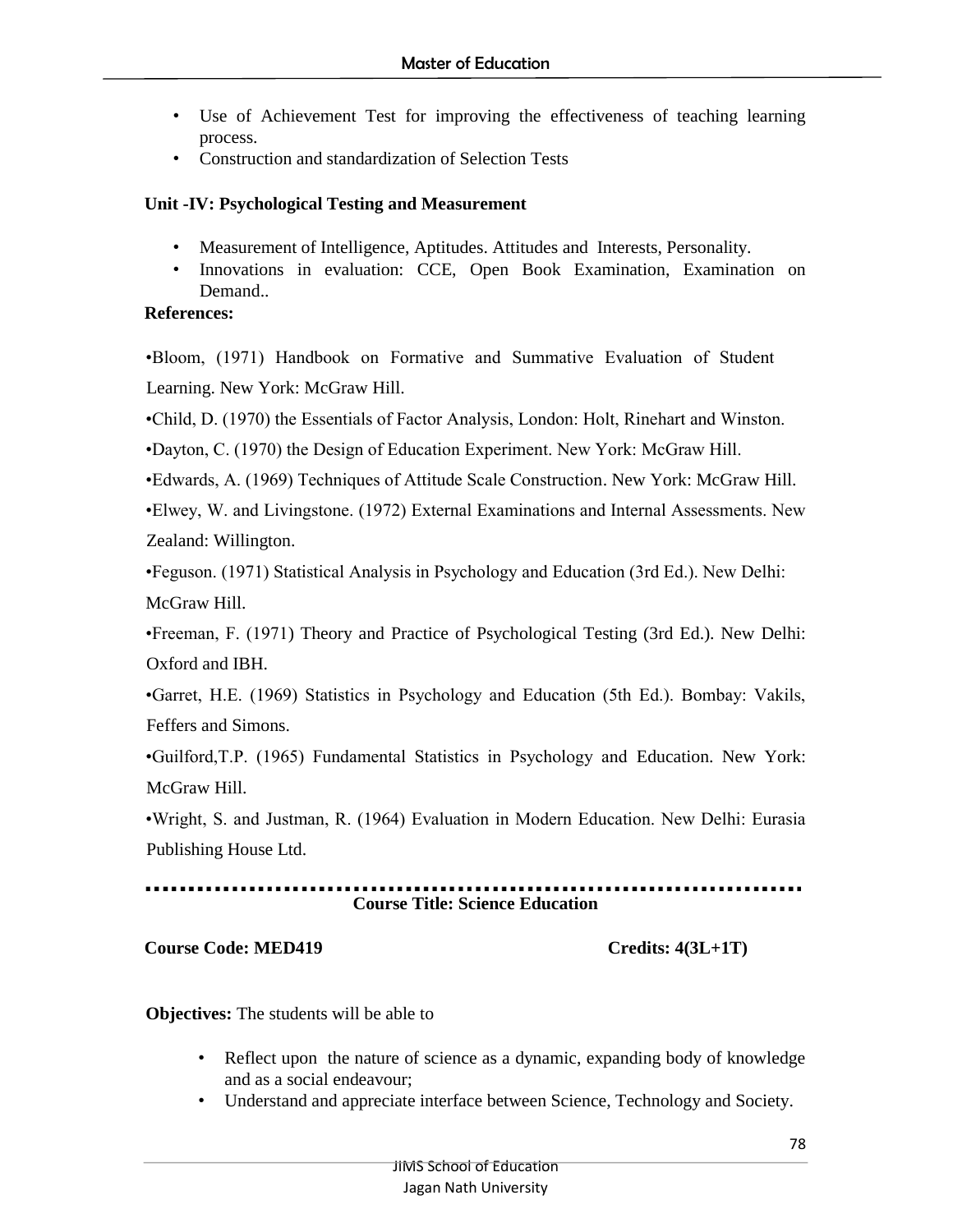- Use of Achievement Test for improving the effectiveness of teaching learning process.
- Construction and standardization of Selection Tests

**Unit -IV: Psychological Testing and Measurement**

- Measurement of Intelligence, Aptitudes. Attitudes and Interests, Personality.
- Innovations in evaluation: CCE, Open Book Examination, Examination on Demand..

**References:**

•Bloom, (1971) Handbook on Formative and Summative Evaluation of Student Learning. New York: McGraw Hill.

•Child, D. (1970) the Essentials of Factor Analysis, London: Holt, Rinehart and Winston.

•Dayton, C. (1970) the Design of Education Experiment. New York: McGraw Hill.

•Edwards, A. (1969) Techniques of Attitude Scale Construction. New York: McGraw Hill.

•Elwey, W. and Livingstone. (1972) External Examinations and Internal Assessments. New Zealand: Willington.

•Feguson. (1971) Statistical Analysis in Psychology and Education (3rd Ed.). New Delhi: McGraw Hill.

•Freeman, F. (1971) Theory and Practice of Psychological Testing (3rd Ed.). New Delhi: Oxford and IBH.

•Garret, H.E. (1969) Statistics in Psychology and Education (5th Ed.). Bombay: Vakils, Feffers and Simons.

•Guilford,T.P. (1965) Fundamental Statistics in Psychology and Education. New York: McGraw Hill.

•Wright, S. and Justman, R. (1964) Evaluation in Modern Education. New Delhi: Eurasia Publishing House Ltd.

---

**Course Title: Science Education**

**Course Code: MED419** **Credits: 4(3L+1T)**

**Objectives:** The students will be able to

- Reflect upon the nature of science as a dynamic, expanding body of knowledge and as a social endeavour;
- Understand and appreciate interface between Science, Technology and Society.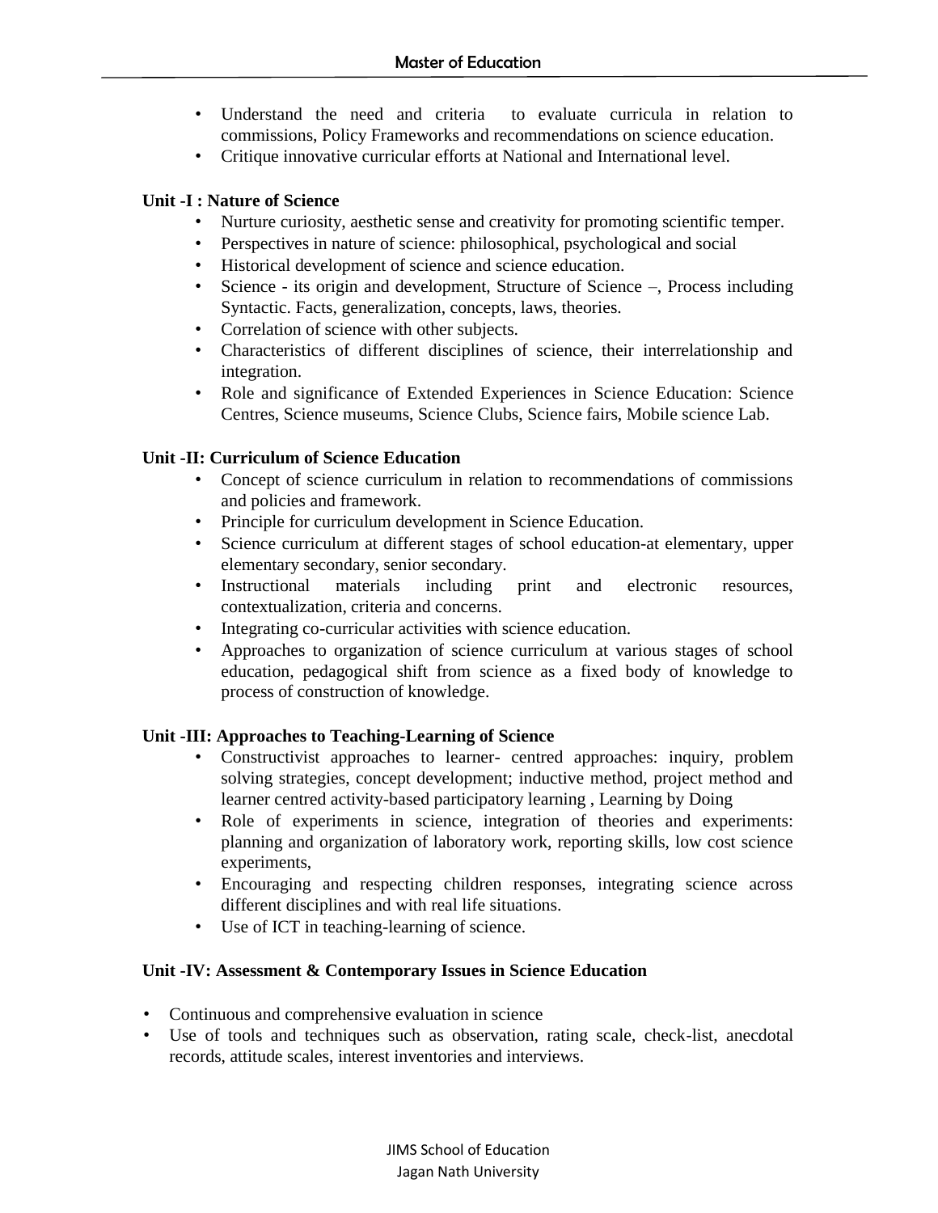- Understand the need and criteria to evaluate curricula in relation to commissions, Policy Frameworks and recommendations on science education.
- Critique innovative curricular efforts at National and International level.

**Unit -I : Nature of Science**

- Nurture curiosity, aesthetic sense and creativity for promoting scientific temper.
- Perspectives in nature of science: philosophical, psychological and social
- Historical development of science and science education.
- Science - its origin and development, Structure of Science –, Process including Syntactic. Facts, generalization, concepts, laws, theories.
- Correlation of science with other subjects.
- Characteristics of different disciplines of science, their interrelationship and integration.
- Role and significance of Extended Experiences in Science Education: Science Centres, Science museums, Science Clubs, Science fairs, Mobile science Lab.

**Unit -II: Curriculum of Science Education**

- Concept of science curriculum in relation to recommendations of commissions and policies and framework.
- Principle for curriculum development in Science Education.
- Science curriculum at different stages of school education-at elementary, upper elementary secondary, senior secondary.
- Instructional materials including print and electronic resources, contextualization, criteria and concerns.
- Integrating co-curricular activities with science education.
- Approaches to organization of science curriculum at various stages of school education, pedagogical shift from science as a fixed body of knowledge to process of construction of knowledge.

**Unit -III: Approaches to Teaching-Learning of Science**

- Constructivist approaches to learner- centred approaches: inquiry, problem solving strategies, concept development; inductive method, project method and learner centred activity-based participatory learning , Learning by Doing
- Role of experiments in science, integration of theories and experiments: planning and organization of laboratory work, reporting skills, low cost science experiments,
- Encouraging and respecting children responses, integrating science across different disciplines and with real life situations.
- Use of ICT in teaching-learning of science.

**Unit -IV: Assessment & Contemporary Issues in Science Education**

- Continuous and comprehensive evaluation in science
- Use of tools and techniques such as observation, rating scale, check-list, anecdotal records, attitude scales, interest inventories and interviews.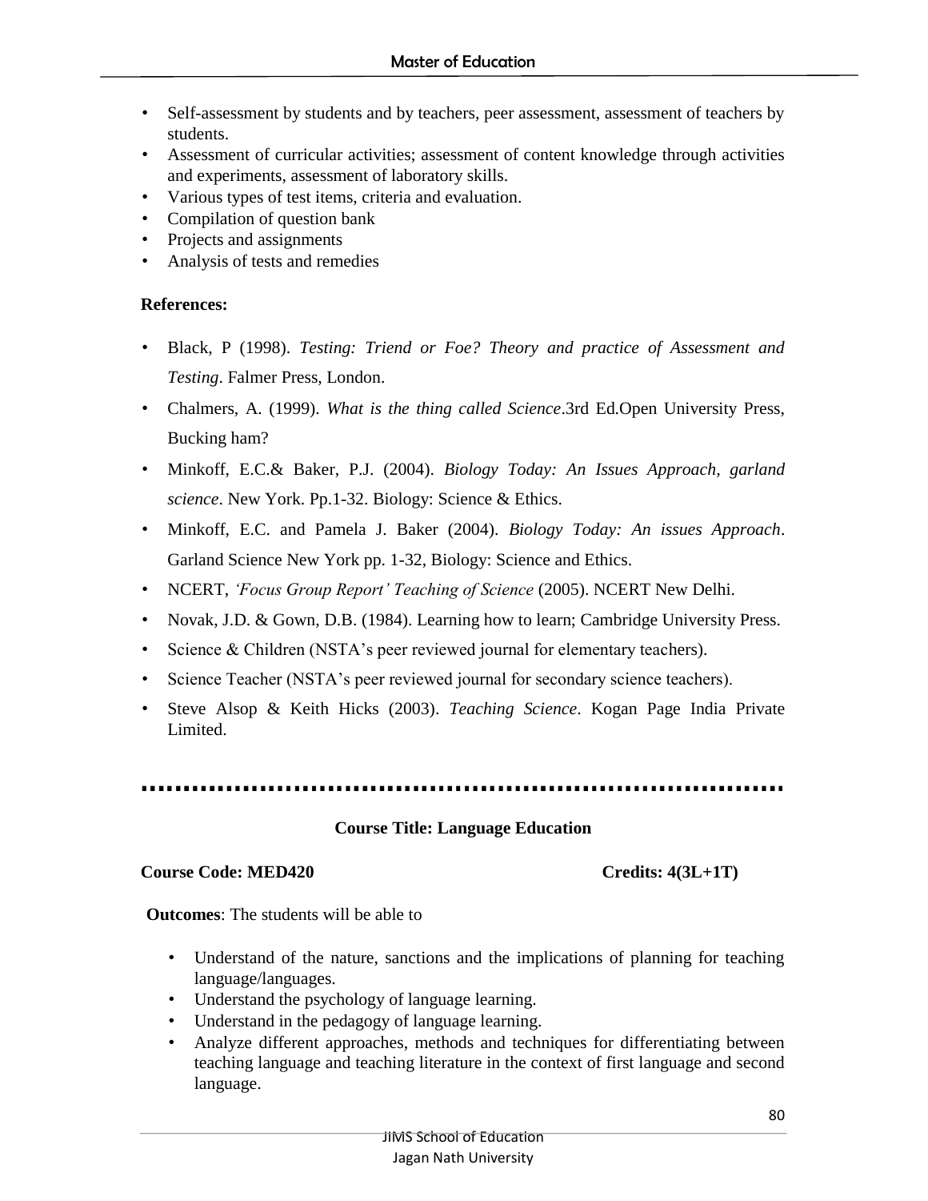- Self-assessment by students and by teachers, peer assessment, assessment of teachers by students.
- Assessment of curricular activities; assessment of content knowledge through activities and experiments, assessment of laboratory skills.
- Various types of test items, criteria and evaluation.
- Compilation of question bank
- Projects and assignments
- Analysis of tests and remedies

**References:**

- Black, P (1998). *Testing: Triend or Foe? Theory and practice of Assessment and Testing*. Falmer Press, London.
- Chalmers, A. (1999). *What is the thing called Science*.3rd Ed.Open University Press, Bucking ham?
- Minkoff, E.C.& Baker, P.J. (2004). *Biology Today: An Issues Approach, garland science*. New York. Pp.1-32. Biology: Science & Ethics.
- Minkoff, E.C. and Pamela J. Baker (2004). *Biology Today: An issues Approach*. Garland Science New York pp. 1-32, Biology: Science and Ethics.
- NCERT, *'Focus Group Report' Teaching of Science* (2005). NCERT New Delhi.
- Novak, J.D. & Gown, D.B. (1984). Learning how to learn; Cambridge University Press.
- Science & Children (NSTA's peer reviewed journal for elementary teachers).
- Science Teacher (NSTA's peer reviewed journal for secondary science teachers).
- Steve Alsop & Keith Hicks (2003). *Teaching Science*. Kogan Page India Private Limited.

---

**Course Title: Language Education**

**Course Code: MED420** **Credits: 4(3L+1T)**

**Outcomes**: The students will be able to

- Understand of the nature, sanctions and the implications of planning for teaching language/languages.
- Understand the psychology of language learning.
- Understand in the pedagogy of language learning.
- Analyze different approaches, methods and techniques for differentiating between teaching language and teaching literature in the context of first language and second language.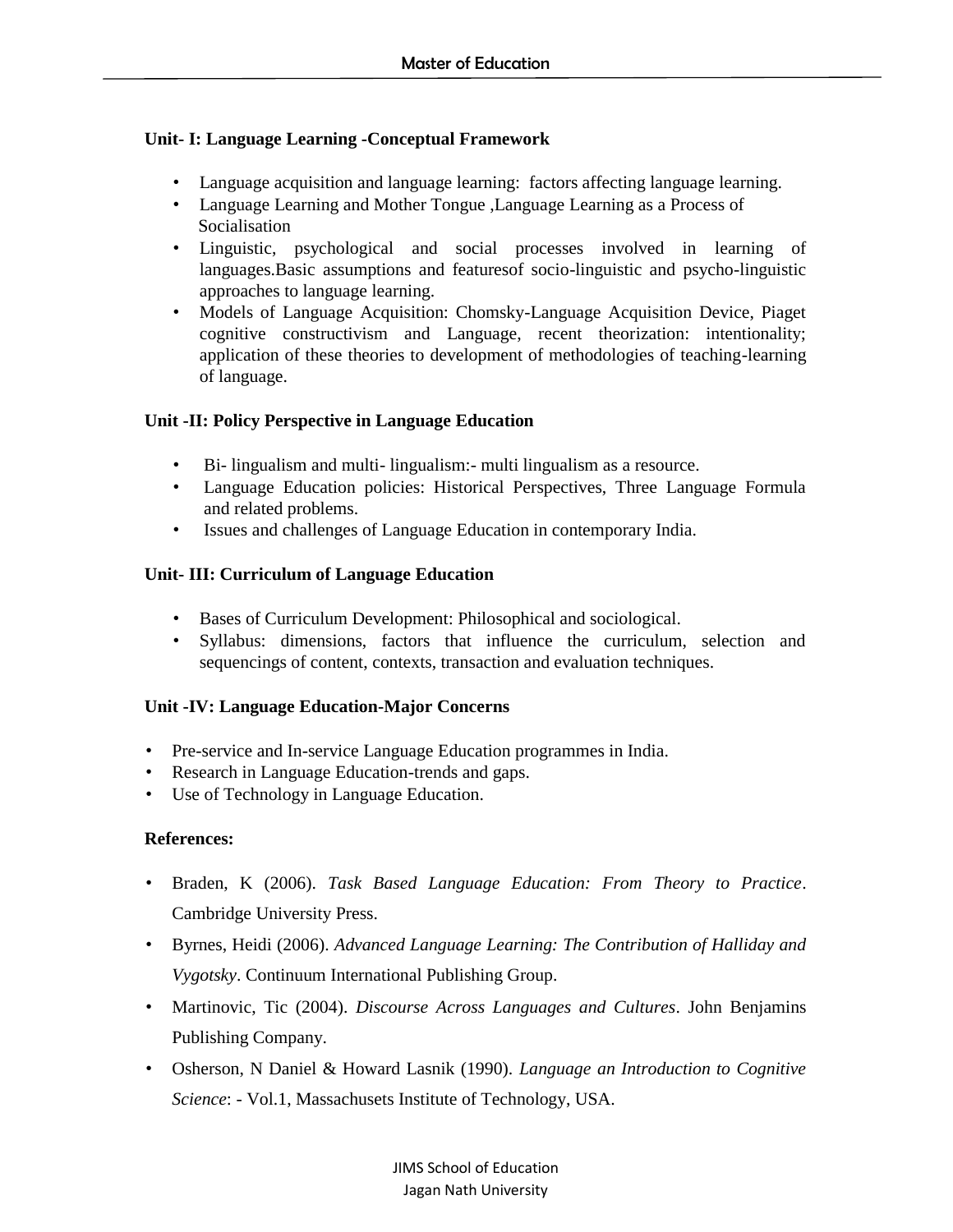**Unit- I: Language Learning -Conceptual Framework**

- Language acquisition and language learning: factors affecting language learning.
- Language Learning and Mother Tongue ,Language Learning as a Process of Socialisation
- Linguistic, psychological and social processes involved in learning of languages.Basic assumptions and featuresof socio-linguistic and psycho-linguistic approaches to language learning.
- Models of Language Acquisition: Chomsky-Language Acquisition Device, Piaget cognitive constructivism and Language, recent theorization: intentionality; application of these theories to development of methodologies of teaching-learning of language.

**Unit -II: Policy Perspective in Language Education**

- Bi- lingualism and multi- lingualism:- multi lingualism as a resource.
- Language Education policies: Historical Perspectives, Three Language Formula and related problems.
- Issues and challenges of Language Education in contemporary India.

**Unit- III: Curriculum of Language Education**

- Bases of Curriculum Development: Philosophical and sociological.
- Syllabus: dimensions, factors that influence the curriculum, selection and sequencings of content, contexts, transaction and evaluation techniques.

**Unit -IV: Language Education-Major Concerns**

- Pre-service and In-service Language Education programmes in India.
- Research in Language Education-trends and gaps.
- Use of Technology in Language Education.

**References:**

- Braden, K (2006). *Task Based Language Education: From Theory to Practice*. Cambridge University Press.
- Byrnes, Heidi (2006). *Advanced Language Learning: The Contribution of Halliday and Vygotsky*. Continuum International Publishing Group.
- Martinovic, Tic (2004). *Discourse Across Languages and Cultures*. John Benjamins Publishing Company.
- Osherson, N Daniel & Howard Lasnik (1990). *Language an Introduction to Cognitive Science*: - Vol.1, Massachusets Institute of Technology, USA.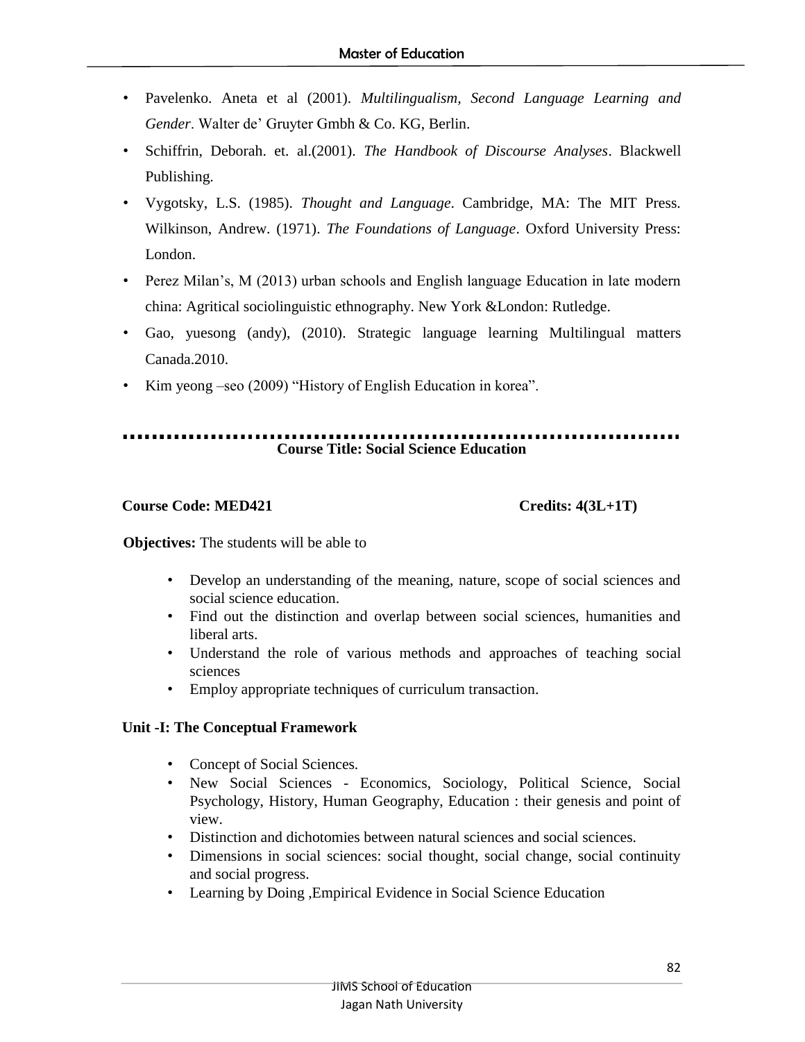- Pavelenko. Aneta et al (2001). *Multilingualism, Second Language Learning and Gender*. Walter de' Gruyter Gmbh & Co. KG, Berlin.
- Schiffrin, Deborah. et. al.(2001). *The Handbook of Discourse Analyses*. Blackwell Publishing.
- Vygotsky, L.S. (1985). *Thought and Language*. Cambridge, MA: The MIT Press. Wilkinson, Andrew. (1971). *The Foundations of Language*. Oxford University Press: London.
- Perez Milan's, M (2013) urban schools and English language Education in late modern china: Agritical sociolinguistic ethnography. New York &London: Rutledge.
- Gao, yuesong (andy), (2010). Strategic language learning Multilingual matters Canada.2010.
- Kim yeong –seo (2009) "History of English Education in korea".

## Course Title: Social Science Education

**Course Code: MED421** **Credits: 4(3L+1T)**

**Objectives:** The students will be able to

- Develop an understanding of the meaning, nature, scope of social sciences and social science education.
- Find out the distinction and overlap between social sciences, humanities and liberal arts.
- Understand the role of various methods and approaches of teaching social sciences
- Employ appropriate techniques of curriculum transaction.

**Unit -I: The Conceptual Framework**

- Concept of Social Sciences.
- New Social Sciences - Economics, Sociology, Political Science, Social Psychology, History, Human Geography, Education : their genesis and point of view.
- Distinction and dichotomies between natural sciences and social sciences.
- Dimensions in social sciences: social thought, social change, social continuity and social progress.
- Learning by Doing ,Empirical Evidence in Social Science Education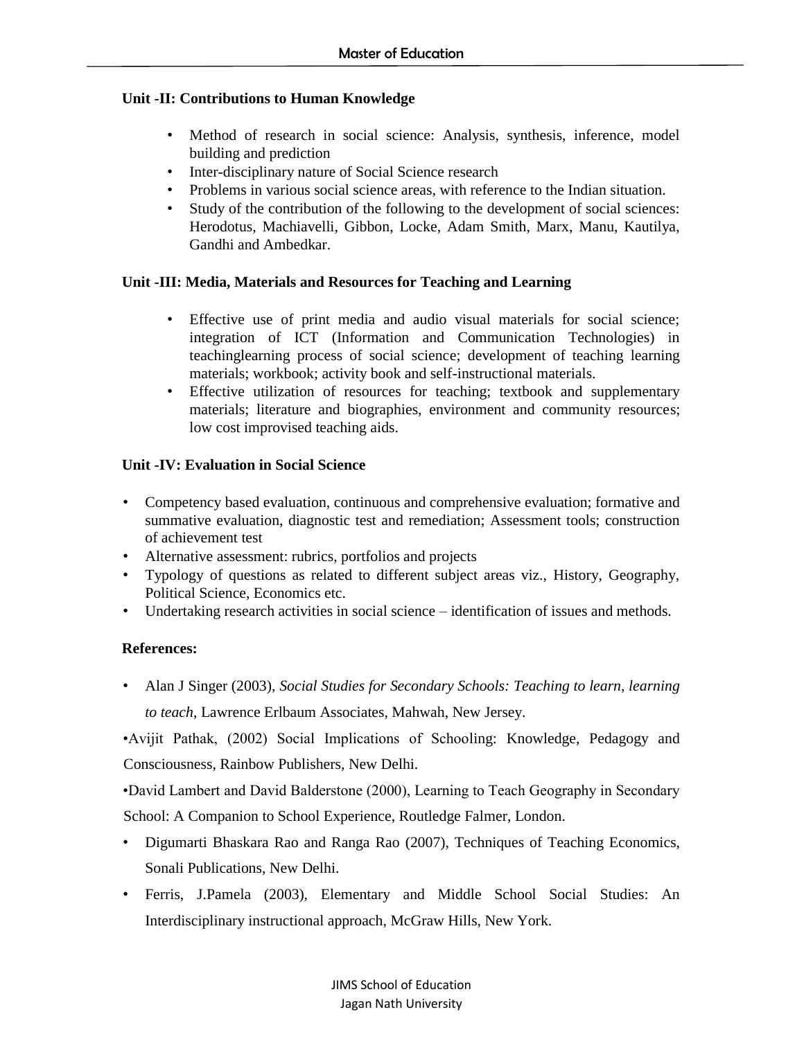**Unit -II: Contributions to Human Knowledge**

- Method of research in social science: Analysis, synthesis, inference, model building and prediction
- Inter-disciplinary nature of Social Science research
- Problems in various social science areas, with reference to the Indian situation.
- Study of the contribution of the following to the development of social sciences: Herodotus, Machiavelli, Gibbon, Locke, Adam Smith, Marx, Manu, Kautilya, Gandhi and Ambedkar.

**Unit -III: Media, Materials and Resources for Teaching and Learning**

- Effective use of print media and audio visual materials for social science; integration of ICT (Information and Communication Technologies) in teachinglearning process of social science; development of teaching learning materials; workbook; activity book and self-instructional materials.
- Effective utilization of resources for teaching; textbook and supplementary materials; literature and biographies, environment and community resources; low cost improvised teaching aids.

**Unit -IV: Evaluation in Social Science**

- Competency based evaluation, continuous and comprehensive evaluation; formative and summative evaluation, diagnostic test and remediation; Assessment tools; construction of achievement test
- Alternative assessment: rubrics, portfolios and projects
- Typology of questions as related to different subject areas viz., History, Geography, Political Science, Economics etc.
- Undertaking research activities in social science – identification of issues and methods.

**References:**

- Alan J Singer (2003), *Social Studies for Secondary Schools: Teaching to learn, learning to teach*, Lawrence Erlbaum Associates, Mahwah, New Jersey.
- Avijit Pathak, (2002) Social Implications of Schooling: Knowledge, Pedagogy and Consciousness, Rainbow Publishers, New Delhi.
- David Lambert and David Balderstone (2000), Learning to Teach Geography in Secondary School: A Companion to School Experience, Routledge Falmer, London.
- Digumarti Bhaskara Rao and Ranga Rao (2007), Techniques of Teaching Economics, Sonali Publications, New Delhi.
- Ferris, J.Pamela (2003), Elementary and Middle School Social Studies: An Interdisciplinary instructional approach, McGraw Hills, New York.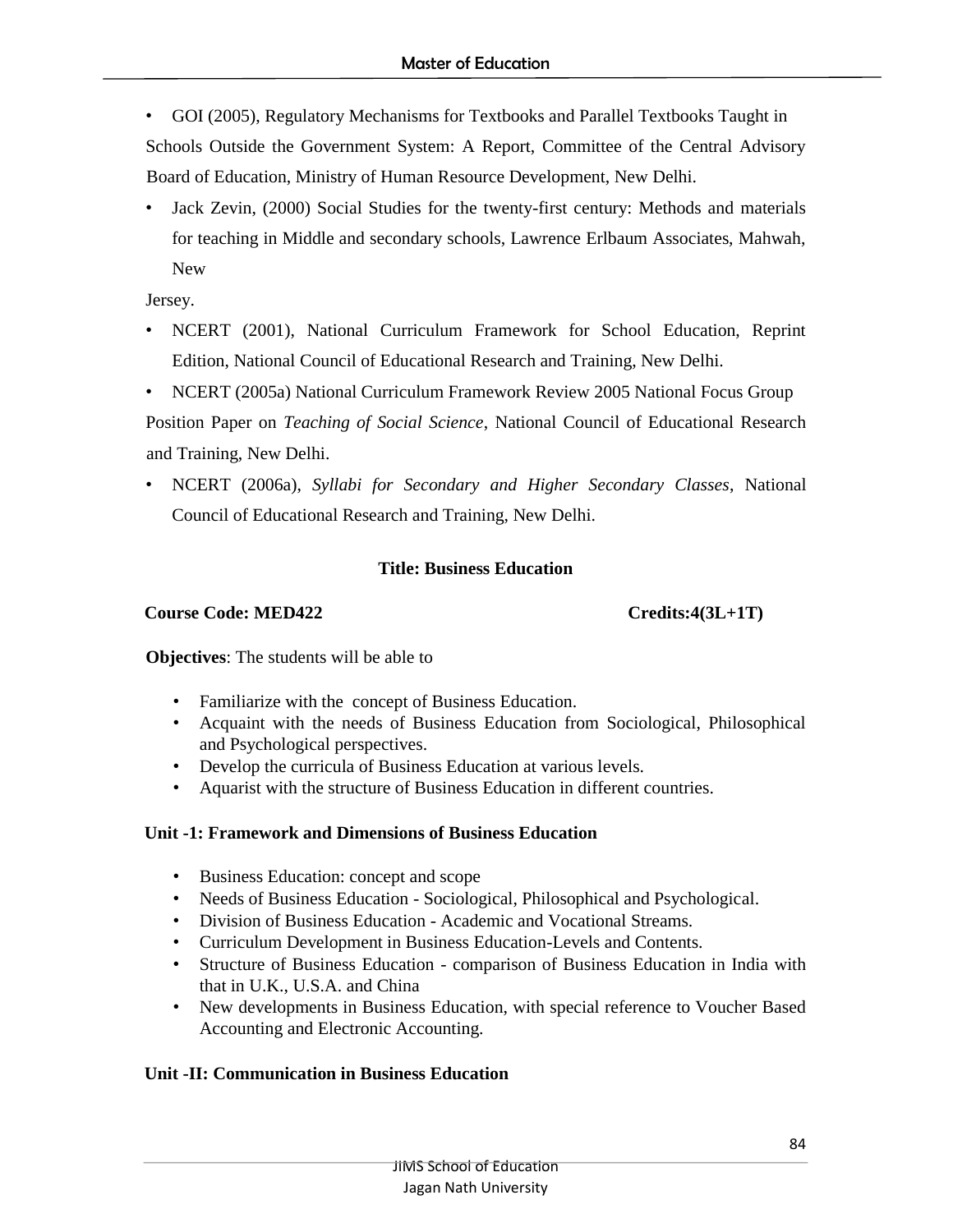- GOI (2005), Regulatory Mechanisms for Textbooks and Parallel Textbooks Taught in Schools Outside the Government System: A Report, Committee of the Central Advisory Board of Education, Ministry of Human Resource Development, New Delhi.
- Jack Zevin, (2000) Social Studies for the twenty-first century: Methods and materials for teaching in Middle and secondary schools, Lawrence Erlbaum Associates, Mahwah, New Jersey.
- NCERT (2001), National Curriculum Framework for School Education, Reprint Edition, National Council of Educational Research and Training, New Delhi.
- NCERT (2005a) National Curriculum Framework Review 2005 National Focus Group Position Paper on *Teaching of Social Science*, National Council of Educational Research and Training, New Delhi.
- NCERT (2006a), *Syllabi for Secondary and Higher Secondary Classes*, National Council of Educational Research and Training, New Delhi.

## Title: Business Education

**Course Code: MED422** **Credits:4(3L+1T)**

**Objectives**: The students will be able to

- Familiarize with the concept of Business Education.
- Acquaint with the needs of Business Education from Sociological, Philosophical and Psychological perspectives.
- Develop the curricula of Business Education at various levels.
- Aquarist with the structure of Business Education in different countries.

### Unit -1: Framework and Dimensions of Business Education

- Business Education: concept and scope
- Needs of Business Education - Sociological, Philosophical and Psychological.
- Division of Business Education - Academic and Vocational Streams.
- Curriculum Development in Business Education-Levels and Contents.
- Structure of Business Education - comparison of Business Education in India with that in U.K., U.S.A. and China
- New developments in Business Education, with special reference to Voucher Based Accounting and Electronic Accounting.

### Unit -II: Communication in Business Education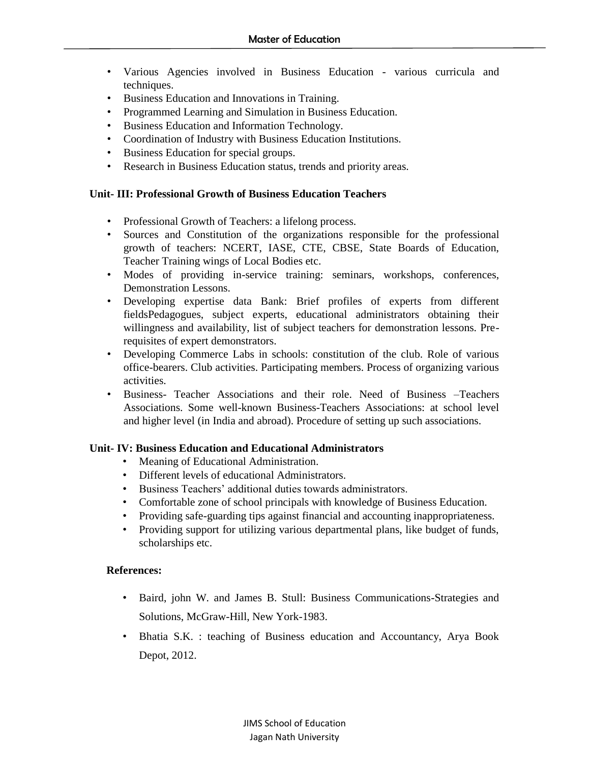- Various Agencies involved in Business Education - various curricula and techniques.
- Business Education and Innovations in Training.
- Programmed Learning and Simulation in Business Education.
- Business Education and Information Technology.
- Coordination of Industry with Business Education Institutions.
- Business Education for special groups.
- Research in Business Education status, trends and priority areas.

**Unit- III: Professional Growth of Business Education Teachers**

- Professional Growth of Teachers: a lifelong process.
- Sources and Constitution of the organizations responsible for the professional growth of teachers: NCERT, IASE, CTE, CBSE, State Boards of Education, Teacher Training wings of Local Bodies etc.
- Modes of providing in-service training: seminars, workshops, conferences, Demonstration Lessons.
- Developing expertise data Bank: Brief profiles of experts from different fieldsPedagogues, subject experts, educational administrators obtaining their willingness and availability, list of subject teachers for demonstration lessons. Pre-requisites of expert demonstrators.
- Developing Commerce Labs in schools: constitution of the club. Role of various office-bearers. Club activities. Participating members. Process of organizing various activities.
- Business- Teacher Associations and their role. Need of Business –Teachers Associations. Some well-known Business-Teachers Associations: at school level and higher level (in India and abroad). Procedure of setting up such associations.

**Unit- IV: Business Education and Educational Administrators**

- Meaning of Educational Administration.
- Different levels of educational Administrators.
- Business Teachers' additional duties towards administrators.
- Comfortable zone of school principals with knowledge of Business Education.
- Providing safe-guarding tips against financial and accounting inappropriateness.
- Providing support for utilizing various departmental plans, like budget of funds, scholarships etc.

**References:**

- Baird, john W. and James B. Stull: Business Communications-Strategies and Solutions, McGraw-Hill, New York-1983.
- Bhatia S.K. : teaching of Business education and Accountancy, Arya Book Depot, 2012.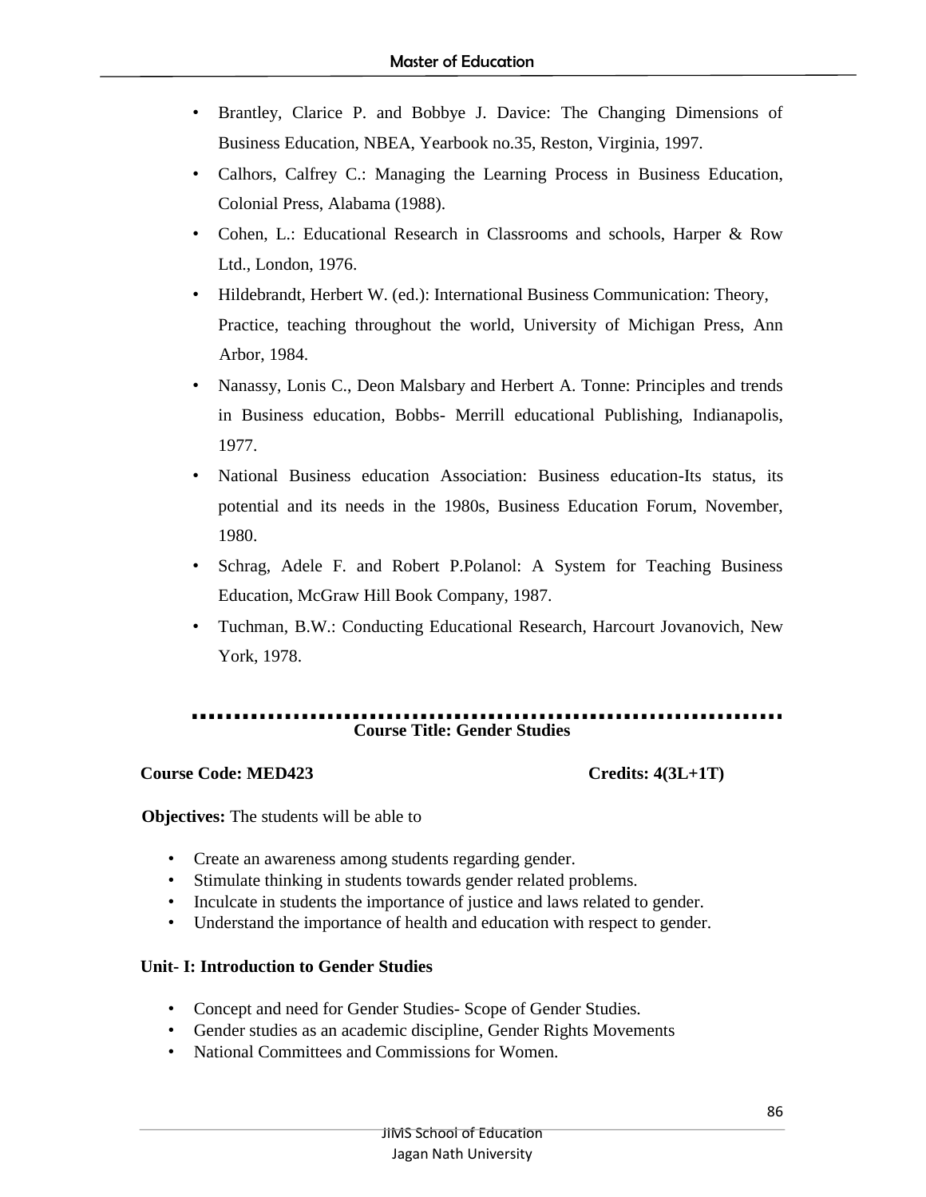- Brantley, Clarice P. and Bobbye J. Davice: The Changing Dimensions of Business Education, NBEA, Yearbook no.35, Reston, Virginia, 1997.
- Calhors, Calfrey C.: Managing the Learning Process in Business Education, Colonial Press, Alabama (1988).
- Cohen, L.: Educational Research in Classrooms and schools, Harper & Row Ltd., London, 1976.
- Hildebrandt, Herbert W. (ed.): International Business Communication: Theory, Practice, teaching throughout the world, University of Michigan Press, Ann Arbor, 1984.
- Nanassy, Lonis C., Deon Malsbary and Herbert A. Tonne: Principles and trends in Business education, Bobbs- Merrill educational Publishing, Indianapolis, 1977.
- National Business education Association: Business education-Its status, its potential and its needs in the 1980s, Business Education Forum, November, 1980.
- Schrag, Adele F. and Robert P.Polanol: A System for Teaching Business Education, McGraw Hill Book Company, 1987.
- Tuchman, B.W.: Conducting Educational Research, Harcourt Jovanovich, New York, 1978.

---

## Course Title: Gender Studies

**Course Code: MED423** **Credits: 4(3L+1T)**

**Objectives:** The students will be able to

- Create an awareness among students regarding gender.
- Stimulate thinking in students towards gender related problems.
- Inculcate in students the importance of justice and laws related to gender.
- Understand the importance of health and education with respect to gender.

### Unit- I: Introduction to Gender Studies

- Concept and need for Gender Studies- Scope of Gender Studies.
- Gender studies as an academic discipline, Gender Rights Movements
- National Committees and Commissions for Women.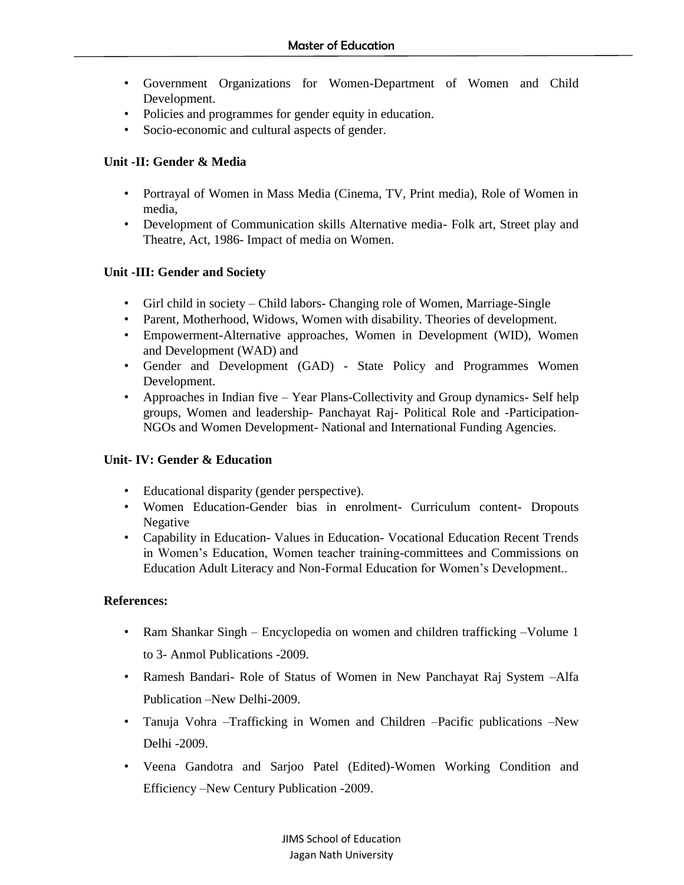- Government Organizations for Women-Department of Women and Child Development.
- Policies and programmes for gender equity in education.
- Socio-economic and cultural aspects of gender.

**Unit -II: Gender & Media**

- Portrayal of Women in Mass Media (Cinema, TV, Print media), Role of Women in media,
- Development of Communication skills Alternative media- Folk art, Street play and Theatre, Act, 1986- Impact of media on Women.

**Unit -III: Gender and Society**

- Girl child in society – Child labors- Changing role of Women, Marriage-Single
- Parent, Motherhood, Widows, Women with disability. Theories of development.
- Empowerment-Alternative approaches, Women in Development (WID), Women and Development (WAD) and
- Gender and Development (GAD) - State Policy and Programmes Women Development.
- Approaches in Indian five – Year Plans-Collectivity and Group dynamics- Self help groups, Women and leadership- Panchayat Raj- Political Role and -Participation-NGOs and Women Development- National and International Funding Agencies.

**Unit- IV: Gender & Education**

- Educational disparity (gender perspective).
- Women Education-Gender bias in enrolment- Curriculum content- Dropouts Negative
- Capability in Education- Values in Education- Vocational Education Recent Trends in Women's Education, Women teacher training-committees and Commissions on Education Adult Literacy and Non-Formal Education for Women's Development..

**References:**

- Ram Shankar Singh – Encyclopedia on women and children trafficking –Volume 1 to 3- Anmol Publications -2009.
- Ramesh Bandari- Role of Status of Women in New Panchayat Raj System –Alfa Publication –New Delhi-2009.
- Tanuja Vohra –Trafficking in Women and Children –Pacific publications –New Delhi -2009.
- Veena Gandotra and Sarjoo Patel (Edited)-Women Working Condition and Efficiency –New Century Publication -2009.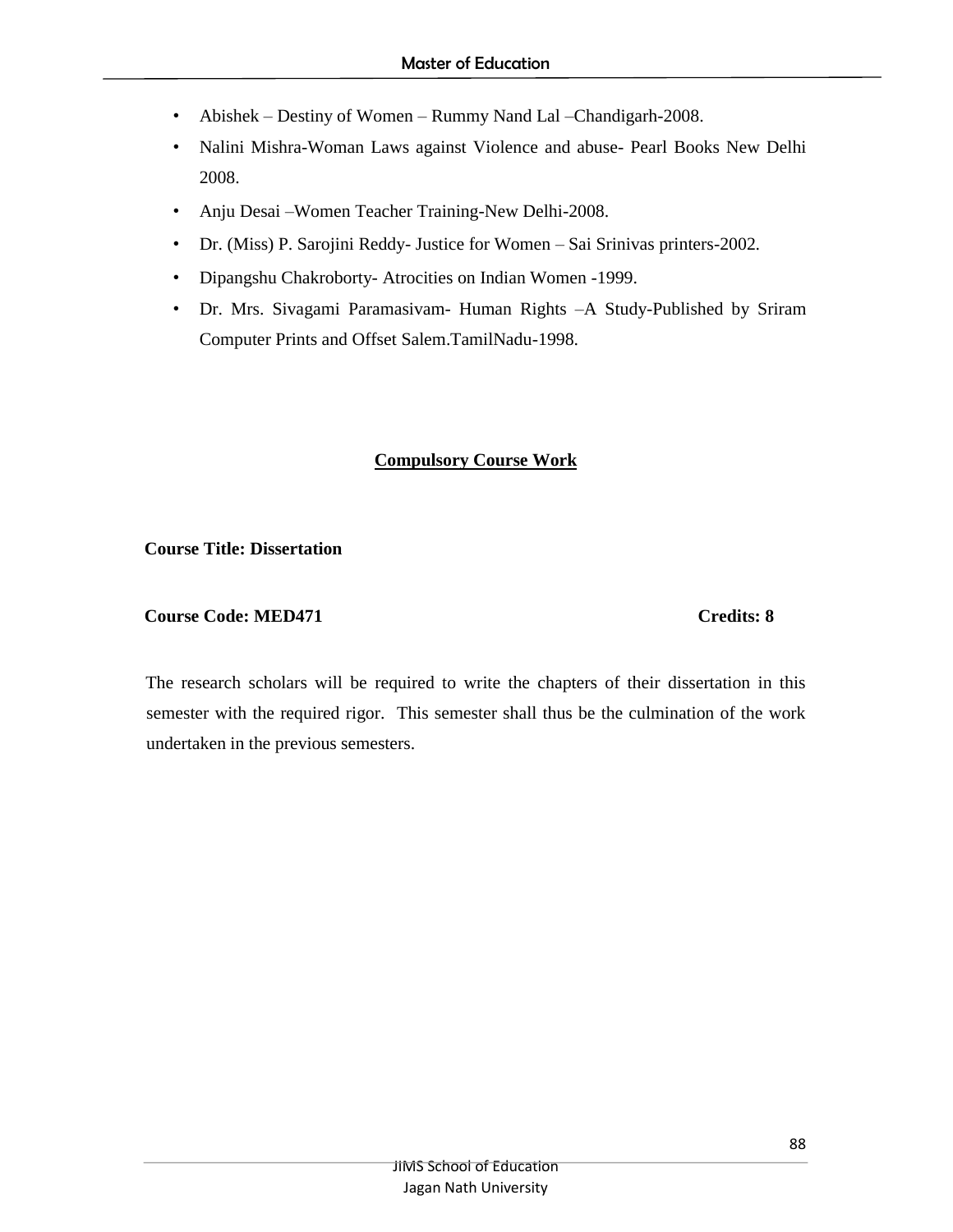- Abishek – Destiny of Women – Rummy Nand Lal –Chandigarh-2008.
- Nalini Mishra-Woman Laws against Violence and abuse- Pearl Books New Delhi 2008.
- Anju Desai –Women Teacher Training-New Delhi-2008.
- Dr. (Miss) P. Sarojini Reddy- Justice for Women – Sai Srinivas printers-2002.
- Dipangshu Chakroborty- Atrocities on Indian Women -1999.
- Dr. Mrs. Sivagami Paramasivam- Human Rights –A Study-Published by Sriram Computer Prints and Offset Salem.TamilNadu-1998.

## Compulsory Course Work

**Course Title: Dissertation**

**Course Code: MED471** **Credits: 8**

The research scholars will be required to write the chapters of their dissertation in this semester with the required rigor. This semester shall thus be the culmination of the work undertaken in the previous semesters.